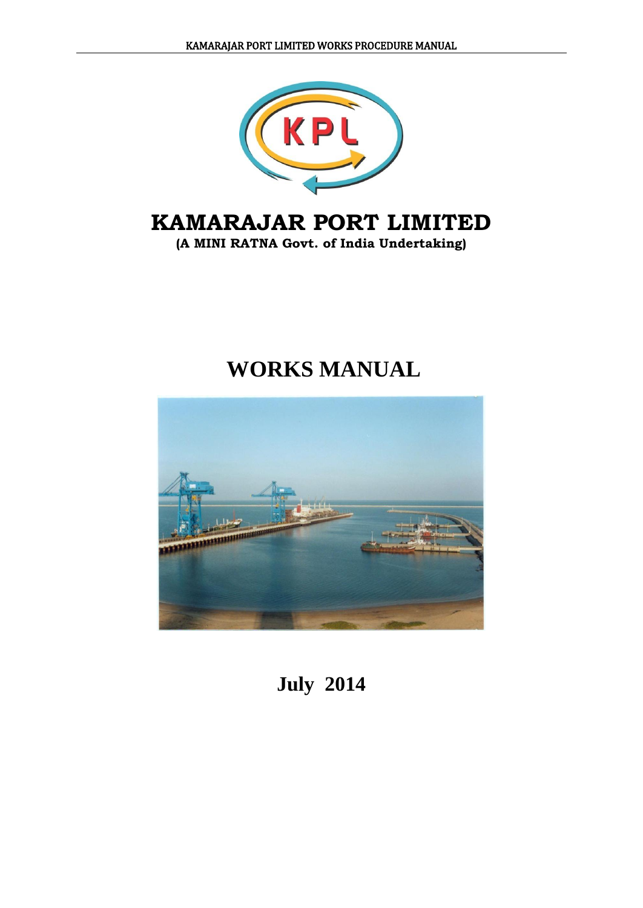# KAMARAJAR PORT LIMITED

**(A MINI RATNA Govt. of India Undertaking)**

# WORKS MANUAL

**July 2014**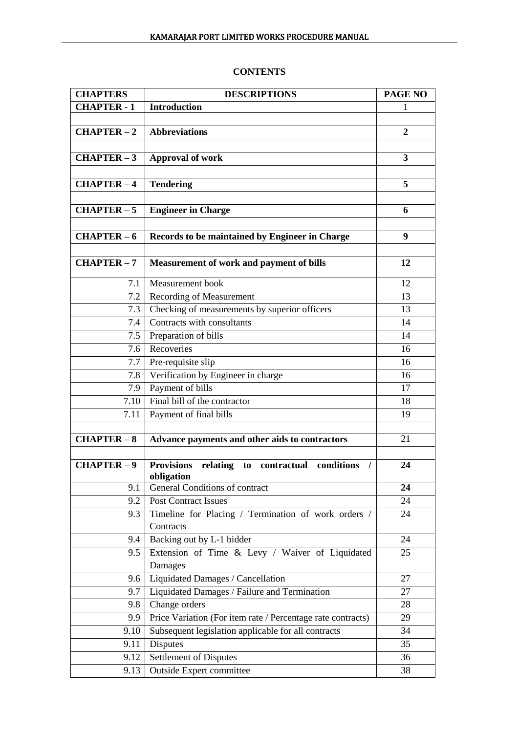## CONTENTS

| CHAPTERS | DESCRIPTIONS | PAGE NO |
|---|---|---|
| **CHAPTER - 1** | **Introduction** | 1 |
| | | |
| **CHAPTER – 2** | **Abbreviations** | **2** |
| | | |
| **CHAPTER – 3** | **Approval of work** | **3** |
| | | |
| **CHAPTER – 4** | **Tendering** | **5** |
| | | |
| **CHAPTER – 5** | **Engineer in Charge** | **6** |
| | | |
| **CHAPTER – 6** | **Records to be maintained by Engineer in Charge** | **9** |
| | | |
| **CHAPTER – 7** | **Measurement of work and payment of bills** | **12** |
| 7.1 | Measurement book | 12 |
| 7.2 | Recording of Measurement | 13 |
| 7.3 | Checking of measurements by superior officers | 13 |
| 7.4 | Contracts with consultants | 14 |
| 7.5 | Preparation of bills | 14 |
| 7.6 | Recoveries | 16 |
| 7.7 | Pre-requisite slip | 16 |
| 7.8 | Verification by Engineer in charge | 16 |
| 7.9 | Payment of bills | 17 |
| 7.10 | Final bill of the contractor | 18 |
| 7.11 | Payment of final bills | 19 |
| | | |
| **CHAPTER – 8** | **Advance payments and other aids to contractors** | 21 |
| | | |
| **CHAPTER – 9** | **Provisions relating to contractual conditions / obligation** | **24** |
| 9.1 | General Conditions of contract | **24** |
| 9.2 | Post Contract Issues | 24 |
| 9.3 | Timeline for Placing / Termination of work orders / Contracts | 24 |
| 9.4 | Backing out by L-1 bidder | 24 |
| 9.5 | Extension of Time & Levy / Waiver of Liquidated Damages | 25 |
| 9.6 | Liquidated Damages / Cancellation | 27 |
| 9.7 | Liquidated Damages / Failure and Termination | 27 |
| 9.8 | Change orders | 28 |
| 9.9 | Price Variation (For item rate / Percentage rate contracts) | 29 |
| 9.10 | Subsequent legislation applicable for all contracts | 34 |
| 9.11 | Disputes | 35 |
| 9.12 | Settlement of Disputes | 36 |
| 9.13 | Outside Expert committee | 38 |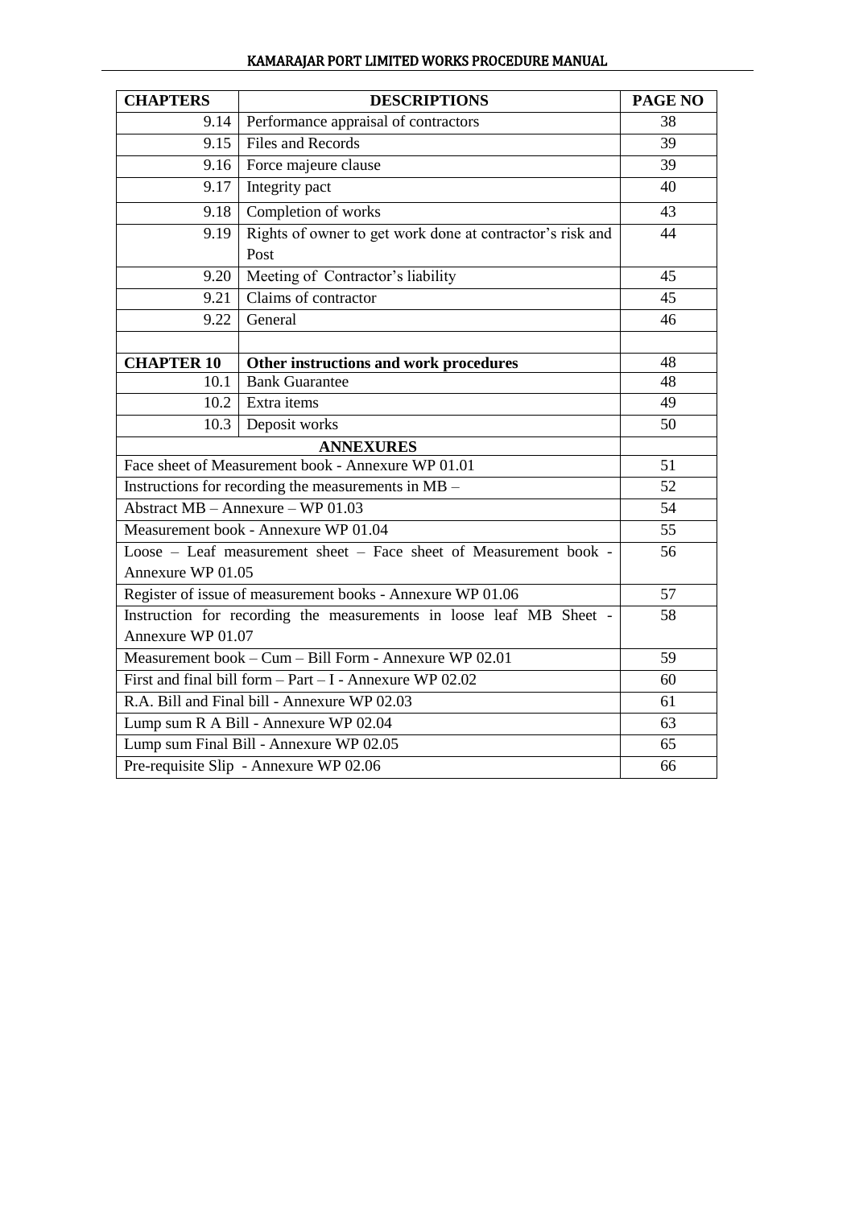| CHAPTERS | DESCRIPTIONS | PAGE NO |
|---|---|---|
| 9.14 | Performance appraisal of contractors | 38 |
| 9.15 | Files and Records | 39 |
| 9.16 | Force majeure clause | 39 |
| 9.17 | Integrity pact | 40 |
| 9.18 | Completion of works | 43 |
| 9.19 | Rights of owner to get work done at contractor's risk and Post | 44 |
| 9.20 | Meeting of Contractor's liability | 45 |
| 9.21 | Claims of contractor | 45 |
| 9.22 | General | 46 |
| | | |
| **CHAPTER 10** | **Other instructions and work procedures** | 48 |
| 10.1 | Bank Guarantee | 48 |
| 10.2 | Extra items | 49 |
| 10.3 | Deposit works | 50 |
| **ANNEXURES** | | |
| Face sheet of Measurement book - Annexure WP 01.01 | | 51 |
| Instructions for recording the measurements in MB – | | 52 |
| Abstract MB – Annexure – WP 01.03 | | 54 |
| Measurement book - Annexure WP 01.04 | | 55 |
| Loose – Leaf measurement sheet – Face sheet of Measurement book - Annexure WP 01.05 | | 56 |
| Register of issue of measurement books - Annexure WP 01.06 | | 57 |
| Instruction for recording the measurements in loose leaf MB Sheet - Annexure WP 01.07 | | 58 |
| Measurement book – Cum – Bill Form - Annexure WP 02.01 | | 59 |
| First and final bill form – Part – I - Annexure WP 02.02 | | 60 |
| R.A. Bill and Final bill - Annexure WP 02.03 | | 61 |
| Lump sum R A Bill - Annexure WP 02.04 | | 63 |
| Lump sum Final Bill - Annexure WP 02.05 | | 65 |
| Pre-requisite Slip - Annexure WP 02.06 | | 66 |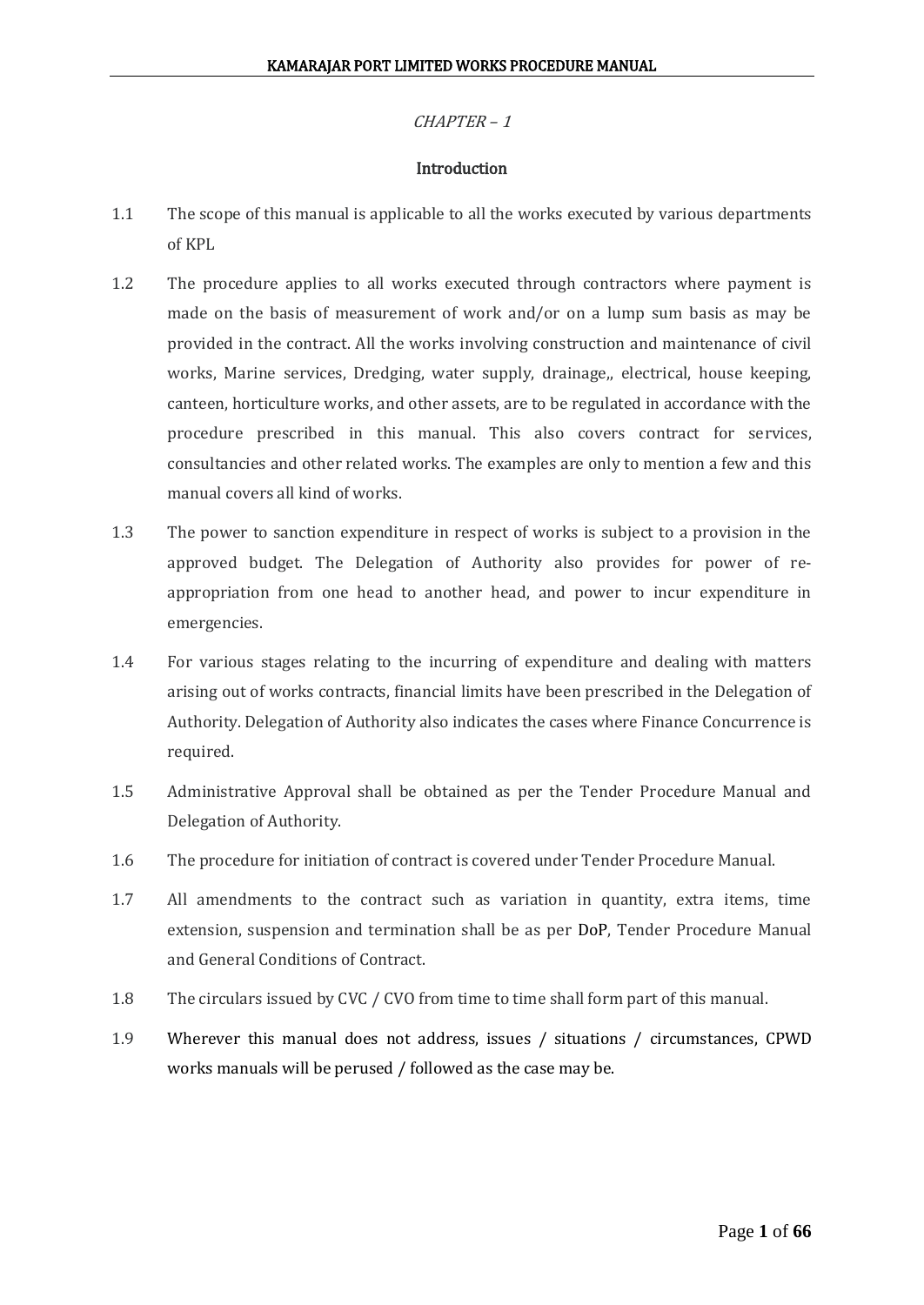*CHAPTER – 1*

## Introduction

1.1 The scope of this manual is applicable to all the works executed by various departments of KPL

1.2 The procedure applies to all works executed through contractors where payment is made on the basis of measurement of work and/or on a lump sum basis as may be provided in the contract. All the works involving construction and maintenance of civil works, Marine services, Dredging, water supply, drainage,, electrical, house keeping, canteen, horticulture works, and other assets, are to be regulated in accordance with the procedure prescribed in this manual. This also covers contract for services, consultancies and other related works. The examples are only to mention a few and this manual covers all kind of works.

1.3 The power to sanction expenditure in respect of works is subject to a provision in the approved budget. The Delegation of Authority also provides for power of re-appropriation from one head to another head, and power to incur expenditure in emergencies.

1.4 For various stages relating to the incurring of expenditure and dealing with matters arising out of works contracts, financial limits have been prescribed in the Delegation of Authority. Delegation of Authority also indicates the cases where Finance Concurrence is required.

1.5 Administrative Approval shall be obtained as per the Tender Procedure Manual and Delegation of Authority.

1.6 The procedure for initiation of contract is covered under Tender Procedure Manual.

1.7 All amendments to the contract such as variation in quantity, extra items, time extension, suspension and termination shall be as per DoP, Tender Procedure Manual and General Conditions of Contract.

1.8 The circulars issued by CVC / CVO from time to time shall form part of this manual.

1.9 Wherever this manual does not address, issues / situations / circumstances, CPWD works manuals will be perused / followed as the case may be.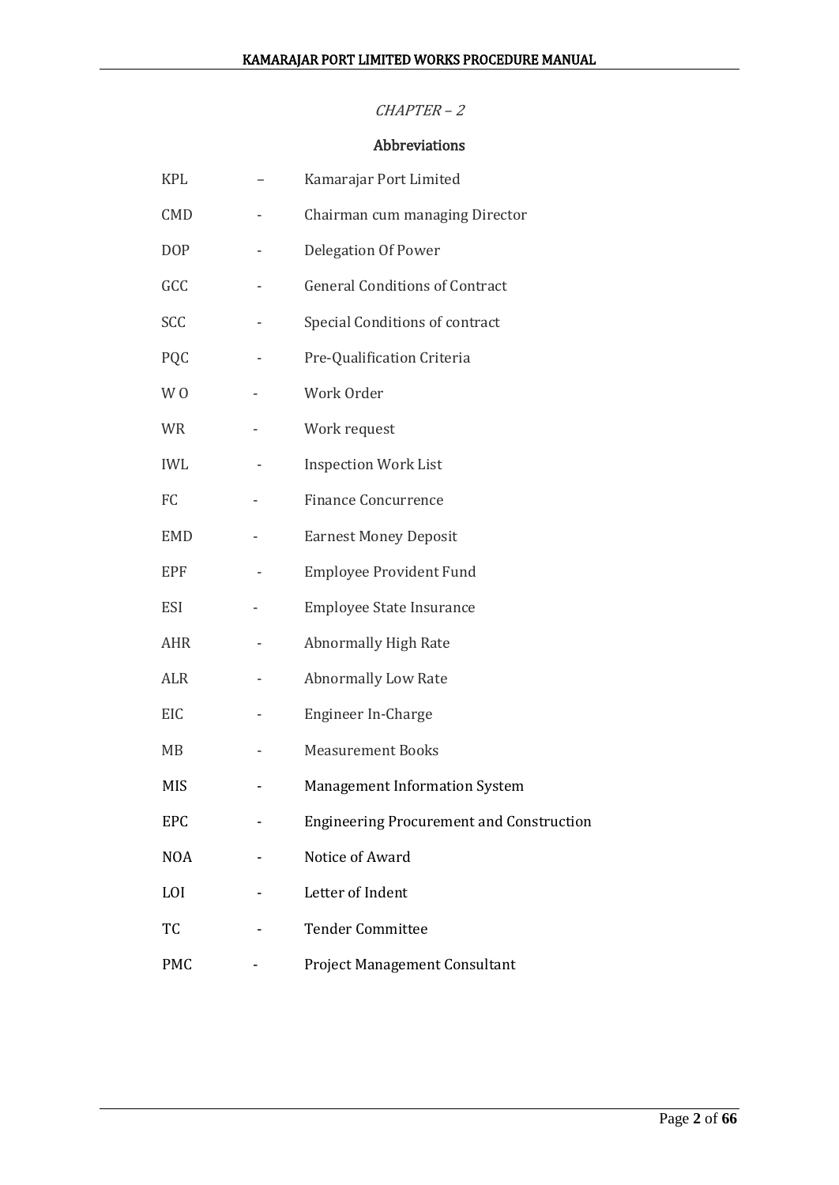*CHAPTER – 2*

## Abbreviations

| | | |
|---|---|---|
| KPL | – | Kamarajar Port Limited |
| CMD | - | Chairman cum managing Director |
| DOP | - | Delegation Of Power |
| GCC | - | General Conditions of Contract |
| SCC | - | Special Conditions of contract |
| PQC | - | Pre-Qualification Criteria |
| W O | - | Work Order |
| WR | - | Work request |
| IWL | - | Inspection Work List |
| FC | - | Finance Concurrence |
| EMD | - | Earnest Money Deposit |
| EPF | - | Employee Provident Fund |
| ESI | - | Employee State Insurance |
| AHR | - | Abnormally High Rate |
| ALR | - | Abnormally Low Rate |
| EIC | - | Engineer In-Charge |
| MB | - | Measurement Books |
| MIS | - | Management Information System |
| EPC | - | Engineering Procurement and Construction |
| NOA | - | Notice of Award |
| LOI | - | Letter of Indent |
| TC | - | Tender Committee |
| PMC | - | Project Management Consultant |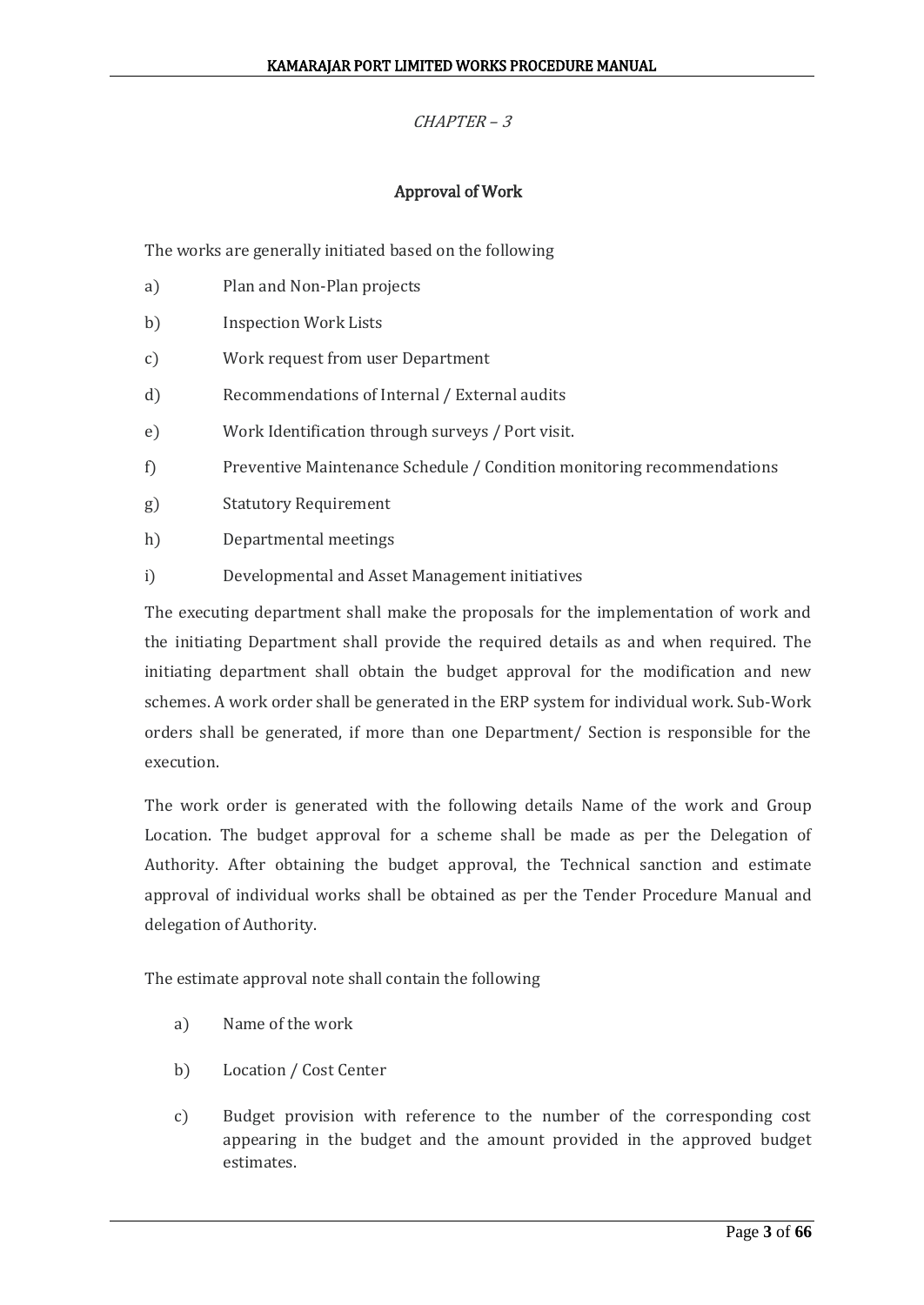*CHAPTER – 3*

## Approval of Work

The works are generally initiated based on the following

a) Plan and Non-Plan projects

b) Inspection Work Lists

c) Work request from user Department

d) Recommendations of Internal / External audits

e) Work Identification through surveys / Port visit.

f) Preventive Maintenance Schedule / Condition monitoring recommendations

g) Statutory Requirement

h) Departmental meetings

i) Developmental and Asset Management initiatives

The executing department shall make the proposals for the implementation of work and the initiating Department shall provide the required details as and when required. The initiating department shall obtain the budget approval for the modification and new schemes. A work order shall be generated in the ERP system for individual work. Sub-Work orders shall be generated, if more than one Department/ Section is responsible for the execution.

The work order is generated with the following details Name of the work and Group Location. The budget approval for a scheme shall be made as per the Delegation of Authority. After obtaining the budget approval, the Technical sanction and estimate approval of individual works shall be obtained as per the Tender Procedure Manual and delegation of Authority.

The estimate approval note shall contain the following

a) Name of the work

b) Location / Cost Center

c) Budget provision with reference to the number of the corresponding cost appearing in the budget and the amount provided in the approved budget estimates.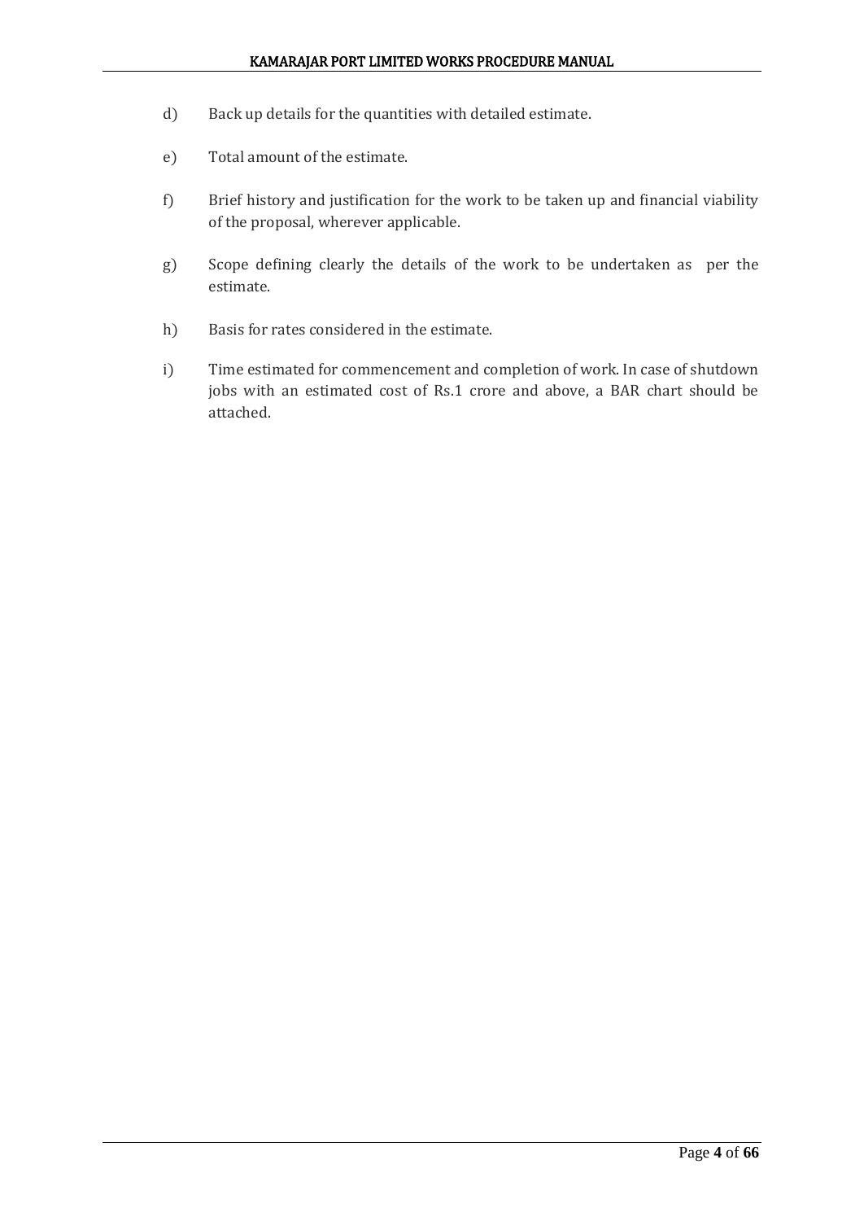d) Back up details for the quantities with detailed estimate.

e) Total amount of the estimate.

f) Brief history and justification for the work to be taken up and financial viability of the proposal, wherever applicable.

g) Scope defining clearly the details of the work to be undertaken as per the estimate.

h) Basis for rates considered in the estimate.

i) Time estimated for commencement and completion of work. In case of shutdown jobs with an estimated cost of Rs.1 crore and above, a BAR chart should be attached.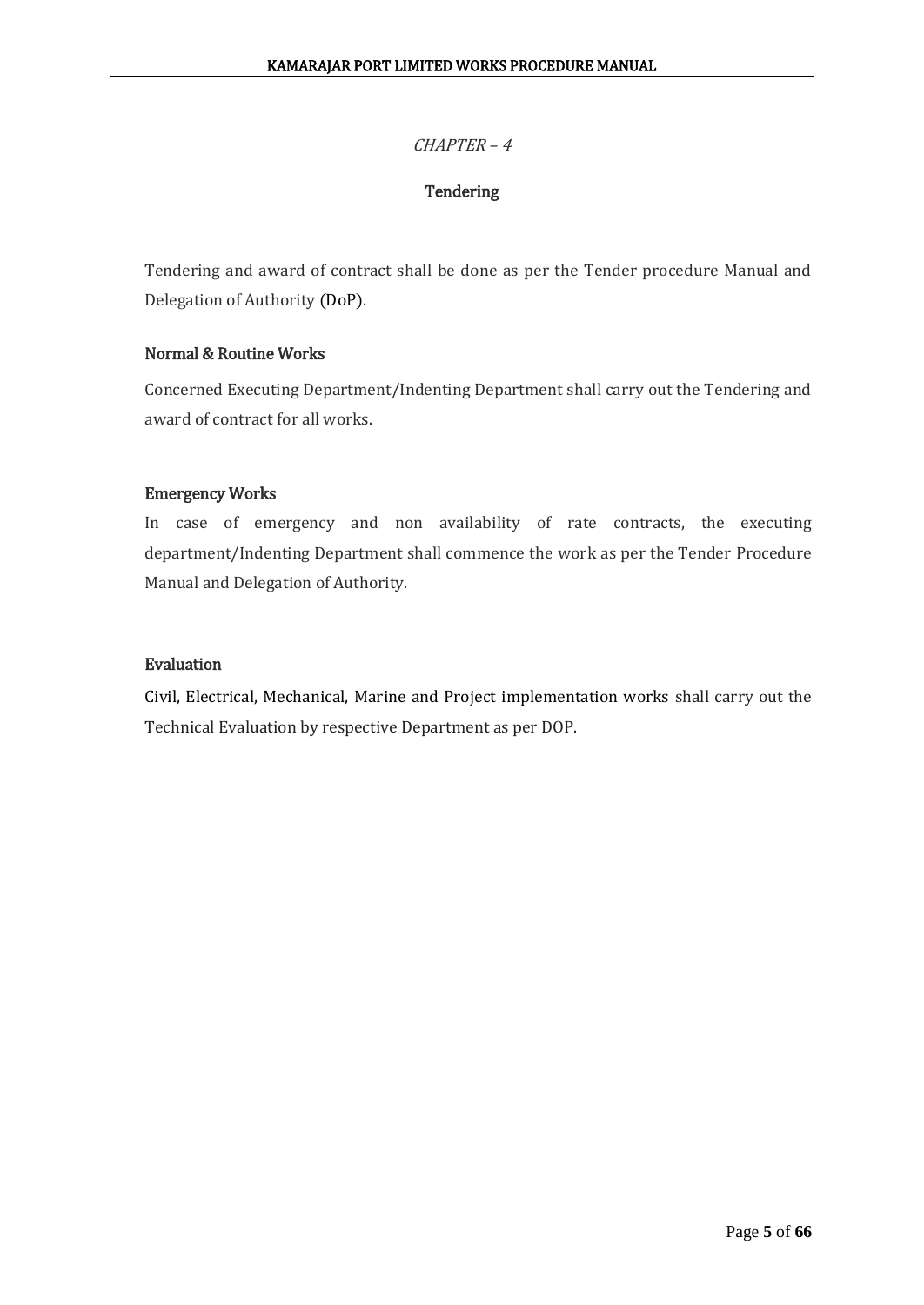*CHAPTER – 4*

# Tendering

Tendering and award of contract shall be done as per the Tender procedure Manual and Delegation of Authority (DoP).

## Normal & Routine Works

Concerned Executing Department/Indenting Department shall carry out the Tendering and award of contract for all works.

## Emergency Works

In case of emergency and non availability of rate contracts, the executing department/Indenting Department shall commence the work as per the Tender Procedure Manual and Delegation of Authority.

## Evaluation

Civil, Electrical, Mechanical, Marine and Project implementation works shall carry out the Technical Evaluation by respective Department as per DOP.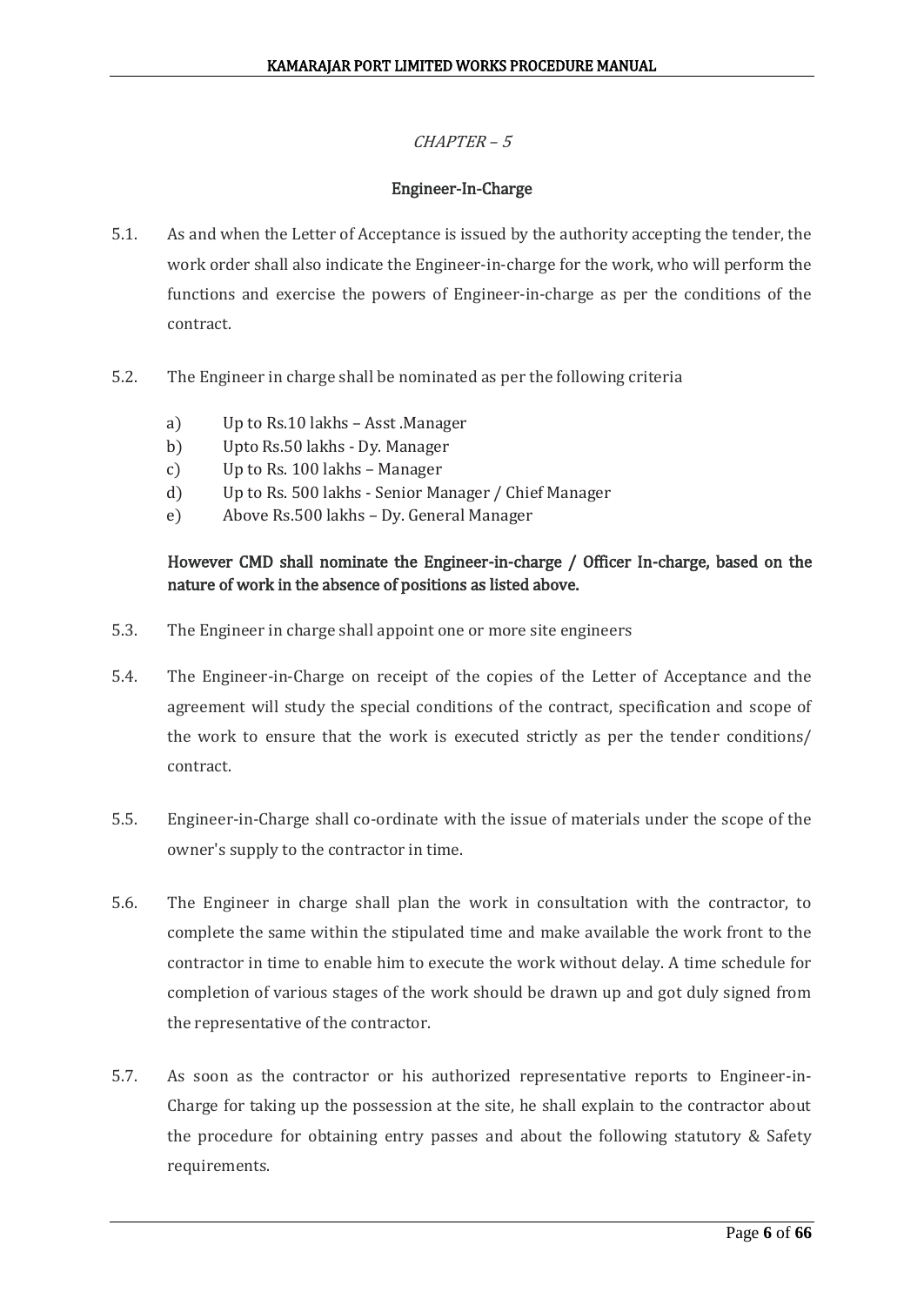*CHAPTER – 5*

## Engineer-In-Charge

5.1. As and when the Letter of Acceptance is issued by the authority accepting the tender, the work order shall also indicate the Engineer-in-charge for the work, who will perform the functions and exercise the powers of Engineer-in-charge as per the conditions of the contract.

5.2. The Engineer in charge shall be nominated as per the following criteria

a) Up to Rs.10 lakhs – Asst .Manager
b) Upto Rs.50 lakhs - Dy. Manager
c) Up to Rs. 100 lakhs – Manager
d) Up to Rs. 500 lakhs - Senior Manager / Chief Manager
e) Above Rs.500 lakhs – Dy. General Manager

**However CMD shall nominate the Engineer-in-charge / Officer In-charge, based on the nature of work in the absence of positions as listed above.**

5.3. The Engineer in charge shall appoint one or more site engineers

5.4. The Engineer-in-Charge on receipt of the copies of the Letter of Acceptance and the agreement will study the special conditions of the contract, specification and scope of the work to ensure that the work is executed strictly as per the tender conditions/ contract.

5.5. Engineer-in-Charge shall co-ordinate with the issue of materials under the scope of the owner's supply to the contractor in time.

5.6. The Engineer in charge shall plan the work in consultation with the contractor, to complete the same within the stipulated time and make available the work front to the contractor in time to enable him to execute the work without delay. A time schedule for completion of various stages of the work should be drawn up and got duly signed from the representative of the contractor.

5.7. As soon as the contractor or his authorized representative reports to Engineer-in-Charge for taking up the possession at the site, he shall explain to the contractor about the procedure for obtaining entry passes and about the following statutory & Safety requirements.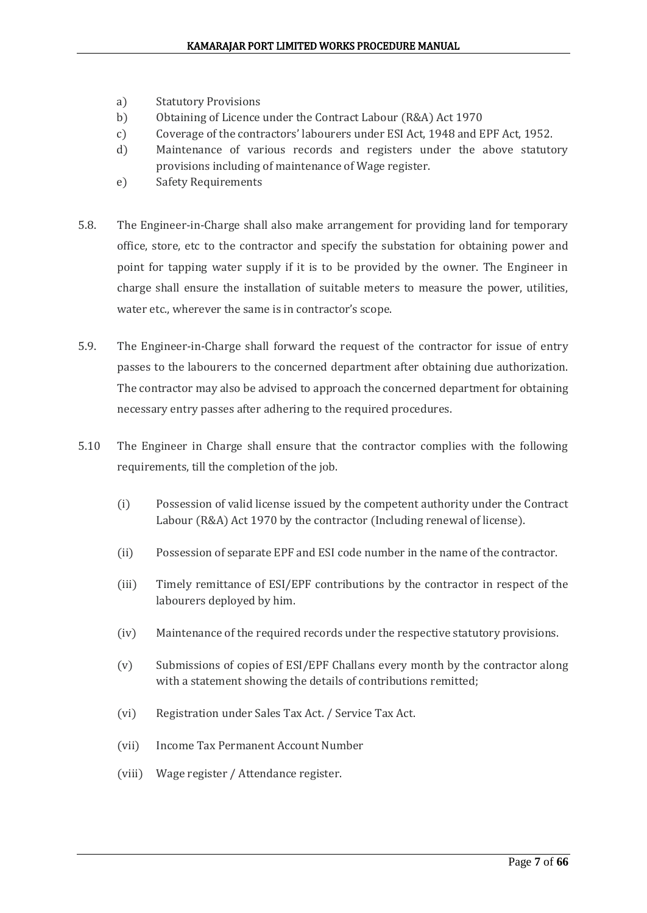a) Statutory Provisions
b) Obtaining of Licence under the Contract Labour (R&A) Act 1970
c) Coverage of the contractors' labourers under ESI Act, 1948 and EPF Act, 1952.
d) Maintenance of various records and registers under the above statutory provisions including of maintenance of Wage register.
e) Safety Requirements

5.8. The Engineer-in-Charge shall also make arrangement for providing land for temporary office, store, etc to the contractor and specify the substation for obtaining power and point for tapping water supply if it is to be provided by the owner. The Engineer in charge shall ensure the installation of suitable meters to measure the power, utilities, water etc., wherever the same is in contractor's scope.

5.9. The Engineer-in-Charge shall forward the request of the contractor for issue of entry passes to the labourers to the concerned department after obtaining due authorization. The contractor may also be advised to approach the concerned department for obtaining necessary entry passes after adhering to the required procedures.

5.10 The Engineer in Charge shall ensure that the contractor complies with the following requirements, till the completion of the job.

(i) Possession of valid license issued by the competent authority under the Contract Labour (R&A) Act 1970 by the contractor (Including renewal of license).

(ii) Possession of separate EPF and ESI code number in the name of the contractor.

(iii) Timely remittance of ESI/EPF contributions by the contractor in respect of the labourers deployed by him.

(iv) Maintenance of the required records under the respective statutory provisions.

(v) Submissions of copies of ESI/EPF Challans every month by the contractor along with a statement showing the details of contributions remitted;

(vi) Registration under Sales Tax Act. / Service Tax Act.

(vii) Income Tax Permanent Account Number

(viii) Wage register / Attendance register.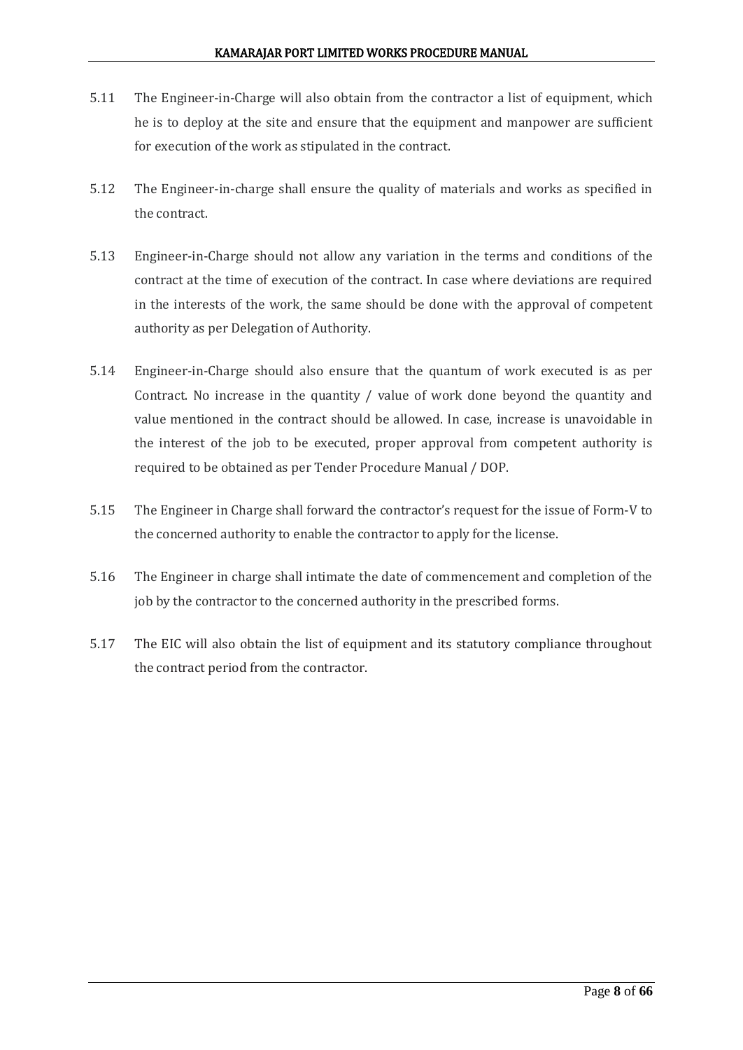5.11 The Engineer-in-Charge will also obtain from the contractor a list of equipment, which he is to deploy at the site and ensure that the equipment and manpower are sufficient for execution of the work as stipulated in the contract.

5.12 The Engineer-in-charge shall ensure the quality of materials and works as specified in the contract.

5.13 Engineer-in-Charge should not allow any variation in the terms and conditions of the contract at the time of execution of the contract. In case where deviations are required in the interests of the work, the same should be done with the approval of competent authority as per Delegation of Authority.

5.14 Engineer-in-Charge should also ensure that the quantum of work executed is as per Contract. No increase in the quantity / value of work done beyond the quantity and value mentioned in the contract should be allowed. In case, increase is unavoidable in the interest of the job to be executed, proper approval from competent authority is required to be obtained as per Tender Procedure Manual / DOP.

5.15 The Engineer in Charge shall forward the contractor's request for the issue of Form-V to the concerned authority to enable the contractor to apply for the license.

5.16 The Engineer in charge shall intimate the date of commencement and completion of the job by the contractor to the concerned authority in the prescribed forms.

5.17 The EIC will also obtain the list of equipment and its statutory compliance throughout the contract period from the contractor.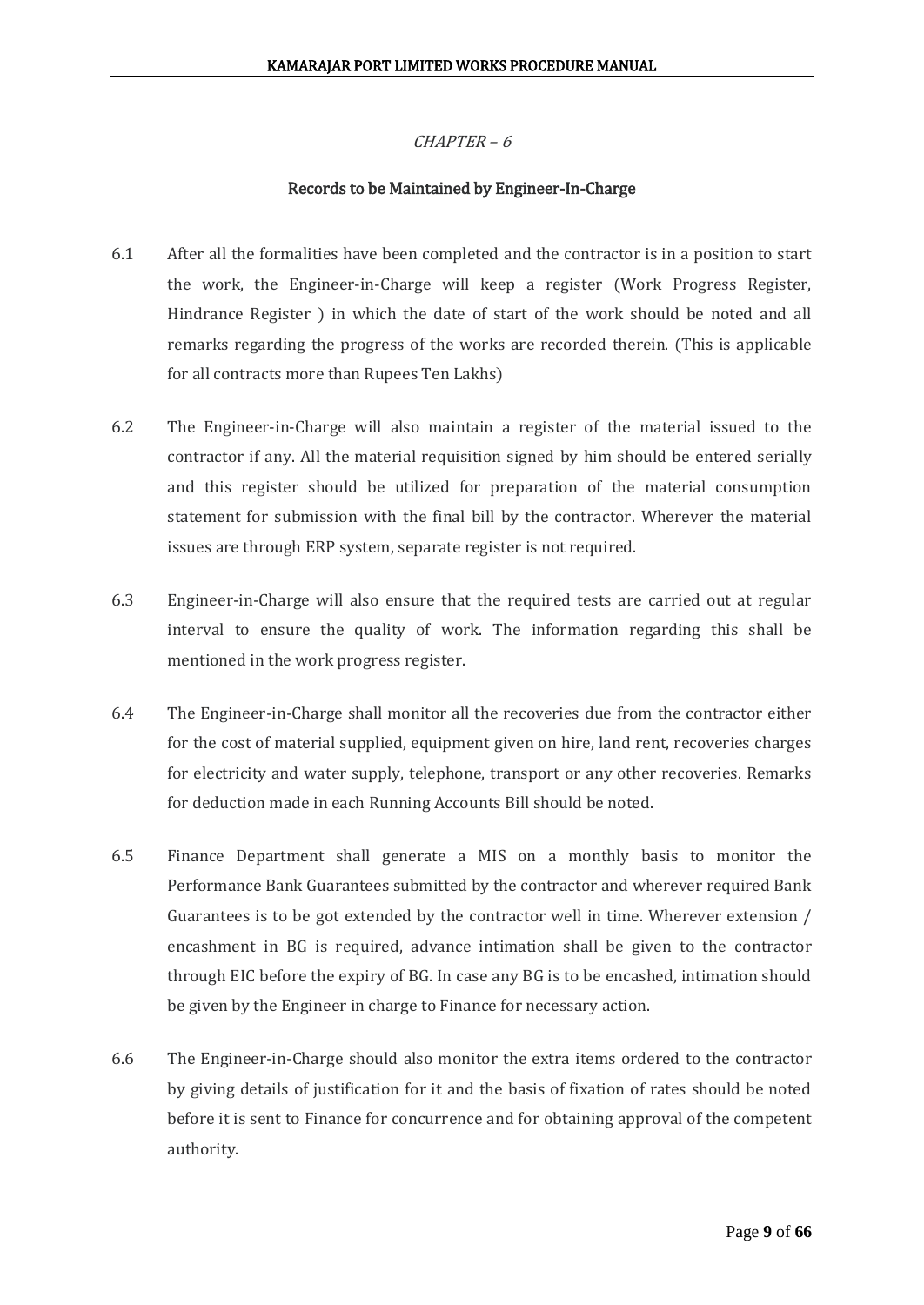*CHAPTER – 6*

## Records to be Maintained by Engineer-In-Charge

6.1 After all the formalities have been completed and the contractor is in a position to start the work, the Engineer-in-Charge will keep a register (Work Progress Register, Hindrance Register ) in which the date of start of the work should be noted and all remarks regarding the progress of the works are recorded therein. (This is applicable for all contracts more than Rupees Ten Lakhs)

6.2 The Engineer-in-Charge will also maintain a register of the material issued to the contractor if any. All the material requisition signed by him should be entered serially and this register should be utilized for preparation of the material consumption statement for submission with the final bill by the contractor. Wherever the material issues are through ERP system, separate register is not required.

6.3 Engineer-in-Charge will also ensure that the required tests are carried out at regular interval to ensure the quality of work. The information regarding this shall be mentioned in the work progress register.

6.4 The Engineer-in-Charge shall monitor all the recoveries due from the contractor either for the cost of material supplied, equipment given on hire, land rent, recoveries charges for electricity and water supply, telephone, transport or any other recoveries. Remarks for deduction made in each Running Accounts Bill should be noted.

6.5 Finance Department shall generate a MIS on a monthly basis to monitor the Performance Bank Guarantees submitted by the contractor and wherever required Bank Guarantees is to be got extended by the contractor well in time. Wherever extension / encashment in BG is required, advance intimation shall be given to the contractor through EIC before the expiry of BG. In case any BG is to be encashed, intimation should be given by the Engineer in charge to Finance for necessary action.

6.6 The Engineer-in-Charge should also monitor the extra items ordered to the contractor by giving details of justification for it and the basis of fixation of rates should be noted before it is sent to Finance for concurrence and for obtaining approval of the competent authority.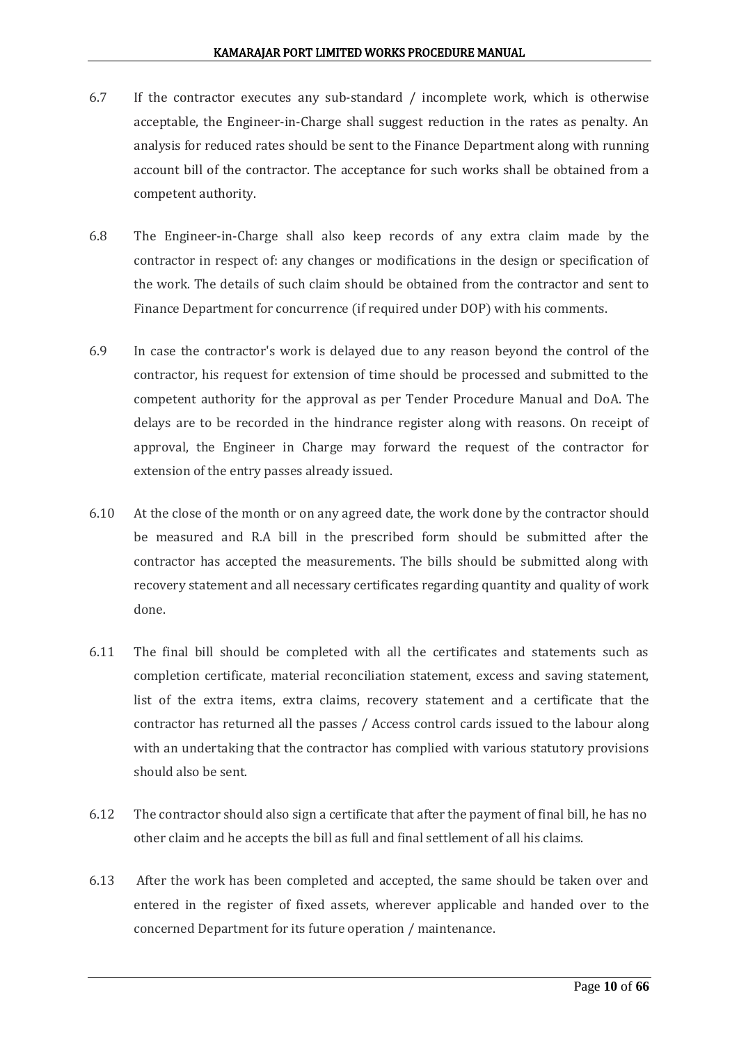6.7 If the contractor executes any sub-standard / incomplete work, which is otherwise acceptable, the Engineer-in-Charge shall suggest reduction in the rates as penalty. An analysis for reduced rates should be sent to the Finance Department along with running account bill of the contractor. The acceptance for such works shall be obtained from a competent authority.

6.8 The Engineer-in-Charge shall also keep records of any extra claim made by the contractor in respect of: any changes or modifications in the design or specification of the work. The details of such claim should be obtained from the contractor and sent to Finance Department for concurrence (if required under DOP) with his comments.

6.9 In case the contractor's work is delayed due to any reason beyond the control of the contractor, his request for extension of time should be processed and submitted to the competent authority for the approval as per Tender Procedure Manual and DoA. The delays are to be recorded in the hindrance register along with reasons. On receipt of approval, the Engineer in Charge may forward the request of the contractor for extension of the entry passes already issued.

6.10 At the close of the month or on any agreed date, the work done by the contractor should be measured and R.A bill in the prescribed form should be submitted after the contractor has accepted the measurements. The bills should be submitted along with recovery statement and all necessary certificates regarding quantity and quality of work done.

6.11 The final bill should be completed with all the certificates and statements such as completion certificate, material reconciliation statement, excess and saving statement, list of the extra items, extra claims, recovery statement and a certificate that the contractor has returned all the passes / Access control cards issued to the labour along with an undertaking that the contractor has complied with various statutory provisions should also be sent.

6.12 The contractor should also sign a certificate that after the payment of final bill, he has no other claim and he accepts the bill as full and final settlement of all his claims.

6.13 After the work has been completed and accepted, the same should be taken over and entered in the register of fixed assets, wherever applicable and handed over to the concerned Department for its future operation / maintenance.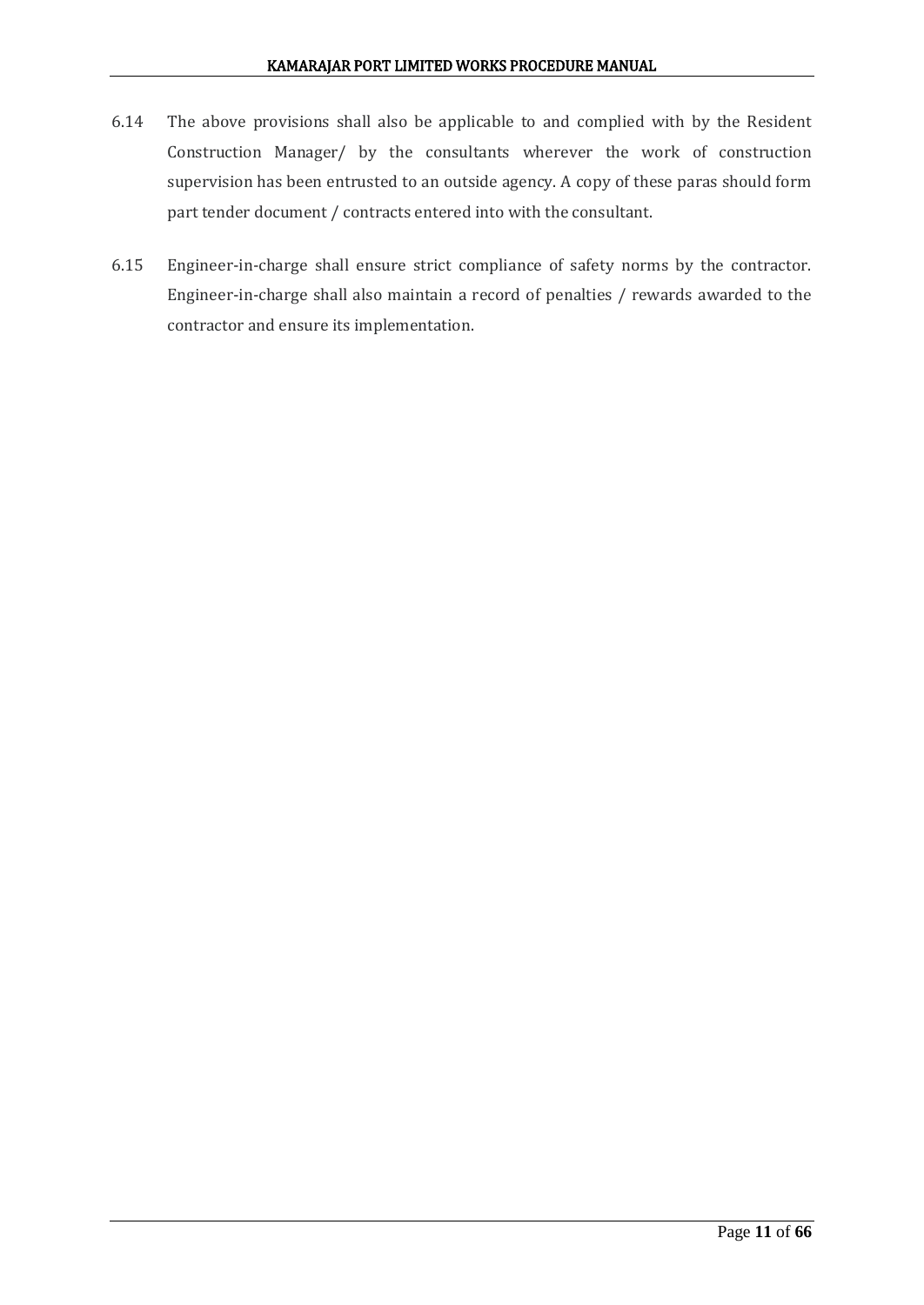6.14 The above provisions shall also be applicable to and complied with by the Resident Construction Manager/ by the consultants wherever the work of construction supervision has been entrusted to an outside agency. A copy of these paras should form part tender document / contracts entered into with the consultant.

6.15 Engineer-in-charge shall ensure strict compliance of safety norms by the contractor. Engineer-in-charge shall also maintain a record of penalties / rewards awarded to the contractor and ensure its implementation.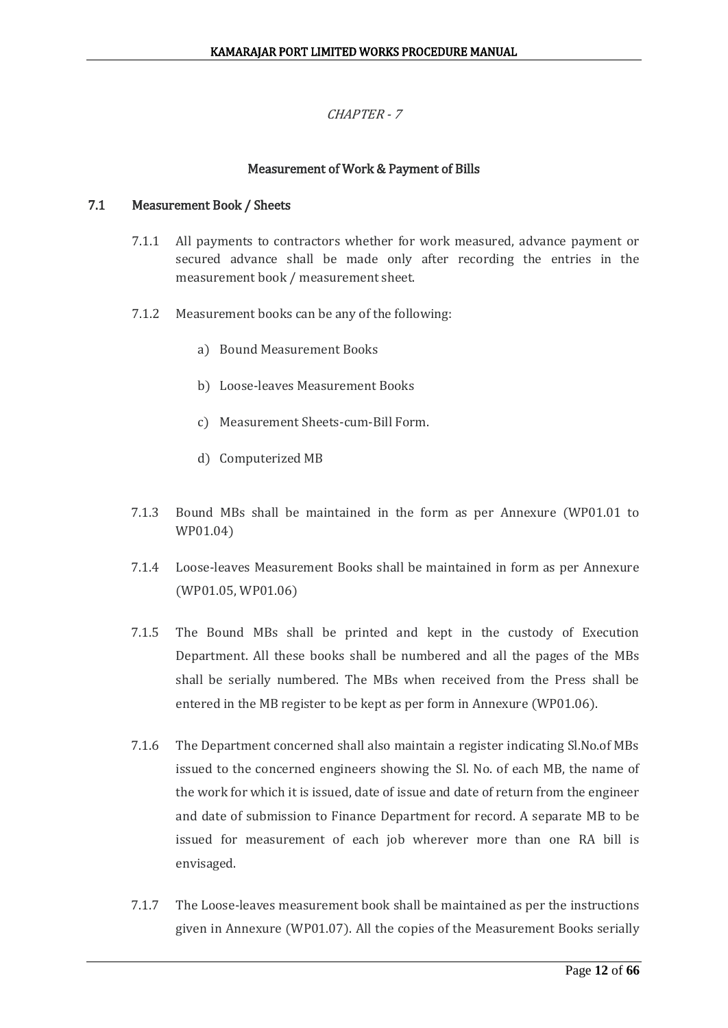*CHAPTER - 7*

# Measurement of Work & Payment of Bills

## 7.1 Measurement Book / Sheets

7.1.1 All payments to contractors whether for work measured, advance payment or secured advance shall be made only after recording the entries in the measurement book / measurement sheet.

7.1.2 Measurement books can be any of the following:

a) Bound Measurement Books

b) Loose-leaves Measurement Books

c) Measurement Sheets-cum-Bill Form.

d) Computerized MB

7.1.3 Bound MBs shall be maintained in the form as per Annexure (WP01.01 to WP01.04)

7.1.4 Loose-leaves Measurement Books shall be maintained in form as per Annexure (WP01.05, WP01.06)

7.1.5 The Bound MBs shall be printed and kept in the custody of Execution Department. All these books shall be numbered and all the pages of the MBs shall be serially numbered. The MBs when received from the Press shall be entered in the MB register to be kept as per form in Annexure (WP01.06).

7.1.6 The Department concerned shall also maintain a register indicating Sl.No.of MBs issued to the concerned engineers showing the Sl. No. of each MB, the name of the work for which it is issued, date of issue and date of return from the engineer and date of submission to Finance Department for record. A separate MB to be issued for measurement of each job wherever more than one RA bill is envisaged.

7.1.7 The Loose-leaves measurement book shall be maintained as per the instructions given in Annexure (WP01.07). All the copies of the Measurement Books serially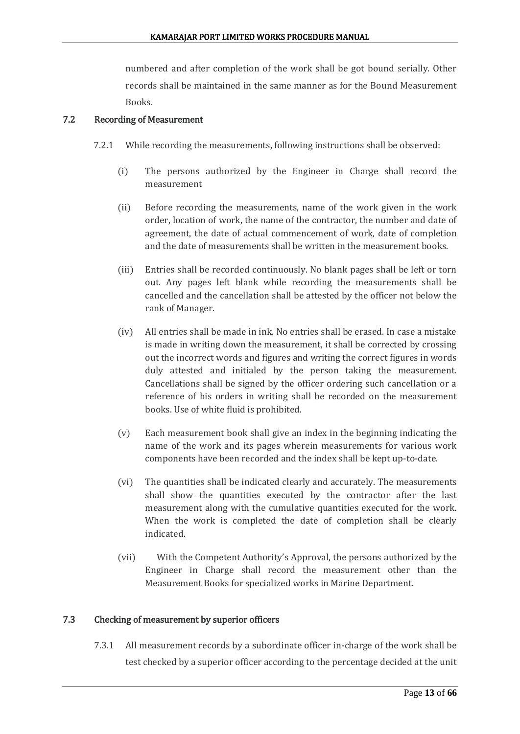numbered and after completion of the work shall be got bound serially. Other records shall be maintained in the same manner as for the Bound Measurement Books.

## 7.2 Recording of Measurement

7.2.1 While recording the measurements, following instructions shall be observed:

(i) The persons authorized by the Engineer in Charge shall record the measurement

(ii) Before recording the measurements, name of the work given in the work order, location of work, the name of the contractor, the number and date of agreement, the date of actual commencement of work, date of completion and the date of measurements shall be written in the measurement books.

(iii) Entries shall be recorded continuously. No blank pages shall be left or torn out. Any pages left blank while recording the measurements shall be cancelled and the cancellation shall be attested by the officer not below the rank of Manager.

(iv) All entries shall be made in ink. No entries shall be erased. In case a mistake is made in writing down the measurement, it shall be corrected by crossing out the incorrect words and figures and writing the correct figures in words duly attested and initialed by the person taking the measurement. Cancellations shall be signed by the officer ordering such cancellation or a reference of his orders in writing shall be recorded on the measurement books. Use of white fluid is prohibited.

(v) Each measurement book shall give an index in the beginning indicating the name of the work and its pages wherein measurements for various work components have been recorded and the index shall be kept up-to-date.

(vi) The quantities shall be indicated clearly and accurately. The measurements shall show the quantities executed by the contractor after the last measurement along with the cumulative quantities executed for the work. When the work is completed the date of completion shall be clearly indicated.

(vii) With the Competent Authority's Approval, the persons authorized by the Engineer in Charge shall record the measurement other than the Measurement Books for specialized works in Marine Department.

## 7.3 Checking of measurement by superior officers

7.3.1 All measurement records by a subordinate officer in-charge of the work shall be test checked by a superior officer according to the percentage decided at the unit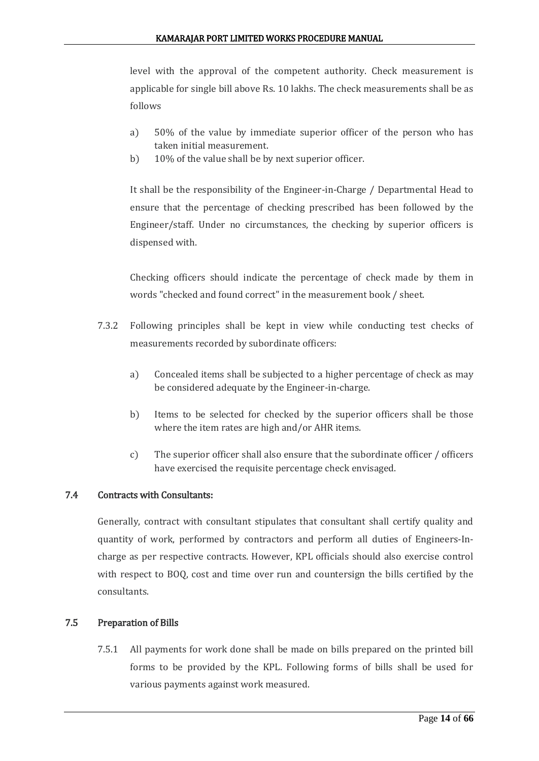level with the approval of the competent authority. Check measurement is applicable for single bill above Rs. 10 lakhs. The check measurements shall be as follows

a) 50% of the value by immediate superior officer of the person who has taken initial measurement.
b) 10% of the value shall be by next superior officer.

It shall be the responsibility of the Engineer-in-Charge / Departmental Head to ensure that the percentage of checking prescribed has been followed by the Engineer/staff. Under no circumstances, the checking by superior officers is dispensed with.

Checking officers should indicate the percentage of check made by them in words "checked and found correct" in the measurement book / sheet.

7.3.2 Following principles shall be kept in view while conducting test checks of measurements recorded by subordinate officers:

a) Concealed items shall be subjected to a higher percentage of check as may be considered adequate by the Engineer-in-charge.

b) Items to be selected for checked by the superior officers shall be those where the item rates are high and/or AHR items.

c) The superior officer shall also ensure that the subordinate officer / officers have exercised the requisite percentage check envisaged.

## 7.4 Contracts with Consultants:

Generally, contract with consultant stipulates that consultant shall certify quality and quantity of work, performed by contractors and perform all duties of Engineers-In-charge as per respective contracts. However, KPL officials should also exercise control with respect to BOQ, cost and time over run and countersign the bills certified by the consultants.

## 7.5 Preparation of Bills

7.5.1 All payments for work done shall be made on bills prepared on the printed bill forms to be provided by the KPL. Following forms of bills shall be used for various payments against work measured.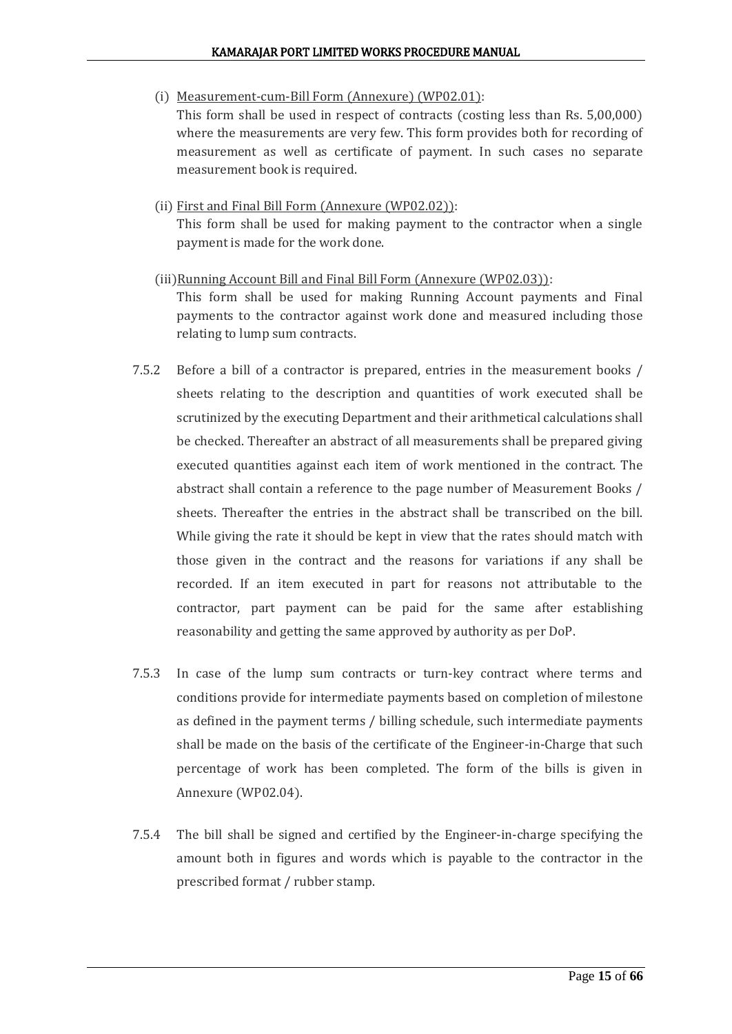(i) Measurement-cum-Bill Form (Annexure) (WP02.01):
This form shall be used in respect of contracts (costing less than Rs. 5,00,000) where the measurements are very few. This form provides both for recording of measurement as well as certificate of payment. In such cases no separate measurement book is required.

(ii) First and Final Bill Form (Annexure (WP02.02)):
This form shall be used for making payment to the contractor when a single payment is made for the work done.

(iii) Running Account Bill and Final Bill Form (Annexure (WP02.03)):
This form shall be used for making Running Account payments and Final payments to the contractor against work done and measured including those relating to lump sum contracts.

7.5.2 Before a bill of a contractor is prepared, entries in the measurement books / sheets relating to the description and quantities of work executed shall be scrutinized by the executing Department and their arithmetical calculations shall be checked. Thereafter an abstract of all measurements shall be prepared giving executed quantities against each item of work mentioned in the contract. The abstract shall contain a reference to the page number of Measurement Books / sheets. Thereafter the entries in the abstract shall be transcribed on the bill. While giving the rate it should be kept in view that the rates should match with those given in the contract and the reasons for variations if any shall be recorded. If an item executed in part for reasons not attributable to the contractor, part payment can be paid for the same after establishing reasonability and getting the same approved by authority as per DoP.

7.5.3 In case of the lump sum contracts or turn-key contract where terms and conditions provide for intermediate payments based on completion of milestone as defined in the payment terms / billing schedule, such intermediate payments shall be made on the basis of the certificate of the Engineer-in-Charge that such percentage of work has been completed. The form of the bills is given in Annexure (WP02.04).

7.5.4 The bill shall be signed and certified by the Engineer-in-charge specifying the amount both in figures and words which is payable to the contractor in the prescribed format / rubber stamp.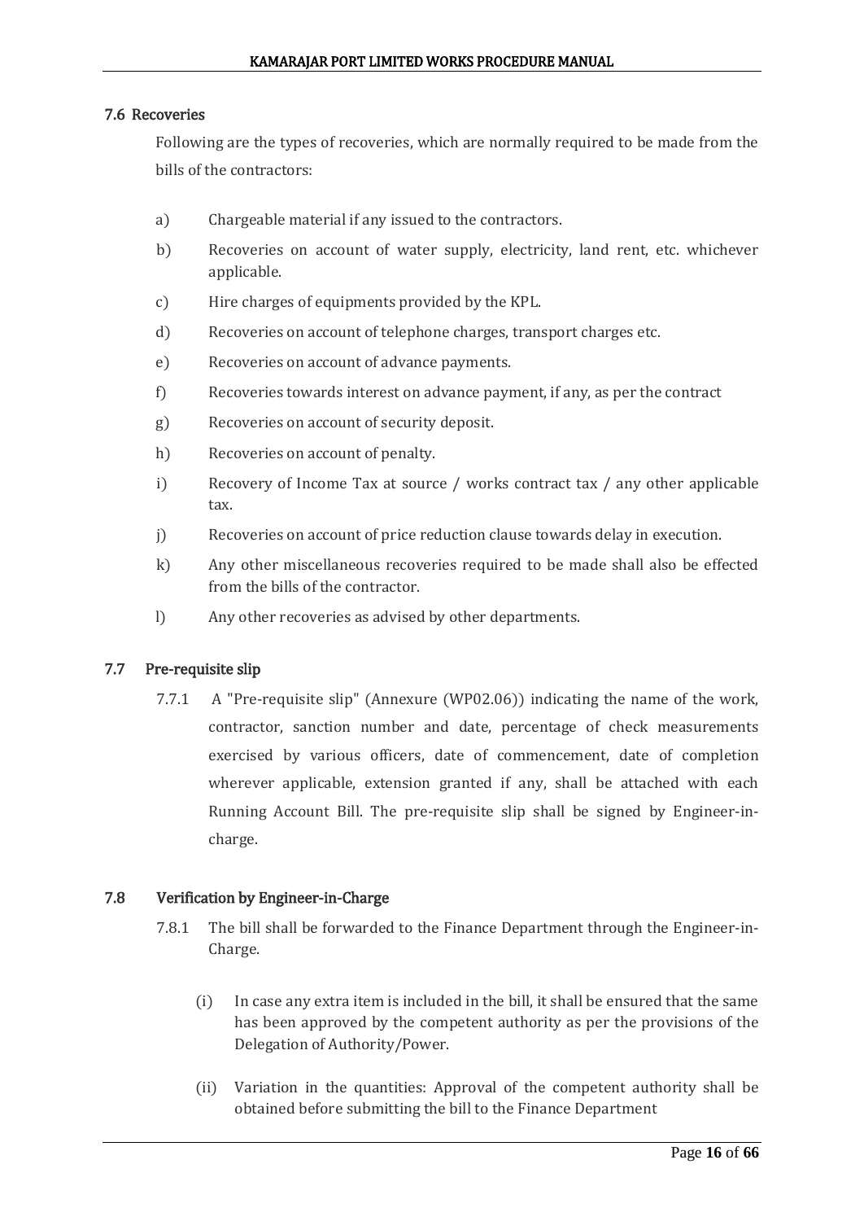## 7.6 Recoveries

Following are the types of recoveries, which are normally required to be made from the bills of the contractors:

a) Chargeable material if any issued to the contractors.

b) Recoveries on account of water supply, electricity, land rent, etc. whichever applicable.

c) Hire charges of equipments provided by the KPL.

d) Recoveries on account of telephone charges, transport charges etc.

e) Recoveries on account of advance payments.

f) Recoveries towards interest on advance payment, if any, as per the contract

g) Recoveries on account of security deposit.

h) Recoveries on account of penalty.

i) Recovery of Income Tax at source / works contract tax / any other applicable tax.

j) Recoveries on account of price reduction clause towards delay in execution.

k) Any other miscellaneous recoveries required to be made shall also be effected from the bills of the contractor.

l) Any other recoveries as advised by other departments.

## 7.7 Pre-requisite slip

7.7.1 A "Pre-requisite slip" (Annexure (WP02.06)) indicating the name of the work, contractor, sanction number and date, percentage of check measurements exercised by various officers, date of commencement, date of completion wherever applicable, extension granted if any, shall be attached with each Running Account Bill. The pre-requisite slip shall be signed by Engineer-in-charge.

## 7.8 Verification by Engineer-in-Charge

7.8.1 The bill shall be forwarded to the Finance Department through the Engineer-in-Charge.

(i) In case any extra item is included in the bill, it shall be ensured that the same has been approved by the competent authority as per the provisions of the Delegation of Authority/Power.

(ii) Variation in the quantities: Approval of the competent authority shall be obtained before submitting the bill to the Finance Department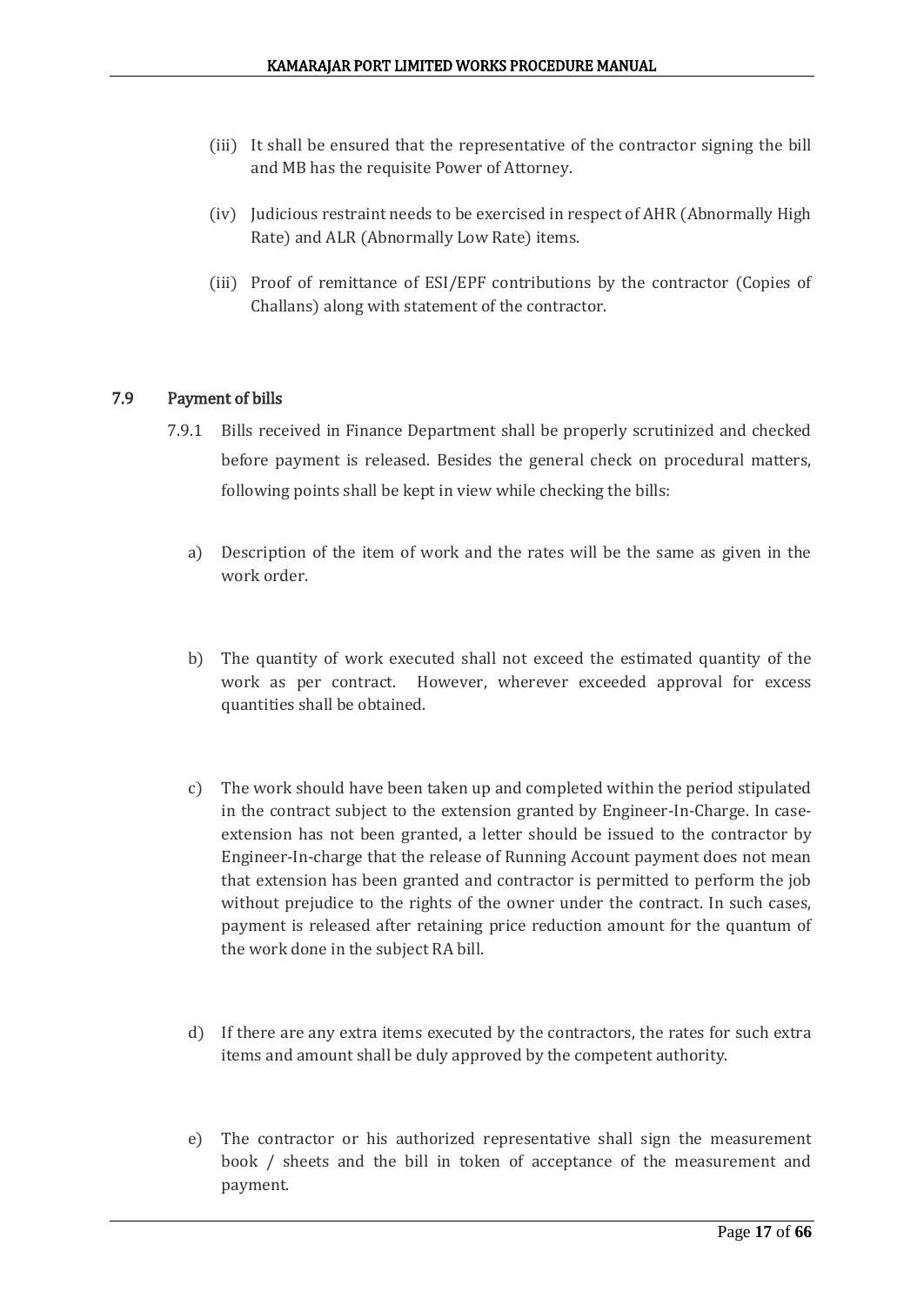(iii) It shall be ensured that the representative of the contractor signing the bill and MB has the requisite Power of Attorney.

(iv) Judicious restraint needs to be exercised in respect of AHR (Abnormally High Rate) and ALR (Abnormally Low Rate) items.

(iii) Proof of remittance of ESI/EPF contributions by the contractor (Copies of Challans) along with statement of the contractor.

### 7.9 Payment of bills

7.9.1 Bills received in Finance Department shall be properly scrutinized and checked before payment is released. Besides the general check on procedural matters, following points shall be kept in view while checking the bills:

a) Description of the item of work and the rates will be the same as given in the work order.

b) The quantity of work executed shall not exceed the estimated quantity of the work as per contract. However, wherever exceeded approval for excess quantities shall be obtained.

c) The work should have been taken up and completed within the period stipulated in the contract subject to the extension granted by Engineer-In-Charge. In case-extension has not been granted, a letter should be issued to the contractor by Engineer-In-charge that the release of Running Account payment does not mean that extension has been granted and contractor is permitted to perform the job without prejudice to the rights of the owner under the contract. In such cases, payment is released after retaining price reduction amount for the quantum of the work done in the subject RA bill.

d) If there are any extra items executed by the contractors, the rates for such extra items and amount shall be duly approved by the competent authority.

e) The contractor or his authorized representative shall sign the measurement book / sheets and the bill in token of acceptance of the measurement and payment.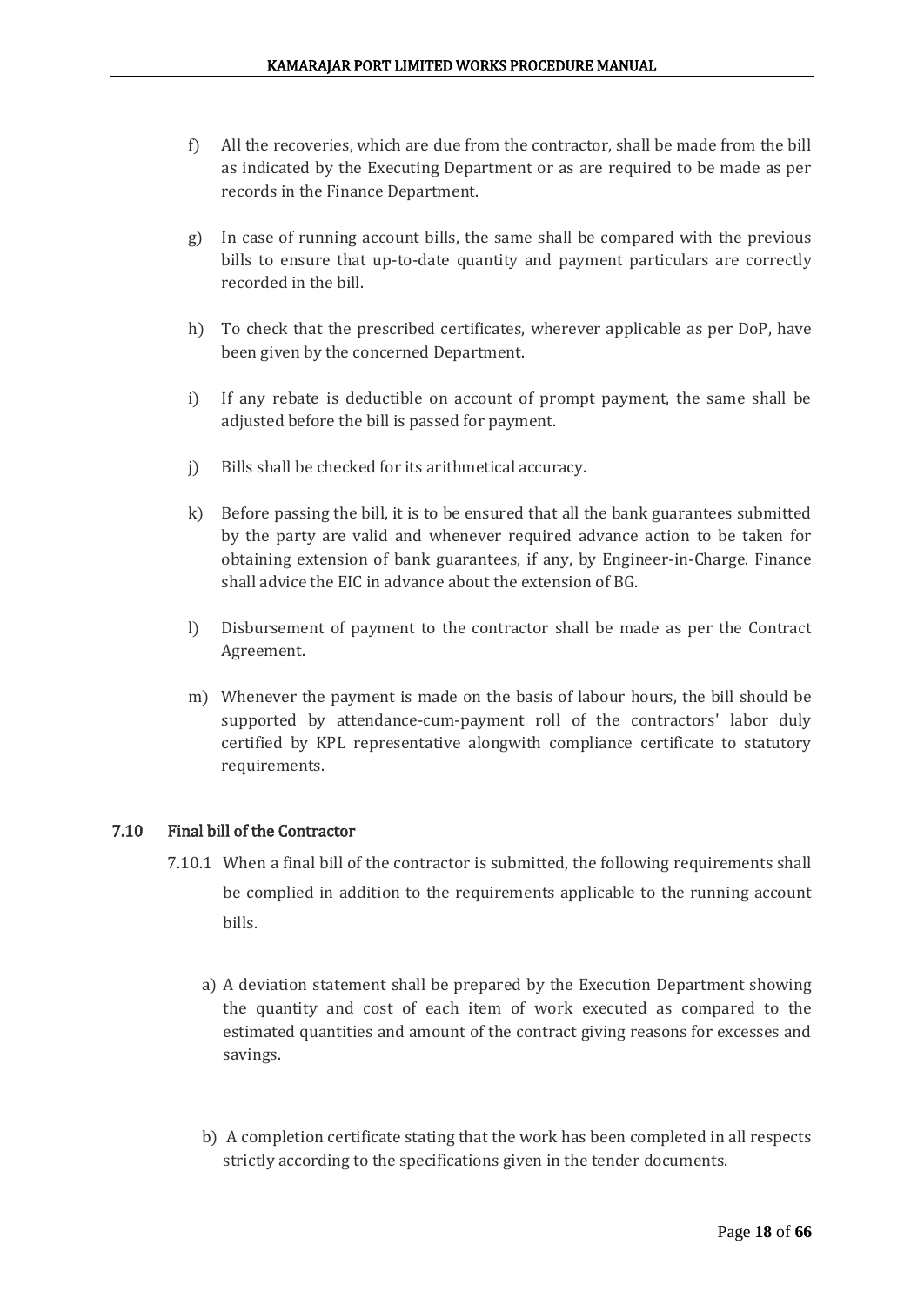f) All the recoveries, which are due from the contractor, shall be made from the bill as indicated by the Executing Department or as are required to be made as per records in the Finance Department.

g) In case of running account bills, the same shall be compared with the previous bills to ensure that up-to-date quantity and payment particulars are correctly recorded in the bill.

h) To check that the prescribed certificates, wherever applicable as per DoP, have been given by the concerned Department.

i) If any rebate is deductible on account of prompt payment, the same shall be adjusted before the bill is passed for payment.

j) Bills shall be checked for its arithmetical accuracy.

k) Before passing the bill, it is to be ensured that all the bank guarantees submitted by the party are valid and whenever required advance action to be taken for obtaining extension of bank guarantees, if any, by Engineer-in-Charge. Finance shall advice the EIC in advance about the extension of BG.

l) Disbursement of payment to the contractor shall be made as per the Contract Agreement.

m) Whenever the payment is made on the basis of labour hours, the bill should be supported by attendance-cum-payment roll of the contractors' labor duly certified by KPL representative alongwith compliance certificate to statutory requirements.

## 7.10 Final bill of the Contractor

7.10.1 When a final bill of the contractor is submitted, the following requirements shall be complied in addition to the requirements applicable to the running account bills.

a) A deviation statement shall be prepared by the Execution Department showing the quantity and cost of each item of work executed as compared to the estimated quantities and amount of the contract giving reasons for excesses and savings.

b) A completion certificate stating that the work has been completed in all respects strictly according to the specifications given in the tender documents.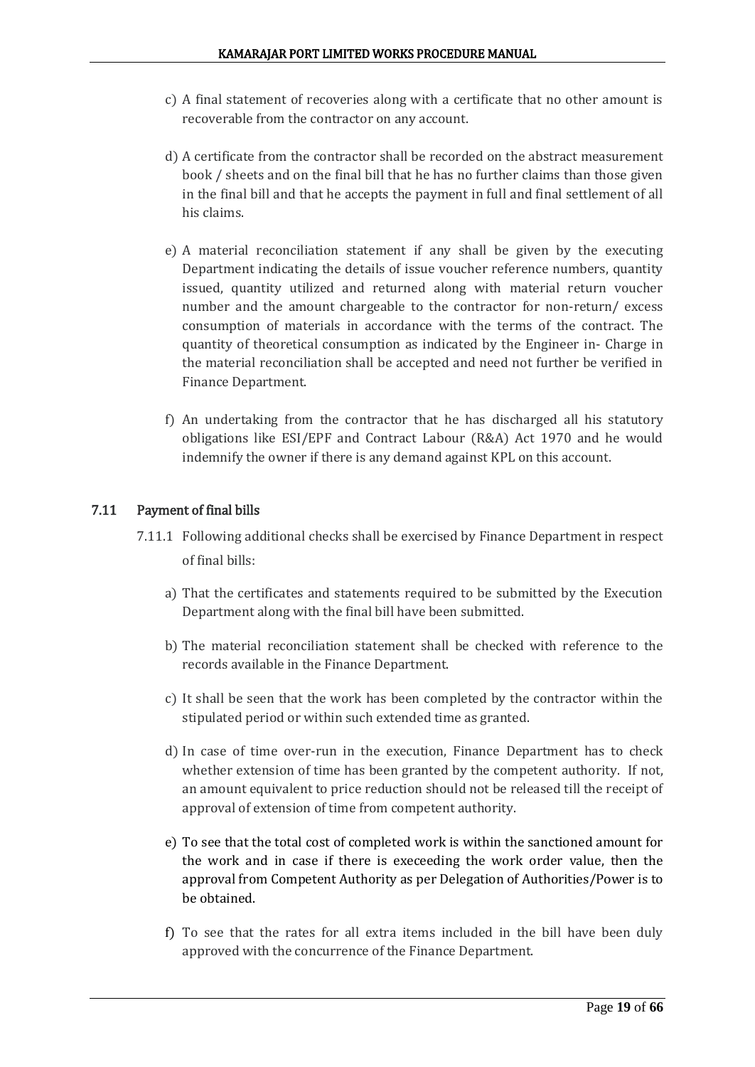c) A final statement of recoveries along with a certificate that no other amount is recoverable from the contractor on any account.

d) A certificate from the contractor shall be recorded on the abstract measurement book / sheets and on the final bill that he has no further claims than those given in the final bill and that he accepts the payment in full and final settlement of all his claims.

e) A material reconciliation statement if any shall be given by the executing Department indicating the details of issue voucher reference numbers, quantity issued, quantity utilized and returned along with material return voucher number and the amount chargeable to the contractor for non-return/ excess consumption of materials in accordance with the terms of the contract. The quantity of theoretical consumption as indicated by the Engineer in- Charge in the material reconciliation shall be accepted and need not further be verified in Finance Department.

f) An undertaking from the contractor that he has discharged all his statutory obligations like ESI/EPF and Contract Labour (R&A) Act 1970 and he would indemnify the owner if there is any demand against KPL on this account.

## 7.11 Payment of final bills

7.11.1 Following additional checks shall be exercised by Finance Department in respect of final bills:

a) That the certificates and statements required to be submitted by the Execution Department along with the final bill have been submitted.

b) The material reconciliation statement shall be checked with reference to the records available in the Finance Department.

c) It shall be seen that the work has been completed by the contractor within the stipulated period or within such extended time as granted.

d) In case of time over-run in the execution, Finance Department has to check whether extension of time has been granted by the competent authority. If not, an amount equivalent to price reduction should not be released till the receipt of approval of extension of time from competent authority.

e) To see that the total cost of completed work is within the sanctioned amount for the work and in case if there is execeeding the work order value, then the approval from Competent Authority as per Delegation of Authorities/Power is to be obtained.

f) To see that the rates for all extra items included in the bill have been duly approved with the concurrence of the Finance Department.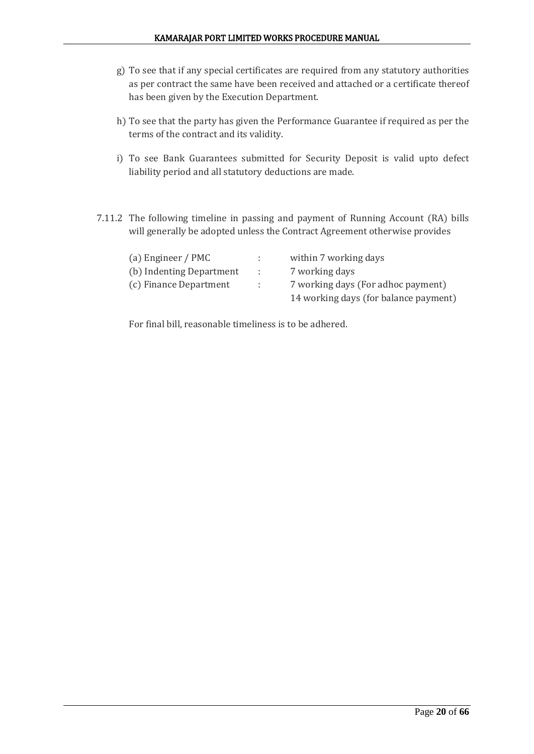g) To see that if any special certificates are required from any statutory authorities as per contract the same have been received and attached or a certificate thereof has been given by the Execution Department.

h) To see that the party has given the Performance Guarantee if required as per the terms of the contract and its validity.

i) To see Bank Guarantees submitted for Security Deposit is valid upto defect liability period and all statutory deductions are made.

7.11.2 The following timeline in passing and payment of Running Account (RA) bills will generally be adopted unless the Contract Agreement otherwise provides

| | | |
|---|---|---|
| (a) Engineer / PMC | : | within 7 working days |
| (b) Indenting Department | : | 7 working days |
| (c) Finance Department | : | 7 working days (For adhoc payment)<br>14 working days (for balance payment) |

For final bill, reasonable timeliness is to be adhered.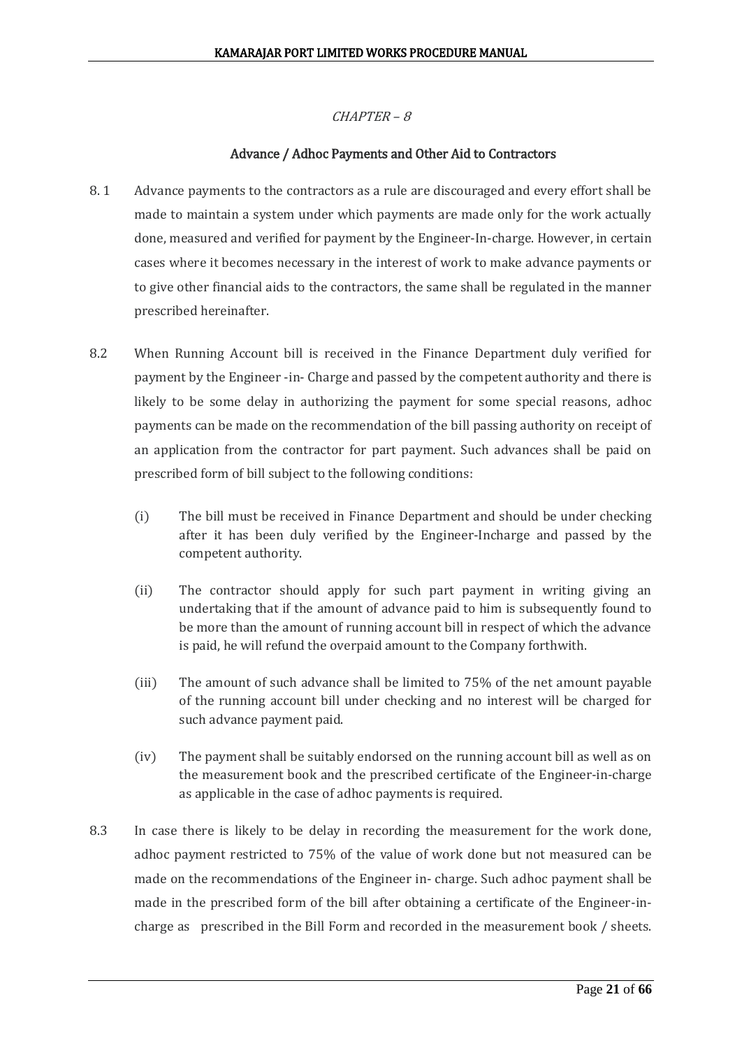*CHAPTER – 8*

## Advance / Adhoc Payments and Other Aid to Contractors

8. 1 Advance payments to the contractors as a rule are discouraged and every effort shall be made to maintain a system under which payments are made only for the work actually done, measured and verified for payment by the Engineer-In-charge. However, in certain cases where it becomes necessary in the interest of work to make advance payments or to give other financial aids to the contractors, the same shall be regulated in the manner prescribed hereinafter.

8.2 When Running Account bill is received in the Finance Department duly verified for payment by the Engineer -in- Charge and passed by the competent authority and there is likely to be some delay in authorizing the payment for some special reasons, adhoc payments can be made on the recommendation of the bill passing authority on receipt of an application from the contractor for part payment. Such advances shall be paid on prescribed form of bill subject to the following conditions:

(i) The bill must be received in Finance Department and should be under checking after it has been duly verified by the Engineer-Incharge and passed by the competent authority.

(ii) The contractor should apply for such part payment in writing giving an undertaking that if the amount of advance paid to him is subsequently found to be more than the amount of running account bill in respect of which the advance is paid, he will refund the overpaid amount to the Company forthwith.

(iii) The amount of such advance shall be limited to 75% of the net amount payable of the running account bill under checking and no interest will be charged for such advance payment paid.

(iv) The payment shall be suitably endorsed on the running account bill as well as on the measurement book and the prescribed certificate of the Engineer-in-charge as applicable in the case of adhoc payments is required.

8.3 In case there is likely to be delay in recording the measurement for the work done, adhoc payment restricted to 75% of the value of work done but not measured can be made on the recommendations of the Engineer in- charge. Such adhoc payment shall be made in the prescribed form of the bill after obtaining a certificate of the Engineer-in-charge as prescribed in the Bill Form and recorded in the measurement book / sheets.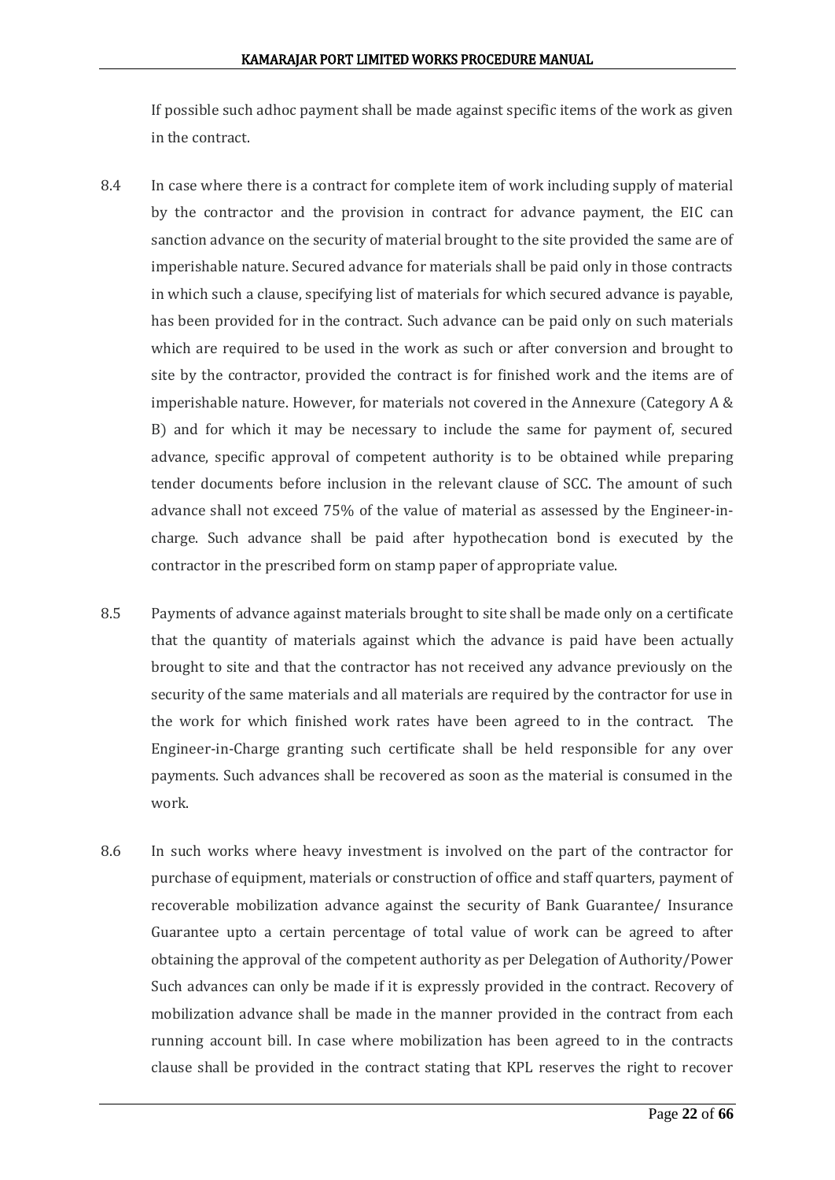If possible such adhoc payment shall be made against specific items of the work as given in the contract.

8.4 In case where there is a contract for complete item of work including supply of material by the contractor and the provision in contract for advance payment, the EIC can sanction advance on the security of material brought to the site provided the same are of imperishable nature. Secured advance for materials shall be paid only in those contracts in which such a clause, specifying list of materials for which secured advance is payable, has been provided for in the contract. Such advance can be paid only on such materials which are required to be used in the work as such or after conversion and brought to site by the contractor, provided the contract is for finished work and the items are of imperishable nature. However, for materials not covered in the Annexure (Category A & B) and for which it may be necessary to include the same for payment of, secured advance, specific approval of competent authority is to be obtained while preparing tender documents before inclusion in the relevant clause of SCC. The amount of such advance shall not exceed 75% of the value of material as assessed by the Engineer-in-charge. Such advance shall be paid after hypothecation bond is executed by the contractor in the prescribed form on stamp paper of appropriate value.

8.5 Payments of advance against materials brought to site shall be made only on a certificate that the quantity of materials against which the advance is paid have been actually brought to site and that the contractor has not received any advance previously on the security of the same materials and all materials are required by the contractor for use in the work for which finished work rates have been agreed to in the contract. The Engineer-in-Charge granting such certificate shall be held responsible for any over payments. Such advances shall be recovered as soon as the material is consumed in the work.

8.6 In such works where heavy investment is involved on the part of the contractor for purchase of equipment, materials or construction of office and staff quarters, payment of recoverable mobilization advance against the security of Bank Guarantee/ Insurance Guarantee upto a certain percentage of total value of work can be agreed to after obtaining the approval of the competent authority as per Delegation of Authority/Power Such advances can only be made if it is expressly provided in the contract. Recovery of mobilization advance shall be made in the manner provided in the contract from each running account bill. In case where mobilization has been agreed to in the contracts clause shall be provided in the contract stating that KPL reserves the right to recover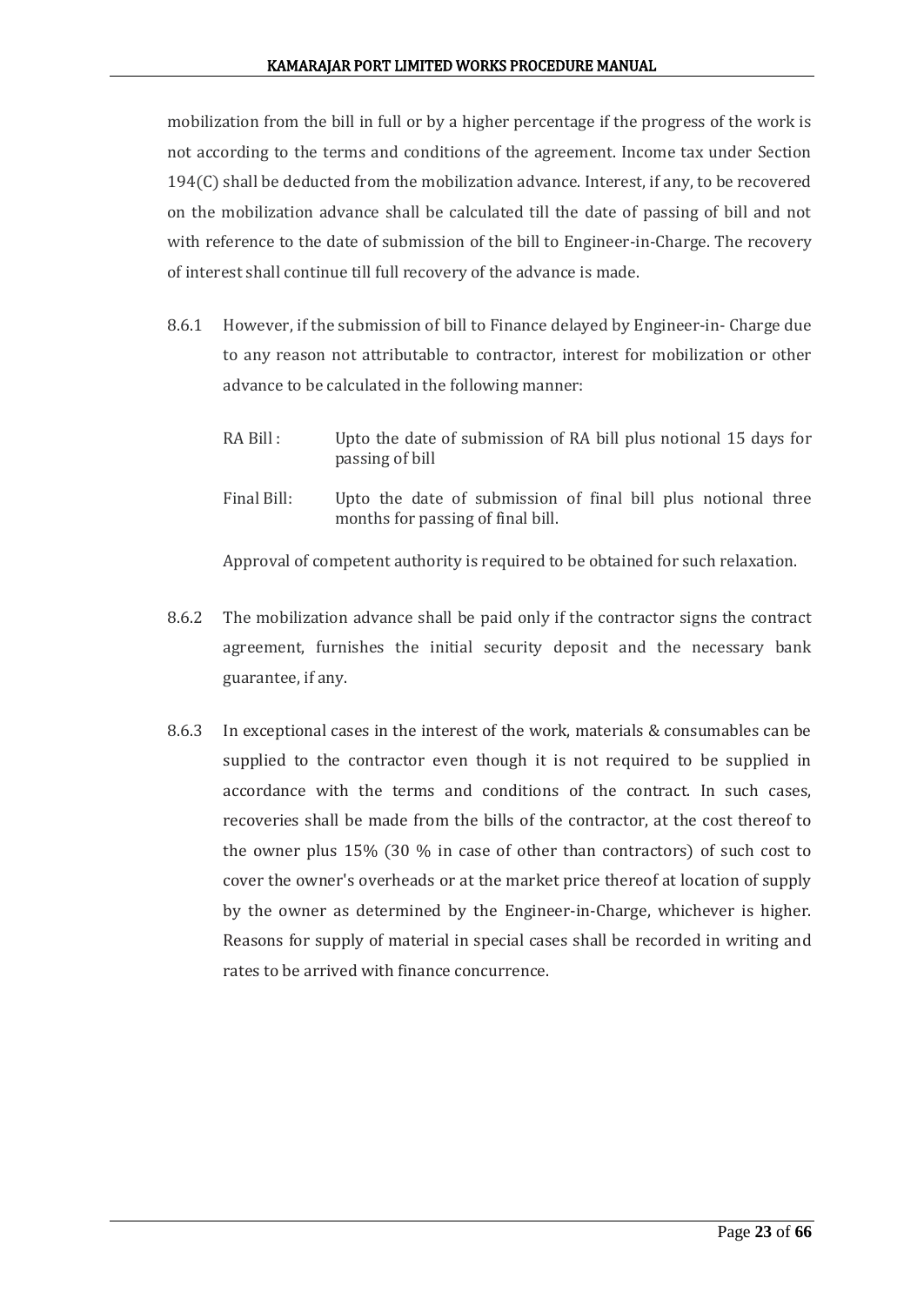mobilization from the bill in full or by a higher percentage if the progress of the work is not according to the terms and conditions of the agreement. Income tax under Section 194(C) shall be deducted from the mobilization advance. Interest, if any, to be recovered on the mobilization advance shall be calculated till the date of passing of bill and not with reference to the date of submission of the bill to Engineer-in-Charge. The recovery of interest shall continue till full recovery of the advance is made.

8.6.1 However, if the submission of bill to Finance delayed by Engineer-in- Charge due to any reason not attributable to contractor, interest for mobilization or other advance to be calculated in the following manner:

RA Bill : Upto the date of submission of RA bill plus notional 15 days for passing of bill

Final Bill: Upto the date of submission of final bill plus notional three months for passing of final bill.

Approval of competent authority is required to be obtained for such relaxation.

8.6.2 The mobilization advance shall be paid only if the contractor signs the contract agreement, furnishes the initial security deposit and the necessary bank guarantee, if any.

8.6.3 In exceptional cases in the interest of the work, materials & consumables can be supplied to the contractor even though it is not required to be supplied in accordance with the terms and conditions of the contract. In such cases, recoveries shall be made from the bills of the contractor, at the cost thereof to the owner plus 15% (30 % in case of other than contractors) of such cost to cover the owner's overheads or at the market price thereof at location of supply by the owner as determined by the Engineer-in-Charge, whichever is higher. Reasons for supply of material in special cases shall be recorded in writing and rates to be arrived with finance concurrence.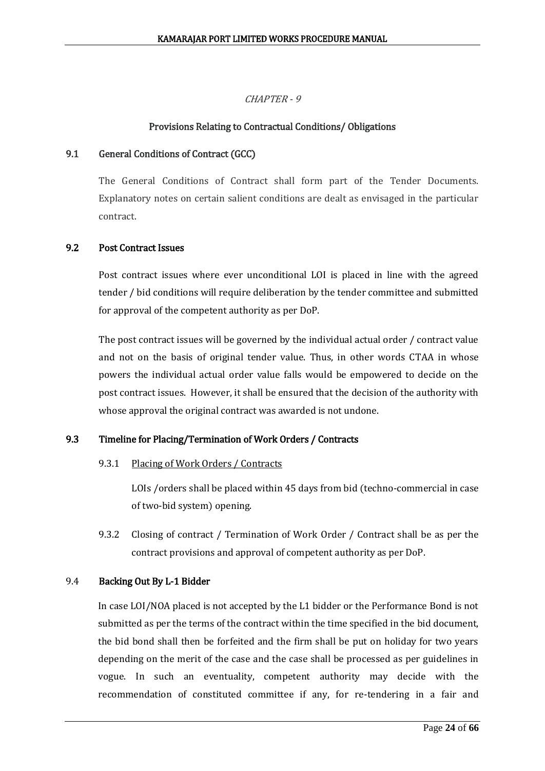*CHAPTER - 9*

## Provisions Relating to Contractual Conditions/ Obligations

### 9.1 General Conditions of Contract (GCC)

The General Conditions of Contract shall form part of the Tender Documents. Explanatory notes on certain salient conditions are dealt as envisaged in the particular contract.

### 9.2 Post Contract Issues

Post contract issues where ever unconditional LOI is placed in line with the agreed tender / bid conditions will require deliberation by the tender committee and submitted for approval of the competent authority as per DoP.

The post contract issues will be governed by the individual actual order / contract value and not on the basis of original tender value. Thus, in other words CTAA in whose powers the individual actual order value falls would be empowered to decide on the post contract issues. However, it shall be ensured that the decision of the authority with whose approval the original contract was awarded is not undone.

### 9.3 Timeline for Placing/Termination of Work Orders / Contracts

9.3.1 Placing of Work Orders / Contracts

LOIs /orders shall be placed within 45 days from bid (techno-commercial in case of two-bid system) opening.

9.3.2 Closing of contract / Termination of Work Order / Contract shall be as per the contract provisions and approval of competent authority as per DoP.

### 9.4 Backing Out By L-1 Bidder

In case LOI/NOA placed is not accepted by the L1 bidder or the Performance Bond is not submitted as per the terms of the contract within the time specified in the bid document, the bid bond shall then be forfeited and the firm shall be put on holiday for two years depending on the merit of the case and the case shall be processed as per guidelines in vogue. In such an eventuality, competent authority may decide with the recommendation of constituted committee if any, for re-tendering in a fair and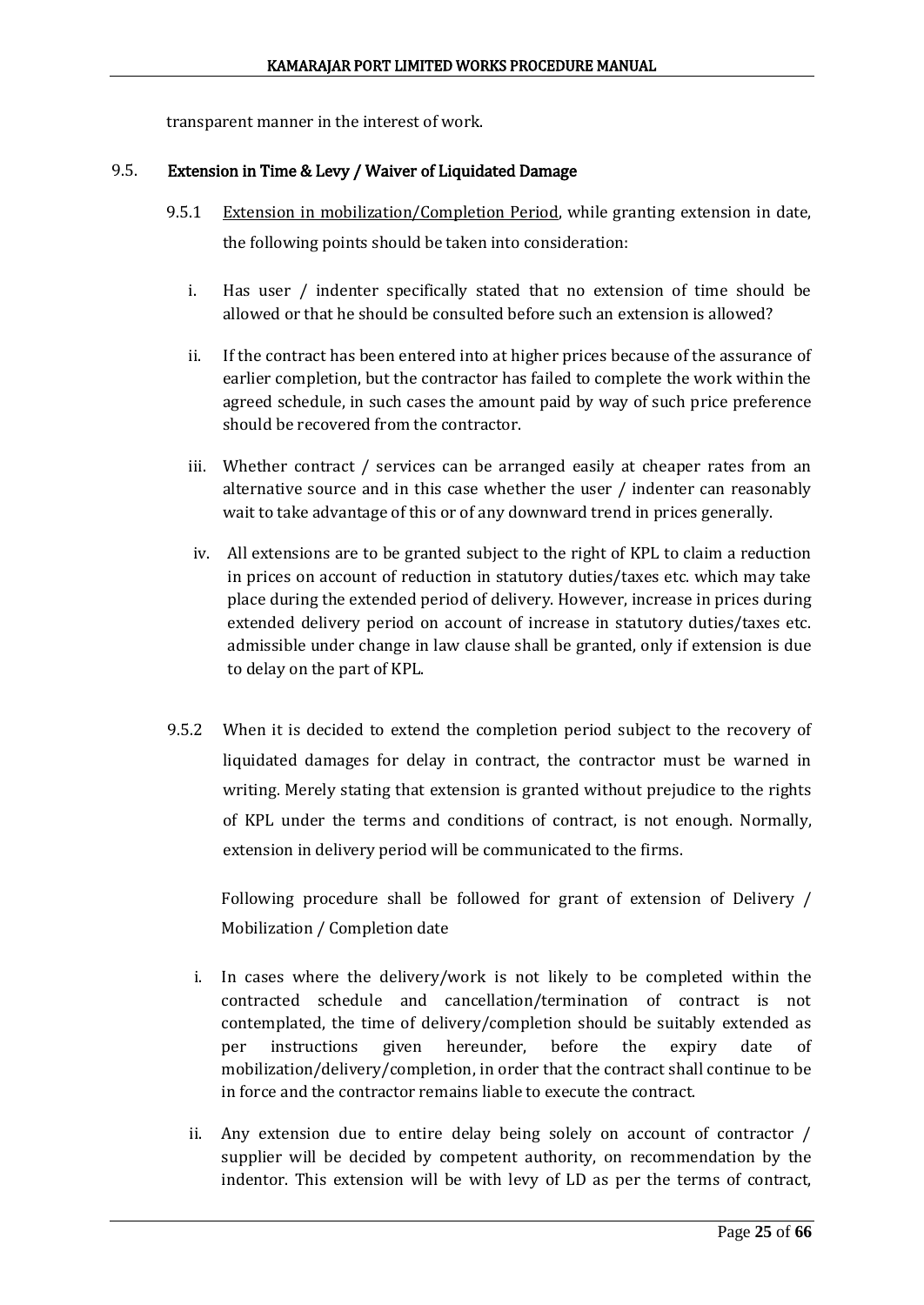transparent manner in the interest of work.

## 9.5. Extension in Time & Levy / Waiver of Liquidated Damage

9.5.1 Extension in mobilization/Completion Period, while granting extension in date, the following points should be taken into consideration:

i. Has user / indenter specifically stated that no extension of time should be allowed or that he should be consulted before such an extension is allowed?

ii. If the contract has been entered into at higher prices because of the assurance of earlier completion, but the contractor has failed to complete the work within the agreed schedule, in such cases the amount paid by way of such price preference should be recovered from the contractor.

iii. Whether contract / services can be arranged easily at cheaper rates from an alternative source and in this case whether the user / indenter can reasonably wait to take advantage of this or of any downward trend in prices generally.

iv. All extensions are to be granted subject to the right of KPL to claim a reduction in prices on account of reduction in statutory duties/taxes etc. which may take place during the extended period of delivery. However, increase in prices during extended delivery period on account of increase in statutory duties/taxes etc. admissible under change in law clause shall be granted, only if extension is due to delay on the part of KPL.

9.5.2 When it is decided to extend the completion period subject to the recovery of liquidated damages for delay in contract, the contractor must be warned in writing. Merely stating that extension is granted without prejudice to the rights of KPL under the terms and conditions of contract, is not enough. Normally, extension in delivery period will be communicated to the firms.

Following procedure shall be followed for grant of extension of Delivery / Mobilization / Completion date

i. In cases where the delivery/work is not likely to be completed within the contracted schedule and cancellation/termination of contract is not contemplated, the time of delivery/completion should be suitably extended as per instructions given hereunder, before the expiry date of mobilization/delivery/completion, in order that the contract shall continue to be in force and the contractor remains liable to execute the contract.

ii. Any extension due to entire delay being solely on account of contractor / supplier will be decided by competent authority, on recommendation by the indentor. This extension will be with levy of LD as per the terms of contract,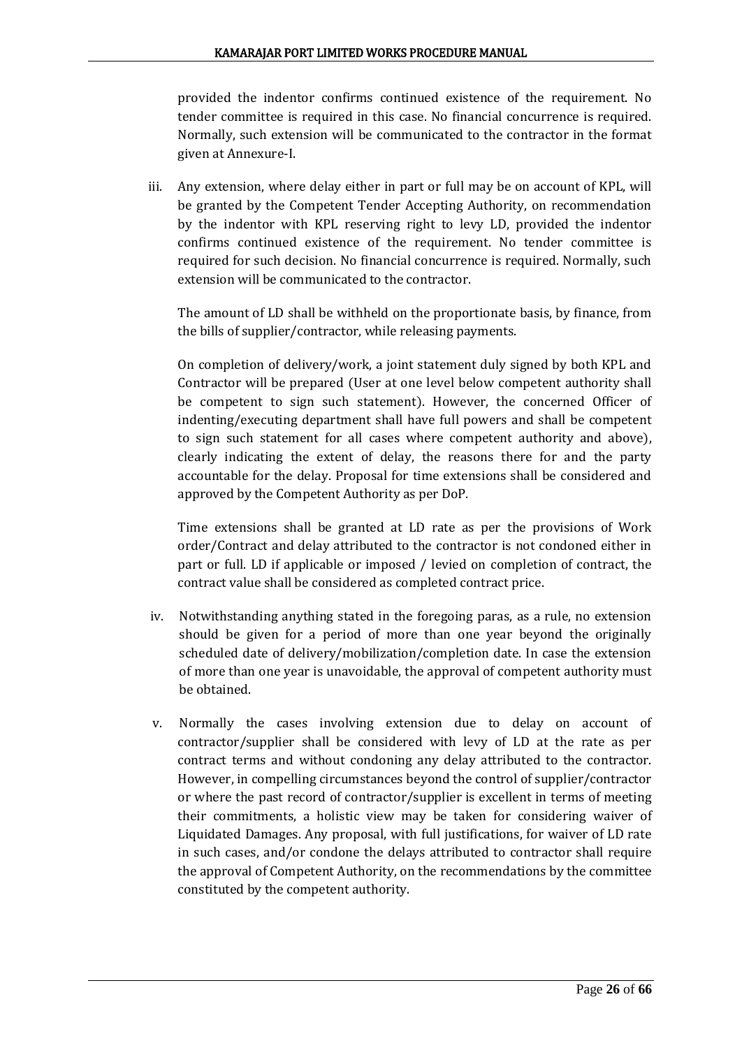provided the indentor confirms continued existence of the requirement. No tender committee is required in this case. No financial concurrence is required. Normally, such extension will be communicated to the contractor in the format given at Annexure-I.

iii. Any extension, where delay either in part or full may be on account of KPL, will be granted by the Competent Tender Accepting Authority, on recommendation by the indentor with KPL reserving right to levy LD, provided the indentor confirms continued existence of the requirement. No tender committee is required for such decision. No financial concurrence is required. Normally, such extension will be communicated to the contractor.

   The amount of LD shall be withheld on the proportionate basis, by finance, from the bills of supplier/contractor, while releasing payments.

   On completion of delivery/work, a joint statement duly signed by both KPL and Contractor will be prepared (User at one level below competent authority shall be competent to sign such statement). However, the concerned Officer of indenting/executing department shall have full powers and shall be competent to sign such statement for all cases where competent authority and above), clearly indicating the extent of delay, the reasons there for and the party accountable for the delay. Proposal for time extensions shall be considered and approved by the Competent Authority as per DoP.

   Time extensions shall be granted at LD rate as per the provisions of Work order/Contract and delay attributed to the contractor is not condoned either in part or full. LD if applicable or imposed / levied on completion of contract, the contract value shall be considered as completed contract price.

iv. Notwithstanding anything stated in the foregoing paras, as a rule, no extension should be given for a period of more than one year beyond the originally scheduled date of delivery/mobilization/completion date. In case the extension of more than one year is unavoidable, the approval of competent authority must be obtained.

v. Normally the cases involving extension due to delay on account of contractor/supplier shall be considered with levy of LD at the rate as per contract terms and without condoning any delay attributed to the contractor. However, in compelling circumstances beyond the control of supplier/contractor or where the past record of contractor/supplier is excellent in terms of meeting their commitments, a holistic view may be taken for considering waiver of Liquidated Damages. Any proposal, with full justifications, for waiver of LD rate in such cases, and/or condone the delays attributed to contractor shall require the approval of Competent Authority, on the recommendations by the committee constituted by the competent authority.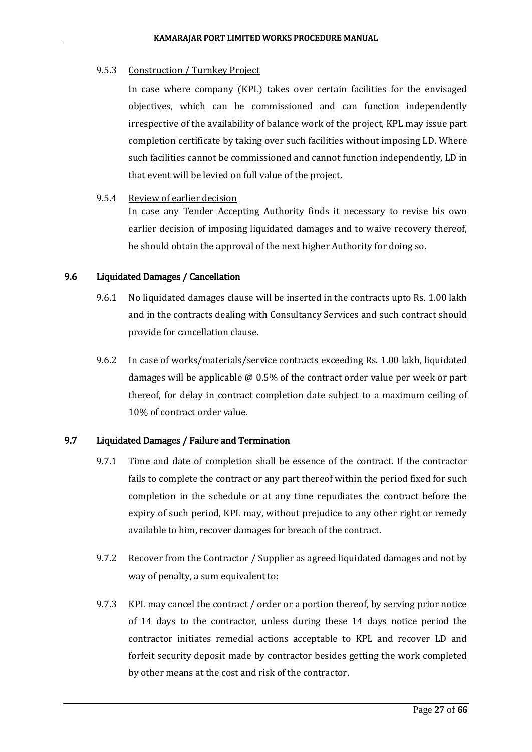9.5.3 Construction / Turnkey Project

In case where company (KPL) takes over certain facilities for the envisaged objectives, which can be commissioned and can function independently irrespective of the availability of balance work of the project, KPL may issue part completion certificate by taking over such facilities without imposing LD. Where such facilities cannot be commissioned and cannot function independently, LD in that event will be levied on full value of the project.

9.5.4 Review of earlier decision

In case any Tender Accepting Authority finds it necessary to revise his own earlier decision of imposing liquidated damages and to waive recovery thereof, he should obtain the approval of the next higher Authority for doing so.

## 9.6 Liquidated Damages / Cancellation

9.6.1 No liquidated damages clause will be inserted in the contracts upto Rs. 1.00 lakh and in the contracts dealing with Consultancy Services and such contract should provide for cancellation clause.

9.6.2 In case of works/materials/service contracts exceeding Rs. 1.00 lakh, liquidated damages will be applicable @ 0.5% of the contract order value per week or part thereof, for delay in contract completion date subject to a maximum ceiling of 10% of contract order value.

## 9.7 Liquidated Damages / Failure and Termination

9.7.1 Time and date of completion shall be essence of the contract. If the contractor fails to complete the contract or any part thereof within the period fixed for such completion in the schedule or at any time repudiates the contract before the expiry of such period, KPL may, without prejudice to any other right or remedy available to him, recover damages for breach of the contract.

9.7.2 Recover from the Contractor / Supplier as agreed liquidated damages and not by way of penalty, a sum equivalent to:

9.7.3 KPL may cancel the contract / order or a portion thereof, by serving prior notice of 14 days to the contractor, unless during these 14 days notice period the contractor initiates remedial actions acceptable to KPL and recover LD and forfeit security deposit made by contractor besides getting the work completed by other means at the cost and risk of the contractor.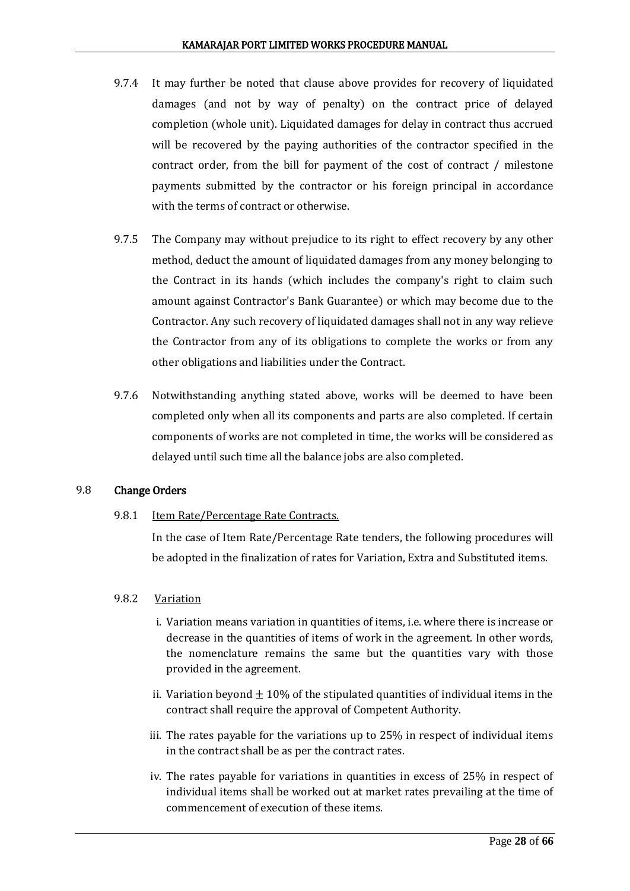9.7.4 It may further be noted that clause above provides for recovery of liquidated damages (and not by way of penalty) on the contract price of delayed completion (whole unit). Liquidated damages for delay in contract thus accrued will be recovered by the paying authorities of the contractor specified in the contract order, from the bill for payment of the cost of contract / milestone payments submitted by the contractor or his foreign principal in accordance with the terms of contract or otherwise.

9.7.5 The Company may without prejudice to its right to effect recovery by any other method, deduct the amount of liquidated damages from any money belonging to the Contract in its hands (which includes the company's right to claim such amount against Contractor's Bank Guarantee) or which may become due to the Contractor. Any such recovery of liquidated damages shall not in any way relieve the Contractor from any of its obligations to complete the works or from any other obligations and liabilities under the Contract.

9.7.6 Notwithstanding anything stated above, works will be deemed to have been completed only when all its components and parts are also completed. If certain components of works are not completed in time, the works will be considered as delayed until such time all the balance jobs are also completed.

## 9.8 Change Orders

9.8.1 Item Rate/Percentage Rate Contracts.

In the case of Item Rate/Percentage Rate tenders, the following procedures will be adopted in the finalization of rates for Variation, Extra and Substituted items.

9.8.2 Variation

i. Variation means variation in quantities of items, i.e. where there is increase or decrease in the quantities of items of work in the agreement. In other words, the nomenclature remains the same but the quantities vary with those provided in the agreement.

ii. Variation beyond $\pm$ 10% of the stipulated quantities of individual items in the contract shall require the approval of Competent Authority.

iii. The rates payable for the variations up to 25% in respect of individual items in the contract shall be as per the contract rates.

iv. The rates payable for variations in quantities in excess of 25% in respect of individual items shall be worked out at market rates prevailing at the time of commencement of execution of these items.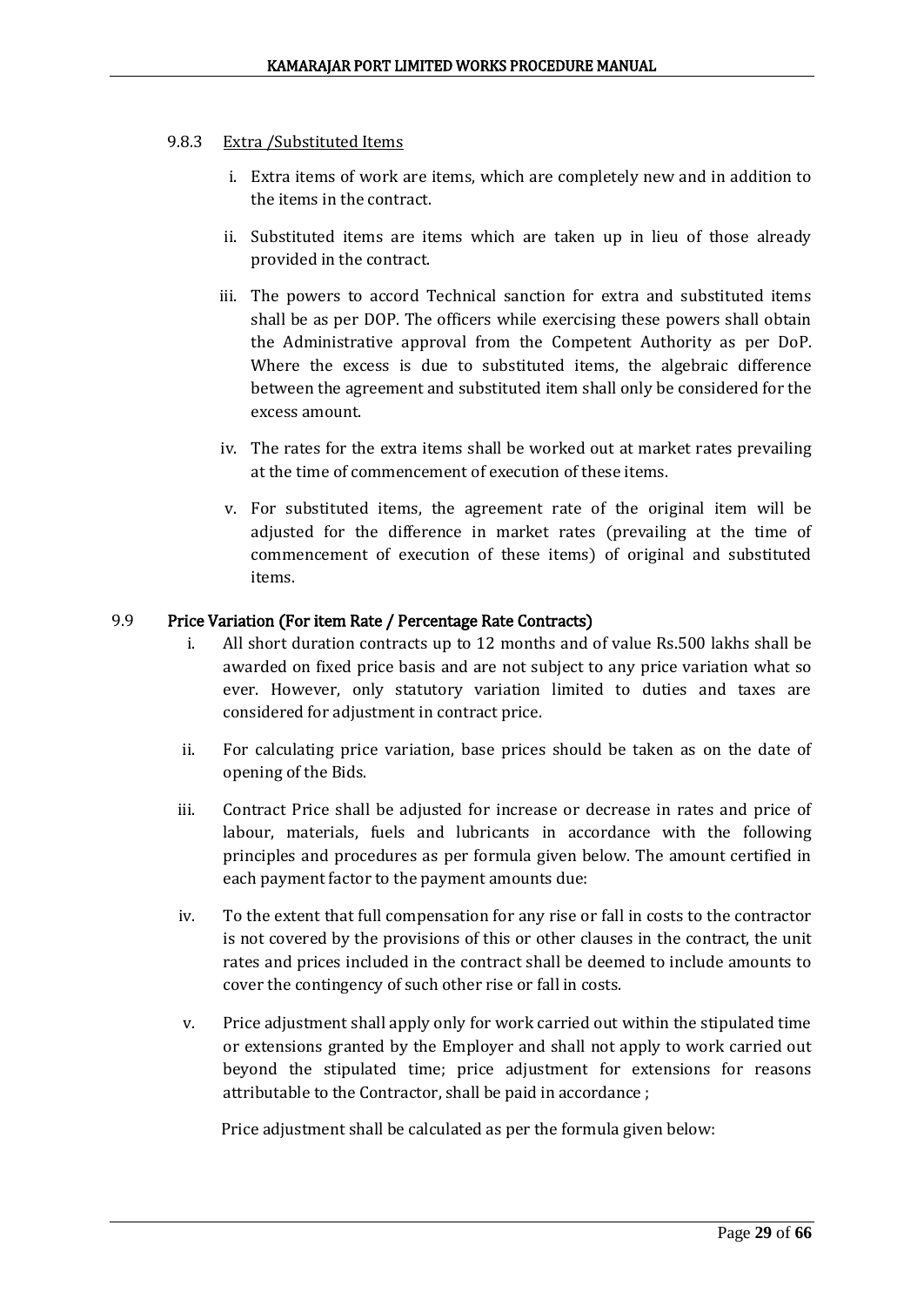#### 9.8.3 Extra /Substituted Items

i. Extra items of work are items, which are completely new and in addition to the items in the contract.

ii. Substituted items are items which are taken up in lieu of those already provided in the contract.

iii. The powers to accord Technical sanction for extra and substituted items shall be as per DOP. The officers while exercising these powers shall obtain the Administrative approval from the Competent Authority as per DoP. Where the excess is due to substituted items, the algebraic difference between the agreement and substituted item shall only be considered for the excess amount.

iv. The rates for the extra items shall be worked out at market rates prevailing at the time of commencement of execution of these items.

v. For substituted items, the agreement rate of the original item will be adjusted for the difference in market rates (prevailing at the time of commencement of execution of these items) of original and substituted items.

### 9.9 Price Variation (For item Rate / Percentage Rate Contracts)

i. All short duration contracts up to 12 months and of value Rs.500 lakhs shall be awarded on fixed price basis and are not subject to any price variation what so ever. However, only statutory variation limited to duties and taxes are considered for adjustment in contract price.

ii. For calculating price variation, base prices should be taken as on the date of opening of the Bids.

iii. Contract Price shall be adjusted for increase or decrease in rates and price of labour, materials, fuels and lubricants in accordance with the following principles and procedures as per formula given below. The amount certified in each payment factor to the payment amounts due:

iv. To the extent that full compensation for any rise or fall in costs to the contractor is not covered by the provisions of this or other clauses in the contract, the unit rates and prices included in the contract shall be deemed to include amounts to cover the contingency of such other rise or fall in costs.

v. Price adjustment shall apply only for work carried out within the stipulated time or extensions granted by the Employer and shall not apply to work carried out beyond the stipulated time; price adjustment for extensions for reasons attributable to the Contractor, shall be paid in accordance ;

Price adjustment shall be calculated as per the formula given below: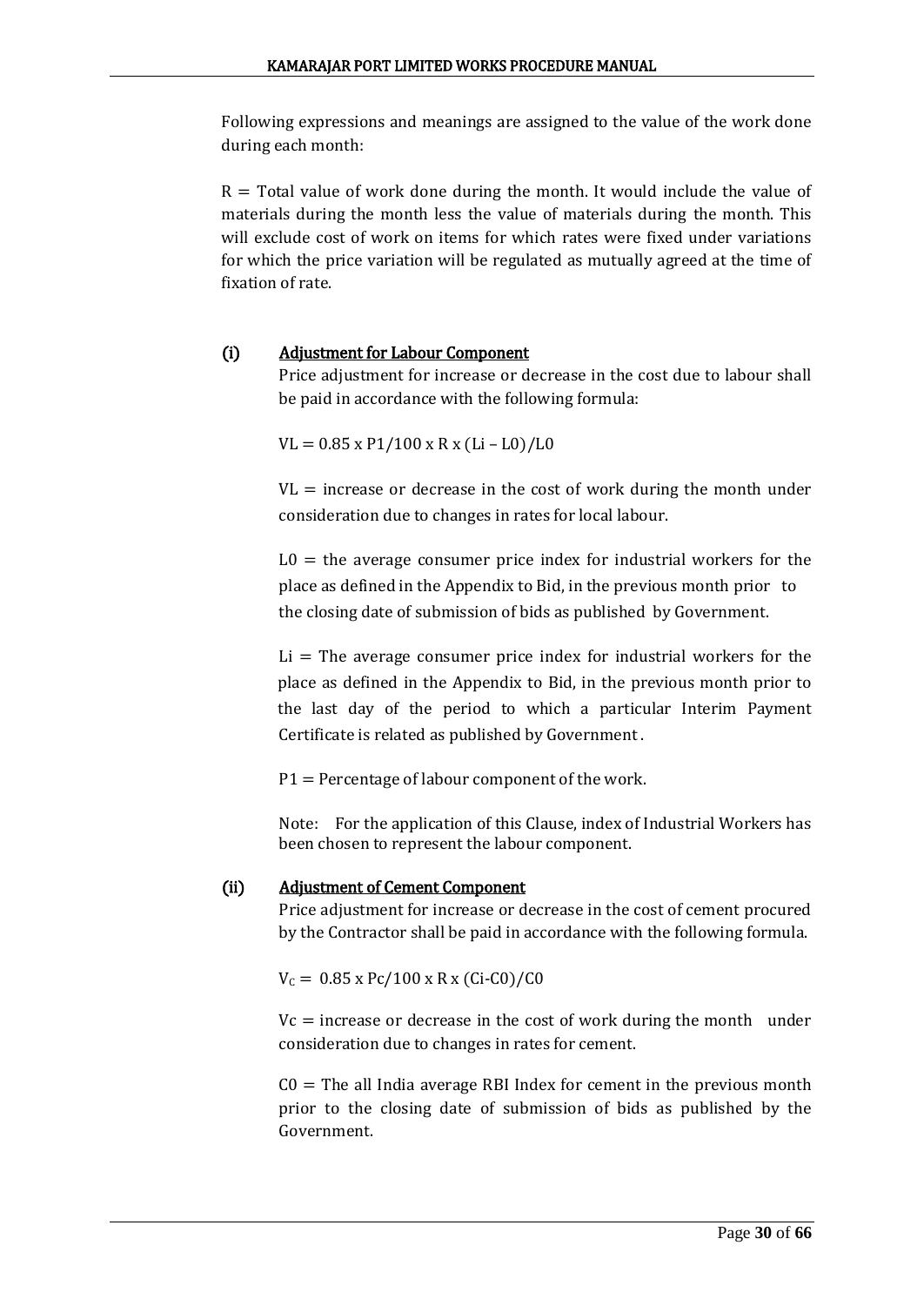Following expressions and meanings are assigned to the value of the work done during each month:

R = Total value of work done during the month. It would include the value of materials during the month less the value of materials during the month. This will exclude cost of work on items for which rates were fixed under variations for which the price variation will be regulated as mutually agreed at the time of fixation of rate.

### (i) Adjustment for Labour Component

Price adjustment for increase or decrease in the cost due to labour shall be paid in accordance with the following formula:

$VL = 0.85 \times P1/100 \times R \times (Li - L0)/L0$

VL = increase or decrease in the cost of work during the month under consideration due to changes in rates for local labour.

L0 = the average consumer price index for industrial workers for the place as defined in the Appendix to Bid, in the previous month prior to the closing date of submission of bids as published by Government.

Li = The average consumer price index for industrial workers for the place as defined in the Appendix to Bid, in the previous month prior to the last day of the period to which a particular Interim Payment Certificate is related as published by Government.

P1 = Percentage of labour component of the work.

Note: For the application of this Clause, index of Industrial Workers has been chosen to represent the labour component.

### (ii) Adjustment of Cement Component

Price adjustment for increase or decrease in the cost of cement procured by the Contractor shall be paid in accordance with the following formula.

$V_C = 0.85 \times Pc/100 \times R \times (Ci - C0)/C0$

Vc = increase or decrease in the cost of work during the month under consideration due to changes in rates for cement.

C0 = The all India average RBI Index for cement in the previous month prior to the closing date of submission of bids as published by the Government.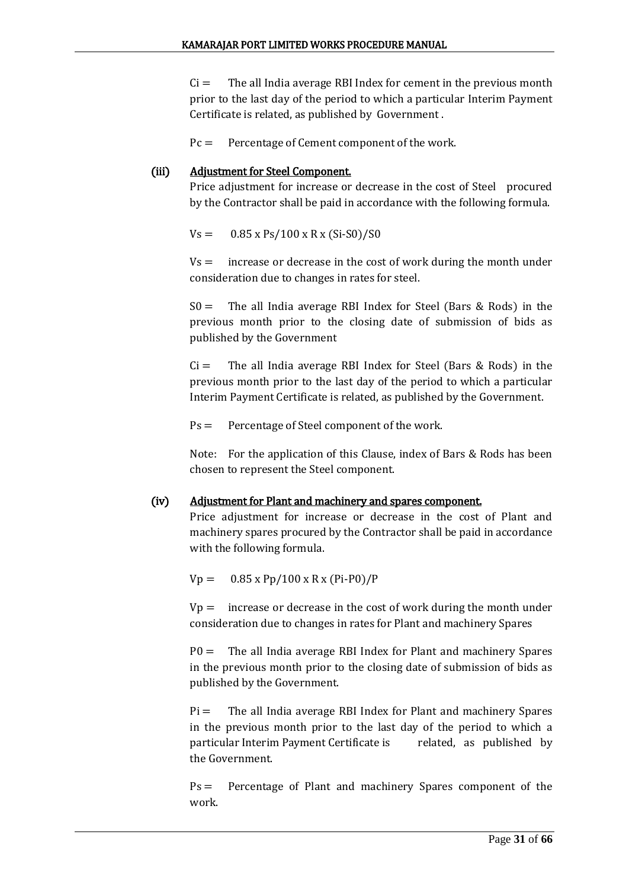$Ci$ = The all India average RBI Index for cement in the previous month prior to the last day of the period to which a particular Interim Payment Certificate is related, as published by Government .

$Pc$ = Percentage of Cement component of the work.

### (iii) Adjustment for Steel Component.

Price adjustment for increase or decrease in the cost of Steel procured by the Contractor shall be paid in accordance with the following formula.

$$Vs = 0.85 \times Ps/100 \times R \times (Si-S0)/S0$$

$Vs$ = increase or decrease in the cost of work during the month under consideration due to changes in rates for steel.

$S0$ = The all India average RBI Index for Steel (Bars & Rods) in the previous month prior to the closing date of submission of bids as published by the Government

$Ci$ = The all India average RBI Index for Steel (Bars & Rods) in the previous month prior to the last day of the period to which a particular Interim Payment Certificate is related, as published by the Government.

$Ps$ = Percentage of Steel component of the work.

Note: For the application of this Clause, index of Bars & Rods has been chosen to represent the Steel component.

### (iv) Adjustment for Plant and machinery and spares component.

Price adjustment for increase or decrease in the cost of Plant and machinery spares procured by the Contractor shall be paid in accordance with the following formula.

$$Vp = 0.85 \times Pp/100 \times R \times (Pi-P0)/P$$

$Vp$ = increase or decrease in the cost of work during the month under consideration due to changes in rates for Plant and machinery Spares

$P0$ = The all India average RBI Index for Plant and machinery Spares in the previous month prior to the closing date of submission of bids as published by the Government.

$Pi$ = The all India average RBI Index for Plant and machinery Spares in the previous month prior to the last day of the period to which a particular Interim Payment Certificate is related, as published by the Government.

$Ps$ = Percentage of Plant and machinery Spares component of the work.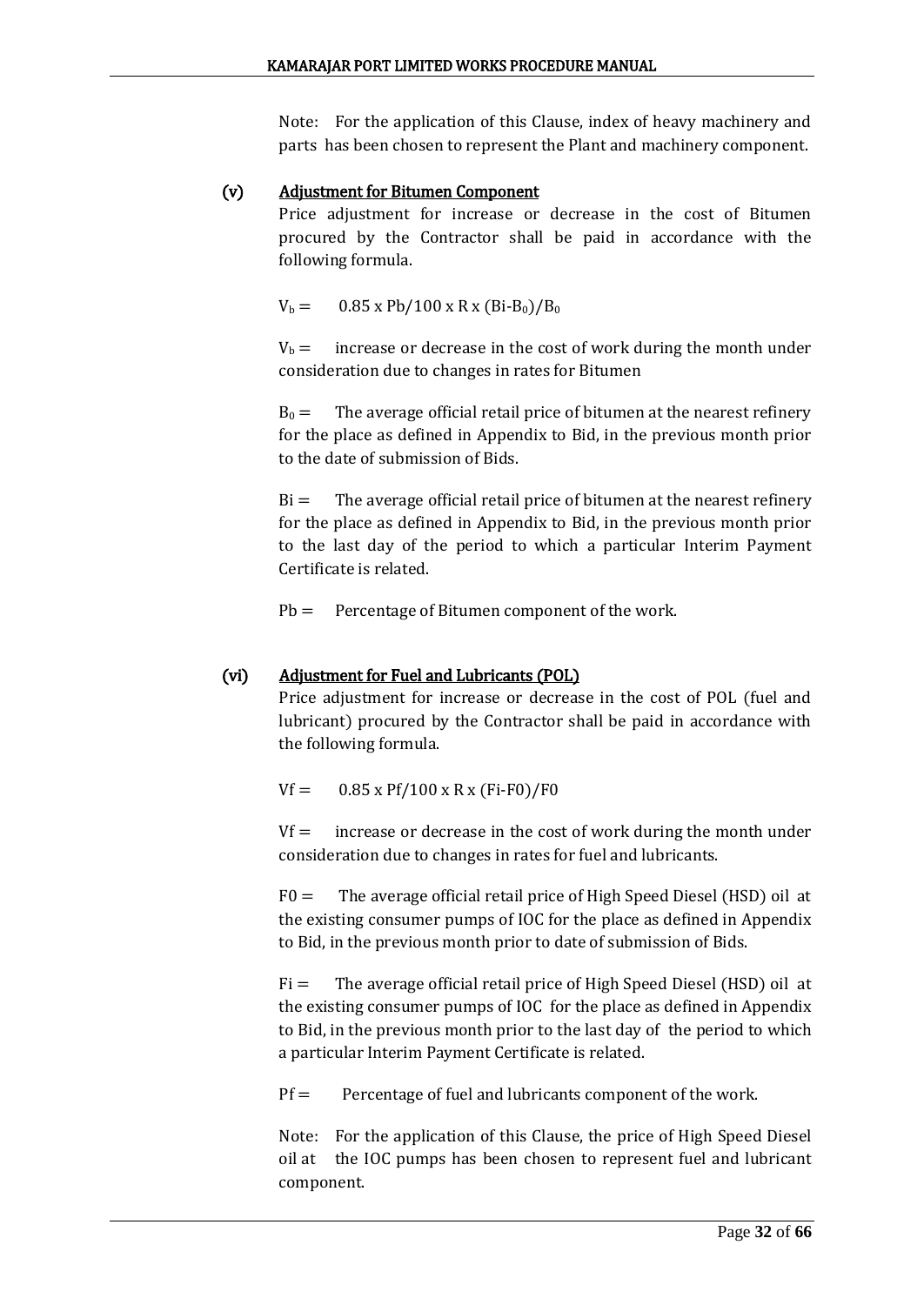Note: For the application of this Clause, index of heavy machinery and parts has been chosen to represent the Plant and machinery component.

### (v) Adjustment for Bitumen Component

Price adjustment for increase or decrease in the cost of Bitumen procured by the Contractor shall be paid in accordance with the following formula.

$V_b = 0.85 \times Pb/100 \times R \times (Bi-B_0)/B_0$

$V_b =$ increase or decrease in the cost of work during the month under consideration due to changes in rates for Bitumen

$B_0 =$ The average official retail price of bitumen at the nearest refinery for the place as defined in Appendix to Bid, in the previous month prior to the date of submission of Bids.

$Bi =$ The average official retail price of bitumen at the nearest refinery for the place as defined in Appendix to Bid, in the previous month prior to the last day of the period to which a particular Interim Payment Certificate is related.

$Pb =$ Percentage of Bitumen component of the work.

### (vi) Adjustment for Fuel and Lubricants (POL)

Price adjustment for increase or decrease in the cost of POL (fuel and lubricant) procured by the Contractor shall be paid in accordance with the following formula.

$Vf = 0.85 \times Pf/100 \times R \times (Fi-F0)/F0$

$Vf =$ increase or decrease in the cost of work during the month under consideration due to changes in rates for fuel and lubricants.

$F0 =$ The average official retail price of High Speed Diesel (HSD) oil at the existing consumer pumps of IOC for the place as defined in Appendix to Bid, in the previous month prior to date of submission of Bids.

$Fi =$ The average official retail price of High Speed Diesel (HSD) oil at the existing consumer pumps of IOC for the place as defined in Appendix to Bid, in the previous month prior to the last day of the period to which a particular Interim Payment Certificate is related.

$Pf =$ Percentage of fuel and lubricants component of the work.

Note: For the application of this Clause, the price of High Speed Diesel oil at the IOC pumps has been chosen to represent fuel and lubricant component.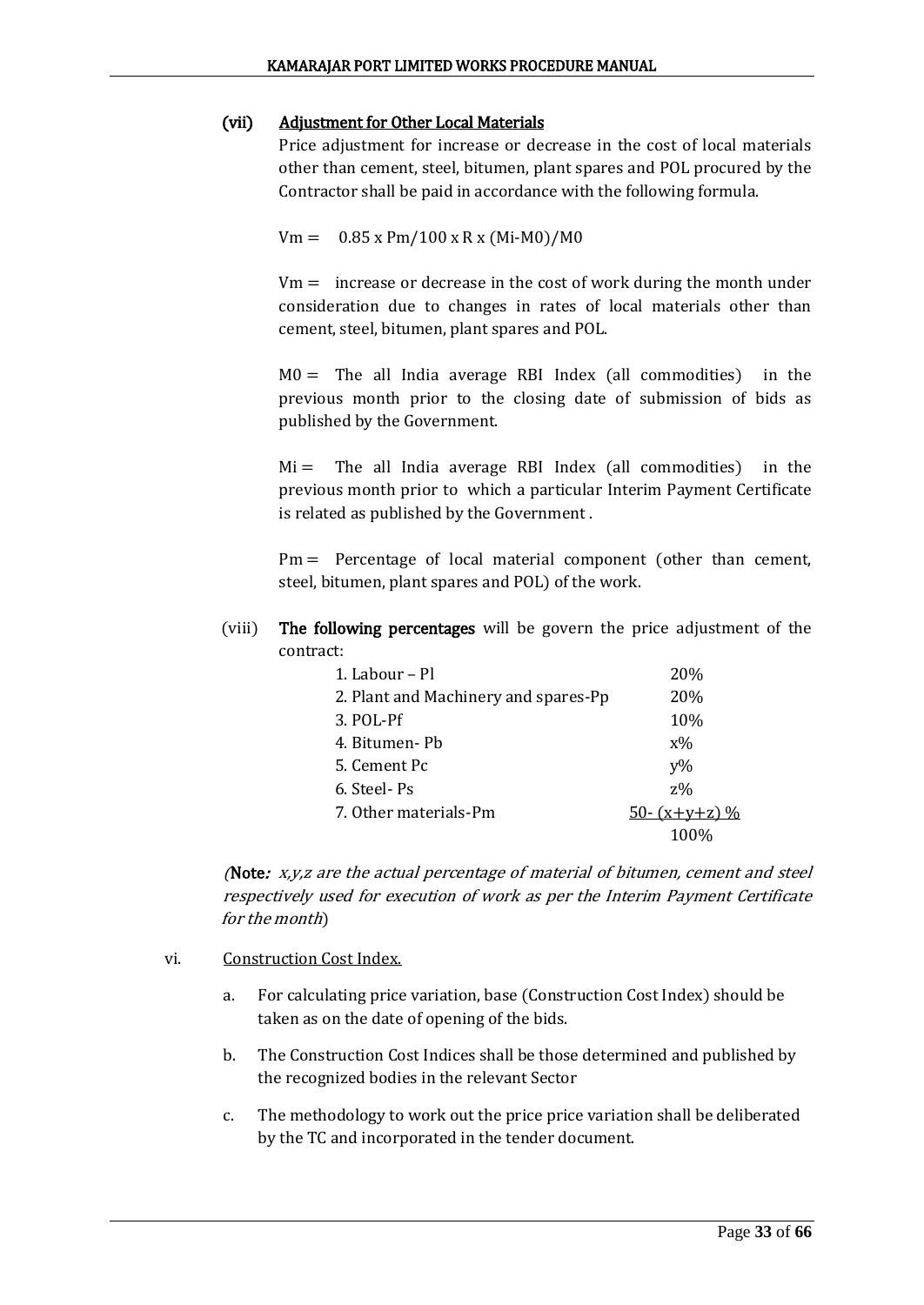**(vii) Adjustment for Other Local Materials**

Price adjustment for increase or decrease in the cost of local materials other than cement, steel, bitumen, plant spares and POL procured by the Contractor shall be paid in accordance with the following formula.

$$Vm = 0.85 \times Pm/100 \times R \times (Mi-M0)/M0$$

Vm = increase or decrease in the cost of work during the month under consideration due to changes in rates of local materials other than cement, steel, bitumen, plant spares and POL.

M0 = The all India average RBI Index (all commodities) in the previous month prior to the closing date of submission of bids as published by the Government.

Mi = The all India average RBI Index (all commodities) in the previous month prior to which a particular Interim Payment Certificate is related as published by the Government .

Pm = Percentage of local material component (other than cement, steel, bitumen, plant spares and POL) of the work.

(viii) **The following percentages** will be govern the price adjustment of the contract:

| | |
|---|---|
| 1. Labour – Pl | 20% |
| 2. Plant and Machinery and spares-Pp | 20% |
| 3. POL-Pf | 10% |
| 4. Bitumen- Pb | x% |
| 5. Cement Pc | y% |
| 6. Steel- Ps | z% |
| 7. Other materials-Pm | 50- (x+y+z) % |
| | 100% |

(**Note**: *x,y,z are the actual percentage of material of bitumen, cement and steel respectively used for execution of work as per the Interim Payment Certificate for the month*)

vi. Construction Cost Index.

a. For calculating price variation, base (Construction Cost Index) should be taken as on the date of opening of the bids.

b. The Construction Cost Indices shall be those determined and published by the recognized bodies in the relevant Sector

c. The methodology to work out the price price variation shall be deliberated by the TC and incorporated in the tender document.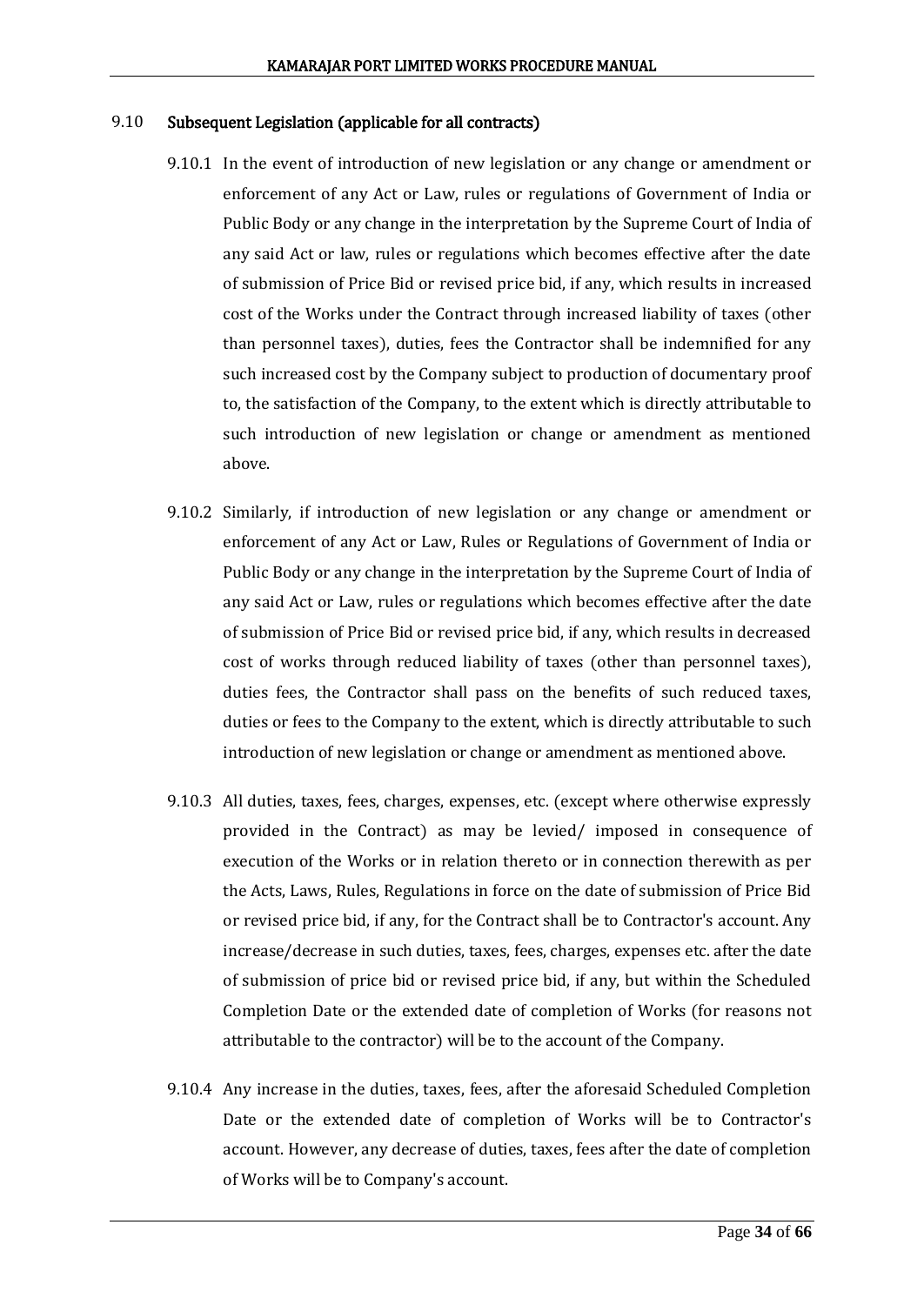## 9.10 Subsequent Legislation (applicable for all contracts)

9.10.1 In the event of introduction of new legislation or any change or amendment or enforcement of any Act or Law, rules or regulations of Government of India or Public Body or any change in the interpretation by the Supreme Court of India of any said Act or law, rules or regulations which becomes effective after the date of submission of Price Bid or revised price bid, if any, which results in increased cost of the Works under the Contract through increased liability of taxes (other than personnel taxes), duties, fees the Contractor shall be indemnified for any such increased cost by the Company subject to production of documentary proof to, the satisfaction of the Company, to the extent which is directly attributable to such introduction of new legislation or change or amendment as mentioned above.

9.10.2 Similarly, if introduction of new legislation or any change or amendment or enforcement of any Act or Law, Rules or Regulations of Government of India or Public Body or any change in the interpretation by the Supreme Court of India of any said Act or Law, rules or regulations which becomes effective after the date of submission of Price Bid or revised price bid, if any, which results in decreased cost of works through reduced liability of taxes (other than personnel taxes), duties fees, the Contractor shall pass on the benefits of such reduced taxes, duties or fees to the Company to the extent, which is directly attributable to such introduction of new legislation or change or amendment as mentioned above.

9.10.3 All duties, taxes, fees, charges, expenses, etc. (except where otherwise expressly provided in the Contract) as may be levied/ imposed in consequence of execution of the Works or in relation thereto or in connection therewith as per the Acts, Laws, Rules, Regulations in force on the date of submission of Price Bid or revised price bid, if any, for the Contract shall be to Contractor's account. Any increase/decrease in such duties, taxes, fees, charges, expenses etc. after the date of submission of price bid or revised price bid, if any, but within the Scheduled Completion Date or the extended date of completion of Works (for reasons not attributable to the contractor) will be to the account of the Company.

9.10.4 Any increase in the duties, taxes, fees, after the aforesaid Scheduled Completion Date or the extended date of completion of Works will be to Contractor's account. However, any decrease of duties, taxes, fees after the date of completion of Works will be to Company's account.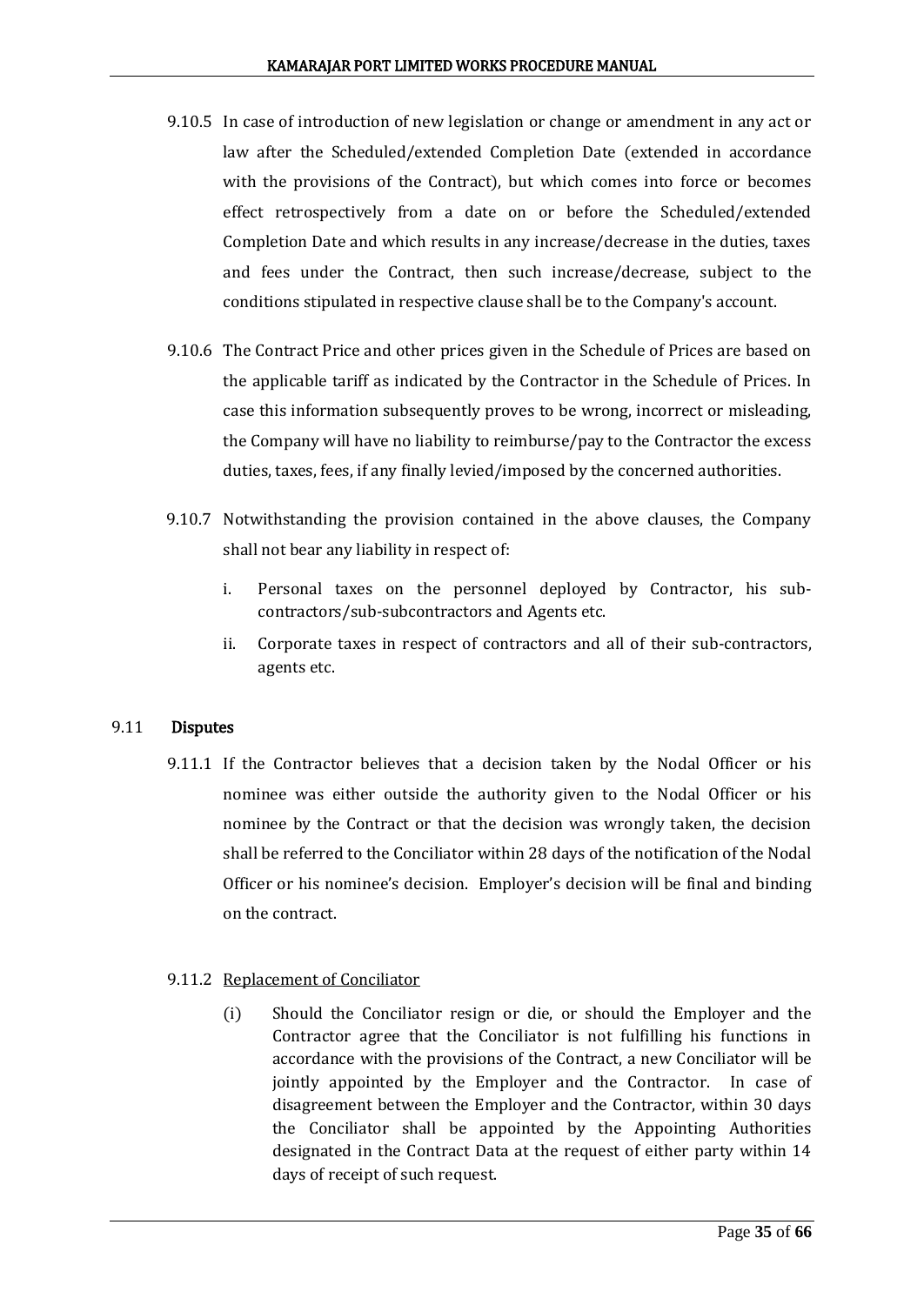9.10.5 In case of introduction of new legislation or change or amendment in any act or law after the Scheduled/extended Completion Date (extended in accordance with the provisions of the Contract), but which comes into force or becomes effect retrospectively from a date on or before the Scheduled/extended Completion Date and which results in any increase/decrease in the duties, taxes and fees under the Contract, then such increase/decrease, subject to the conditions stipulated in respective clause shall be to the Company's account.

9.10.6 The Contract Price and other prices given in the Schedule of Prices are based on the applicable tariff as indicated by the Contractor in the Schedule of Prices. In case this information subsequently proves to be wrong, incorrect or misleading, the Company will have no liability to reimburse/pay to the Contractor the excess duties, taxes, fees, if any finally levied/imposed by the concerned authorities.

9.10.7 Notwithstanding the provision contained in the above clauses, the Company shall not bear any liability in respect of:

i. Personal taxes on the personnel deployed by Contractor, his sub-contractors/sub-subcontractors and Agents etc.

ii. Corporate taxes in respect of contractors and all of their sub-contractors, agents etc.

## 9.11 Disputes

9.11.1 If the Contractor believes that a decision taken by the Nodal Officer or his nominee was either outside the authority given to the Nodal Officer or his nominee by the Contract or that the decision was wrongly taken, the decision shall be referred to the Conciliator within 28 days of the notification of the Nodal Officer or his nominee's decision. Employer's decision will be final and binding on the contract.

9.11.2 Replacement of Conciliator

(i) Should the Conciliator resign or die, or should the Employer and the Contractor agree that the Conciliator is not fulfilling his functions in accordance with the provisions of the Contract, a new Conciliator will be jointly appointed by the Employer and the Contractor. In case of disagreement between the Employer and the Contractor, within 30 days the Conciliator shall be appointed by the Appointing Authorities designated in the Contract Data at the request of either party within 14 days of receipt of such request.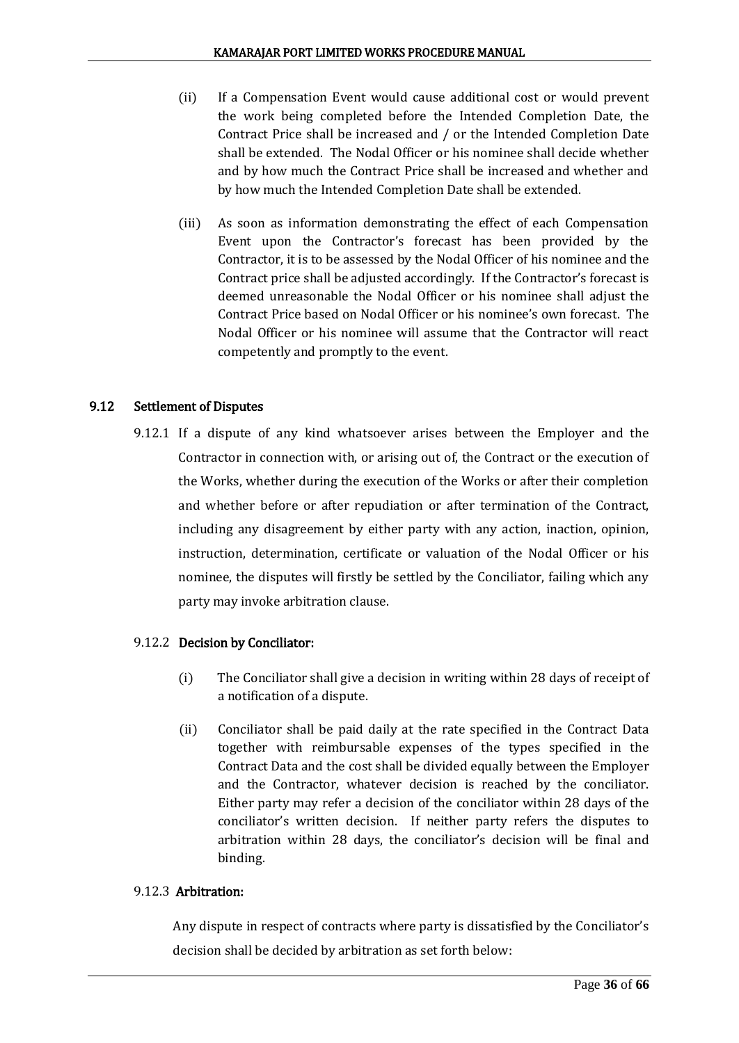(ii) If a Compensation Event would cause additional cost or would prevent the work being completed before the Intended Completion Date, the Contract Price shall be increased and / or the Intended Completion Date shall be extended. The Nodal Officer or his nominee shall decide whether and by how much the Contract Price shall be increased and whether and by how much the Intended Completion Date shall be extended.

(iii) As soon as information demonstrating the effect of each Compensation Event upon the Contractor's forecast has been provided by the Contractor, it is to be assessed by the Nodal Officer of his nominee and the Contract price shall be adjusted accordingly. If the Contractor's forecast is deemed unreasonable the Nodal Officer or his nominee shall adjust the Contract Price based on Nodal Officer or his nominee's own forecast. The Nodal Officer or his nominee will assume that the Contractor will react competently and promptly to the event.

### 9.12 Settlement of Disputes

9.12.1 If a dispute of any kind whatsoever arises between the Employer and the Contractor in connection with, or arising out of, the Contract or the execution of the Works, whether during the execution of the Works or after their completion and whether before or after repudiation or after termination of the Contract, including any disagreement by either party with any action, inaction, opinion, instruction, determination, certificate or valuation of the Nodal Officer or his nominee, the disputes will firstly be settled by the Conciliator, failing which any party may invoke arbitration clause.

9.12.2 **Decision by Conciliator:**

(i) The Conciliator shall give a decision in writing within 28 days of receipt of a notification of a dispute.

(ii) Conciliator shall be paid daily at the rate specified in the Contract Data together with reimbursable expenses of the types specified in the Contract Data and the cost shall be divided equally between the Employer and the Contractor, whatever decision is reached by the conciliator. Either party may refer a decision of the conciliator within 28 days of the conciliator's written decision. If neither party refers the disputes to arbitration within 28 days, the conciliator's decision will be final and binding.

9.12.3 **Arbitration:**

Any dispute in respect of contracts where party is dissatisfied by the Conciliator's decision shall be decided by arbitration as set forth below: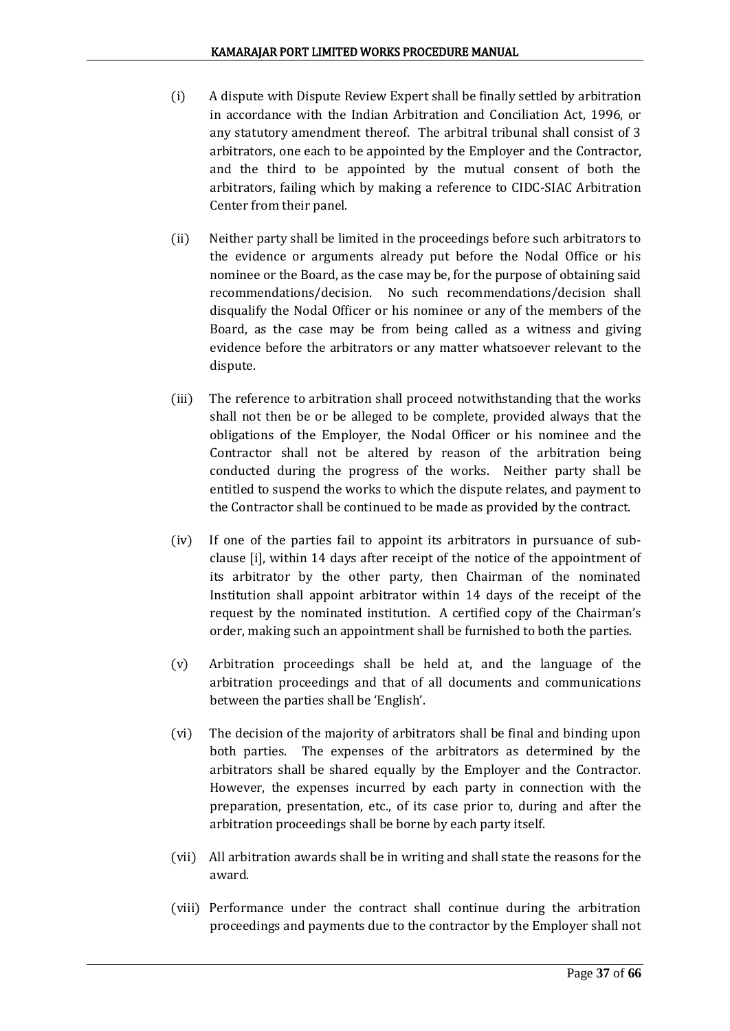(i) A dispute with Dispute Review Expert shall be finally settled by arbitration in accordance with the Indian Arbitration and Conciliation Act, 1996, or any statutory amendment thereof. The arbitral tribunal shall consist of 3 arbitrators, one each to be appointed by the Employer and the Contractor, and the third to be appointed by the mutual consent of both the arbitrators, failing which by making a reference to CIDC-SIAC Arbitration Center from their panel.

(ii) Neither party shall be limited in the proceedings before such arbitrators to the evidence or arguments already put before the Nodal Office or his nominee or the Board, as the case may be, for the purpose of obtaining said recommendations/decision. No such recommendations/decision shall disqualify the Nodal Officer or his nominee or any of the members of the Board, as the case may be from being called as a witness and giving evidence before the arbitrators or any matter whatsoever relevant to the dispute.

(iii) The reference to arbitration shall proceed notwithstanding that the works shall not then be or be alleged to be complete, provided always that the obligations of the Employer, the Nodal Officer or his nominee and the Contractor shall not be altered by reason of the arbitration being conducted during the progress of the works. Neither party shall be entitled to suspend the works to which the dispute relates, and payment to the Contractor shall be continued to be made as provided by the contract.

(iv) If one of the parties fail to appoint its arbitrators in pursuance of sub-clause [i], within 14 days after receipt of the notice of the appointment of its arbitrator by the other party, then Chairman of the nominated Institution shall appoint arbitrator within 14 days of the receipt of the request by the nominated institution. A certified copy of the Chairman's order, making such an appointment shall be furnished to both the parties.

(v) Arbitration proceedings shall be held at, and the language of the arbitration proceedings and that of all documents and communications between the parties shall be 'English'.

(vi) The decision of the majority of arbitrators shall be final and binding upon both parties. The expenses of the arbitrators as determined by the arbitrators shall be shared equally by the Employer and the Contractor. However, the expenses incurred by each party in connection with the preparation, presentation, etc., of its case prior to, during and after the arbitration proceedings shall be borne by each party itself.

(vii) All arbitration awards shall be in writing and shall state the reasons for the award.

(viii) Performance under the contract shall continue during the arbitration proceedings and payments due to the contractor by the Employer shall not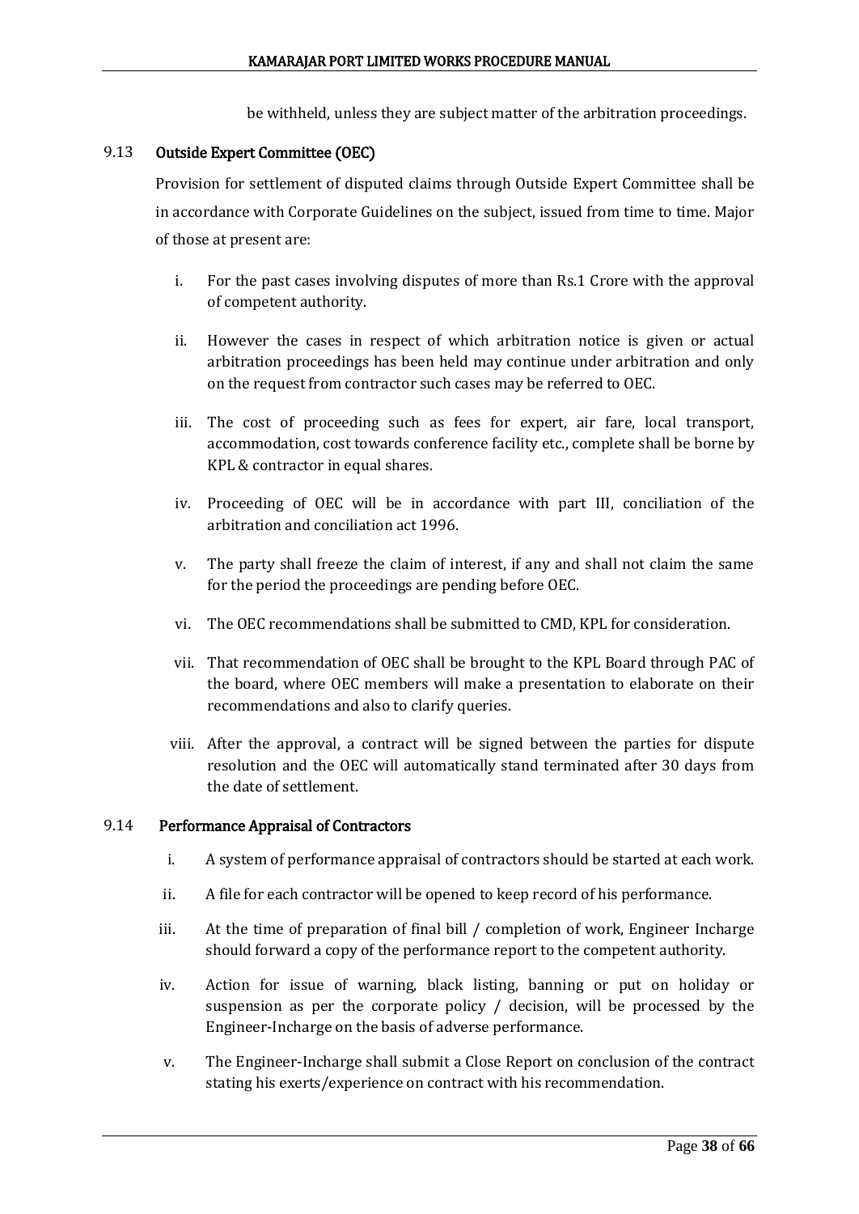be withheld, unless they are subject matter of the arbitration proceedings.

### 9.13 Outside Expert Committee (OEC)

Provision for settlement of disputed claims through Outside Expert Committee shall be in accordance with Corporate Guidelines on the subject, issued from time to time. Major of those at present are:

i. For the past cases involving disputes of more than Rs.1 Crore with the approval of competent authority.

ii. However the cases in respect of which arbitration notice is given or actual arbitration proceedings has been held may continue under arbitration and only on the request from contractor such cases may be referred to OEC.

iii. The cost of proceeding such as fees for expert, air fare, local transport, accommodation, cost towards conference facility etc., complete shall be borne by KPL & contractor in equal shares.

iv. Proceeding of OEC will be in accordance with part III, conciliation of the arbitration and conciliation act 1996.

v. The party shall freeze the claim of interest, if any and shall not claim the same for the period the proceedings are pending before OEC.

vi. The OEC recommendations shall be submitted to CMD, KPL for consideration.

vii. That recommendation of OEC shall be brought to the KPL Board through PAC of the board, where OEC members will make a presentation to elaborate on their recommendations and also to clarify queries.

viii. After the approval, a contract will be signed between the parties for dispute resolution and the OEC will automatically stand terminated after 30 days from the date of settlement.

### 9.14 Performance Appraisal of Contractors

i. A system of performance appraisal of contractors should be started at each work.

ii. A file for each contractor will be opened to keep record of his performance.

iii. At the time of preparation of final bill / completion of work, Engineer Incharge should forward a copy of the performance report to the competent authority.

iv. Action for issue of warning, black listing, banning or put on holiday or suspension as per the corporate policy / decision, will be processed by the Engineer-Incharge on the basis of adverse performance.

v. The Engineer-Incharge shall submit a Close Report on conclusion of the contract stating his exerts/experience on contract with his recommendation.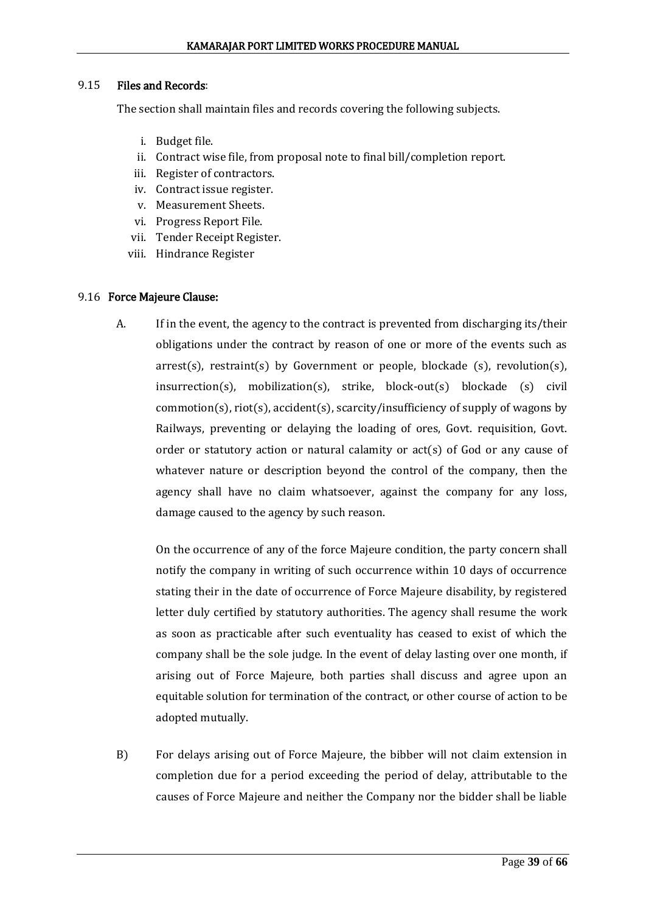### 9.15 Files and Records:

The section shall maintain files and records covering the following subjects.

i. Budget file.
ii. Contract wise file, from proposal note to final bill/completion report.
iii. Register of contractors.
iv. Contract issue register.
v. Measurement Sheets.
vi. Progress Report File.
vii. Tender Receipt Register.
viii. Hindrance Register

### 9.16 Force Majeure Clause:

A. If in the event, the agency to the contract is prevented from discharging its/their obligations under the contract by reason of one or more of the events such as arrest(s), restraint(s) by Government or people, blockade (s), revolution(s), insurrection(s), mobilization(s), strike, block-out(s) blockade (s) civil commotion(s), riot(s), accident(s), scarcity/insufficiency of supply of wagons by Railways, preventing or delaying the loading of ores, Govt. requisition, Govt. order or statutory action or natural calamity or act(s) of God or any cause of whatever nature or description beyond the control of the company, then the agency shall have no claim whatsoever, against the company for any loss, damage caused to the agency by such reason.

On the occurrence of any of the force Majeure condition, the party concern shall notify the company in writing of such occurrence within 10 days of occurrence stating their in the date of occurrence of Force Majeure disability, by registered letter duly certified by statutory authorities. The agency shall resume the work as soon as practicable after such eventuality has ceased to exist of which the company shall be the sole judge. In the event of delay lasting over one month, if arising out of Force Majeure, both parties shall discuss and agree upon an equitable solution for termination of the contract, or other course of action to be adopted mutually.

B) For delays arising out of Force Majeure, the bibber will not claim extension in completion due for a period exceeding the period of delay, attributable to the causes of Force Majeure and neither the Company nor the bidder shall be liable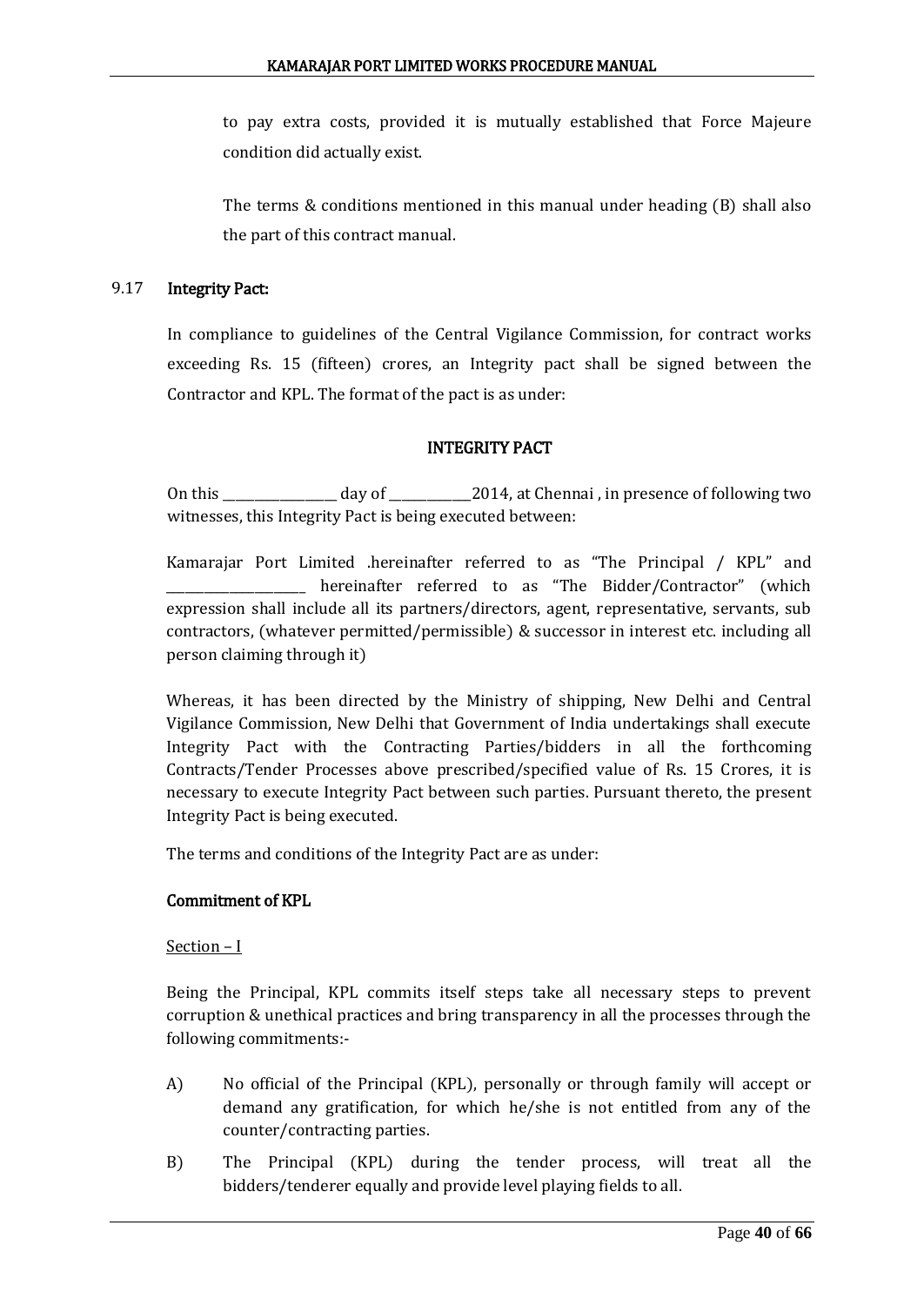to pay extra costs, provided it is mutually established that Force Majeure condition did actually exist.

The terms & conditions mentioned in this manual under heading (B) shall also the part of this contract manual.

## 9.17 Integrity Pact:

In compliance to guidelines of the Central Vigilance Commission, for contract works exceeding Rs. 15 (fifteen) crores, an Integrity pact shall be signed between the Contractor and KPL. The format of the pact is as under:

### INTEGRITY PACT

On this _________________ day of _____________2014, at Chennai , in presence of following two witnesses, this Integrity Pact is being executed between:

Kamarajar Port Limited .hereinafter referred to as "The Principal / KPL" and _____________________ hereinafter referred to as "The Bidder/Contractor" (which expression shall include all its partners/directors, agent, representative, servants, sub contractors, (whatever permitted/permissible) & successor in interest etc. including all person claiming through it)

Whereas, it has been directed by the Ministry of shipping, New Delhi and Central Vigilance Commission, New Delhi that Government of India undertakings shall execute Integrity Pact with the Contracting Parties/bidders in all the forthcoming Contracts/Tender Processes above prescribed/specified value of Rs. 15 Crores, it is necessary to execute Integrity Pact between such parties. Pursuant thereto, the present Integrity Pact is being executed.

The terms and conditions of the Integrity Pact are as under:

**Commitment of KPL**

Section – I

Being the Principal, KPL commits itself steps take all necessary steps to prevent corruption & unethical practices and bring transparency in all the processes through the following commitments:-

A) No official of the Principal (KPL), personally or through family will accept or demand any gratification, for which he/she is not entitled from any of the counter/contracting parties.

B) The Principal (KPL) during the tender process, will treat all the bidders/tenderer equally and provide level playing fields to all.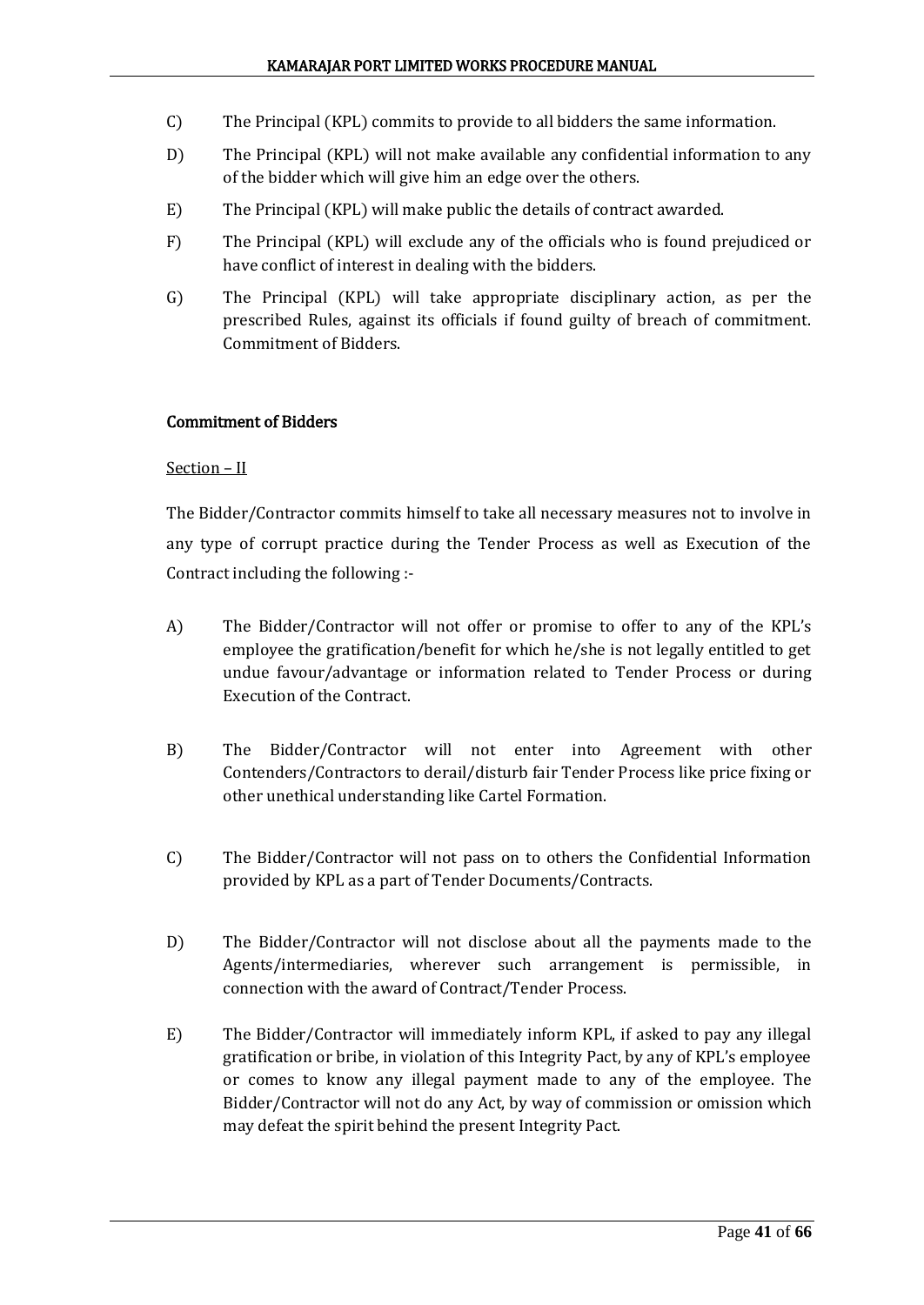C) The Principal (KPL) commits to provide to all bidders the same information.

D) The Principal (KPL) will not make available any confidential information to any of the bidder which will give him an edge over the others.

E) The Principal (KPL) will make public the details of contract awarded.

F) The Principal (KPL) will exclude any of the officials who is found prejudiced or have conflict of interest in dealing with the bidders.

G) The Principal (KPL) will take appropriate disciplinary action, as per the prescribed Rules, against its officials if found guilty of breach of commitment. Commitment of Bidders.

### Commitment of Bidders

Section – II

The Bidder/Contractor commits himself to take all necessary measures not to involve in any type of corrupt practice during the Tender Process as well as Execution of the Contract including the following :-

A) The Bidder/Contractor will not offer or promise to offer to any of the KPL's employee the gratification/benefit for which he/she is not legally entitled to get undue favour/advantage or information related to Tender Process or during Execution of the Contract.

B) The Bidder/Contractor will not enter into Agreement with other Contenders/Contractors to derail/disturb fair Tender Process like price fixing or other unethical understanding like Cartel Formation.

C) The Bidder/Contractor will not pass on to others the Confidential Information provided by KPL as a part of Tender Documents/Contracts.

D) The Bidder/Contractor will not disclose about all the payments made to the Agents/intermediaries, wherever such arrangement is permissible, in connection with the award of Contract/Tender Process.

E) The Bidder/Contractor will immediately inform KPL, if asked to pay any illegal gratification or bribe, in violation of this Integrity Pact, by any of KPL's employee or comes to know any illegal payment made to any of the employee. The Bidder/Contractor will not do any Act, by way of commission or omission which may defeat the spirit behind the present Integrity Pact.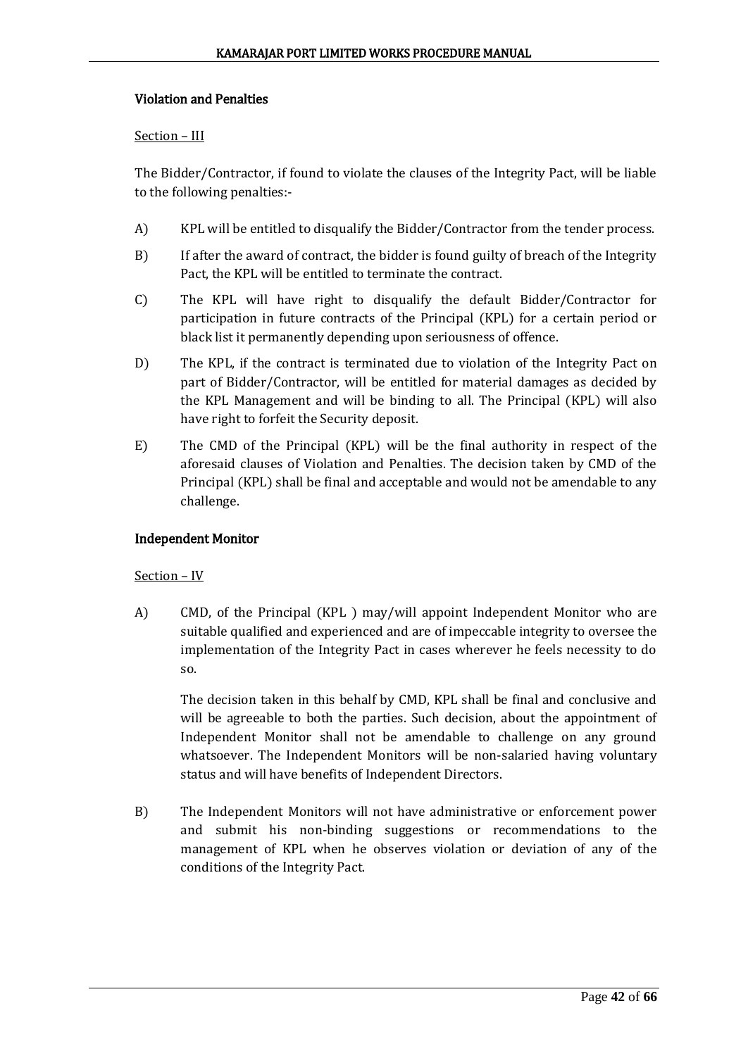### Violation and Penalties

Section – III

The Bidder/Contractor, if found to violate the clauses of the Integrity Pact, will be liable to the following penalties:-

A) KPL will be entitled to disqualify the Bidder/Contractor from the tender process.

B) If after the award of contract, the bidder is found guilty of breach of the Integrity Pact, the KPL will be entitled to terminate the contract.

C) The KPL will have right to disqualify the default Bidder/Contractor for participation in future contracts of the Principal (KPL) for a certain period or black list it permanently depending upon seriousness of offence.

D) The KPL, if the contract is terminated due to violation of the Integrity Pact on part of Bidder/Contractor, will be entitled for material damages as decided by the KPL Management and will be binding to all. The Principal (KPL) will also have right to forfeit the Security deposit.

E) The CMD of the Principal (KPL) will be the final authority in respect of the aforesaid clauses of Violation and Penalties. The decision taken by CMD of the Principal (KPL) shall be final and acceptable and would not be amendable to any challenge.

### Independent Monitor

Section – IV

A) CMD, of the Principal (KPL ) may/will appoint Independent Monitor who are suitable qualified and experienced and are of impeccable integrity to oversee the implementation of the Integrity Pact in cases wherever he feels necessity to do so.

   The decision taken in this behalf by CMD, KPL shall be final and conclusive and will be agreeable to both the parties. Such decision, about the appointment of Independent Monitor shall not be amendable to challenge on any ground whatsoever. The Independent Monitors will be non-salaried having voluntary status and will have benefits of Independent Directors.

B) The Independent Monitors will not have administrative or enforcement power and submit his non-binding suggestions or recommendations to the management of KPL when he observes violation or deviation of any of the conditions of the Integrity Pact.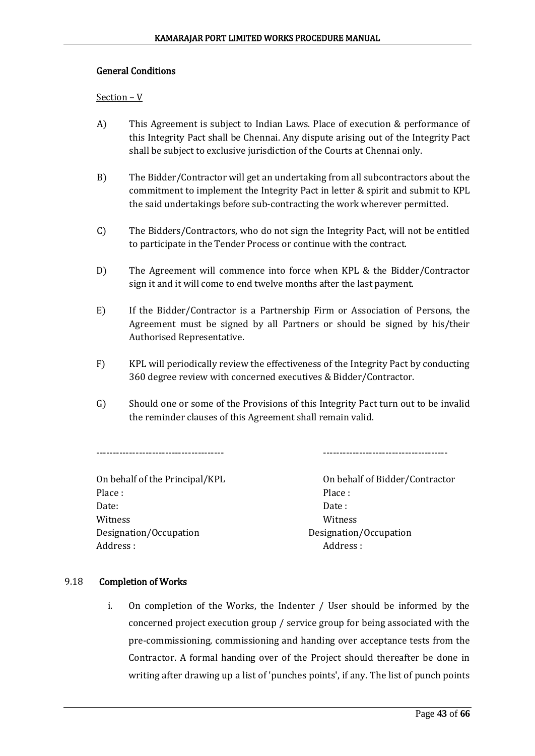### General Conditions

Section – V

A) This Agreement is subject to Indian Laws. Place of execution & performance of this Integrity Pact shall be Chennai. Any dispute arising out of the Integrity Pact shall be subject to exclusive jurisdiction of the Courts at Chennai only.

B) The Bidder/Contractor will get an undertaking from all subcontractors about the commitment to implement the Integrity Pact in letter & spirit and submit to KPL the said undertakings before sub-contracting the work wherever permitted.

C) The Bidders/Contractors, who do not sign the Integrity Pact, will not be entitled to participate in the Tender Process or continue with the contract.

D) The Agreement will commence into force when KPL & the Bidder/Contractor sign it and it will come to end twelve months after the last payment.

E) If the Bidder/Contractor is a Partnership Firm or Association of Persons, the Agreement must be signed by all Partners or should be signed by his/their Authorised Representative.

F) KPL will periodically review the effectiveness of the Integrity Pact by conducting 360 degree review with concerned executives & Bidder/Contractor.

G) Should one or some of the Provisions of this Integrity Pact turn out to be invalid the reminder clauses of this Agreement shall remain valid.

| -------------------------------------- | -------------------------------------- |
|---|---|
| On behalf of the Principal/KPL | On behalf of Bidder/Contractor |
| Place : | Place : |
| Date: | Date : |
| Witness | Witness |
| Designation/Occupation | Designation/Occupation |
| Address : | Address : |

### 9.18 Completion of Works

i. On completion of the Works, the Indenter / User should be informed by the concerned project execution group / service group for being associated with the pre-commissioning, commissioning and handing over acceptance tests from the Contractor. A formal handing over of the Project should thereafter be done in writing after drawing up a list of 'punches points', if any. The list of punch points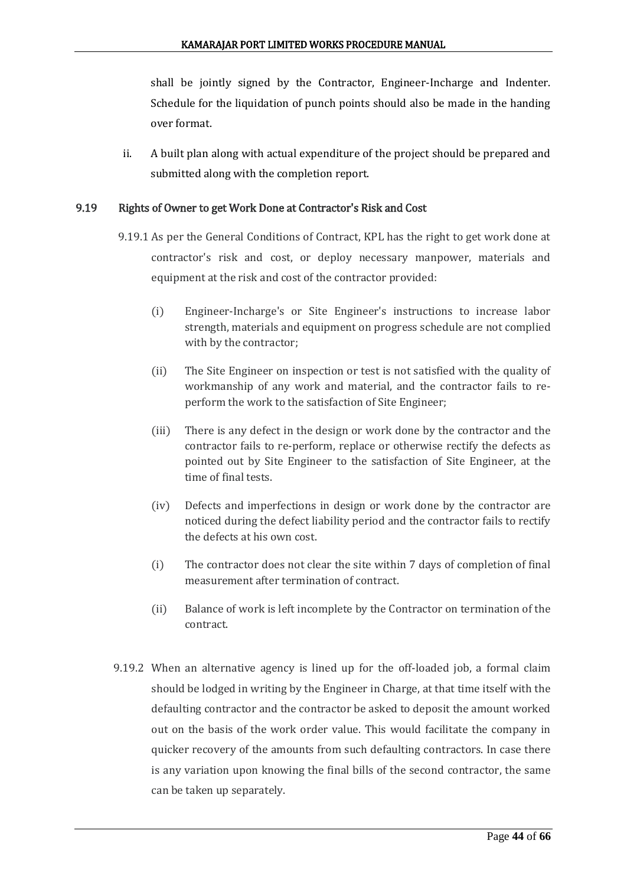shall be jointly signed by the Contractor, Engineer-Incharge and Indenter. Schedule for the liquidation of punch points should also be made in the handing over format.

ii. A built plan along with actual expenditure of the project should be prepared and submitted along with the completion report.

## 9.19 Rights of Owner to get Work Done at Contractor's Risk and Cost

9.19.1 As per the General Conditions of Contract, KPL has the right to get work done at contractor's risk and cost, or deploy necessary manpower, materials and equipment at the risk and cost of the contractor provided:

(i) Engineer-Incharge's or Site Engineer's instructions to increase labor strength, materials and equipment on progress schedule are not complied with by the contractor;

(ii) The Site Engineer on inspection or test is not satisfied with the quality of workmanship of any work and material, and the contractor fails to re-perform the work to the satisfaction of Site Engineer;

(iii) There is any defect in the design or work done by the contractor and the contractor fails to re-perform, replace or otherwise rectify the defects as pointed out by Site Engineer to the satisfaction of Site Engineer, at the time of final tests.

(iv) Defects and imperfections in design or work done by the contractor are noticed during the defect liability period and the contractor fails to rectify the defects at his own cost.

(i) The contractor does not clear the site within 7 days of completion of final measurement after termination of contract.

(ii) Balance of work is left incomplete by the Contractor on termination of the contract.

9.19.2 When an alternative agency is lined up for the off-loaded job, a formal claim should be lodged in writing by the Engineer in Charge, at that time itself with the defaulting contractor and the contractor be asked to deposit the amount worked out on the basis of the work order value. This would facilitate the company in quicker recovery of the amounts from such defaulting contractors. In case there is any variation upon knowing the final bills of the second contractor, the same can be taken up separately.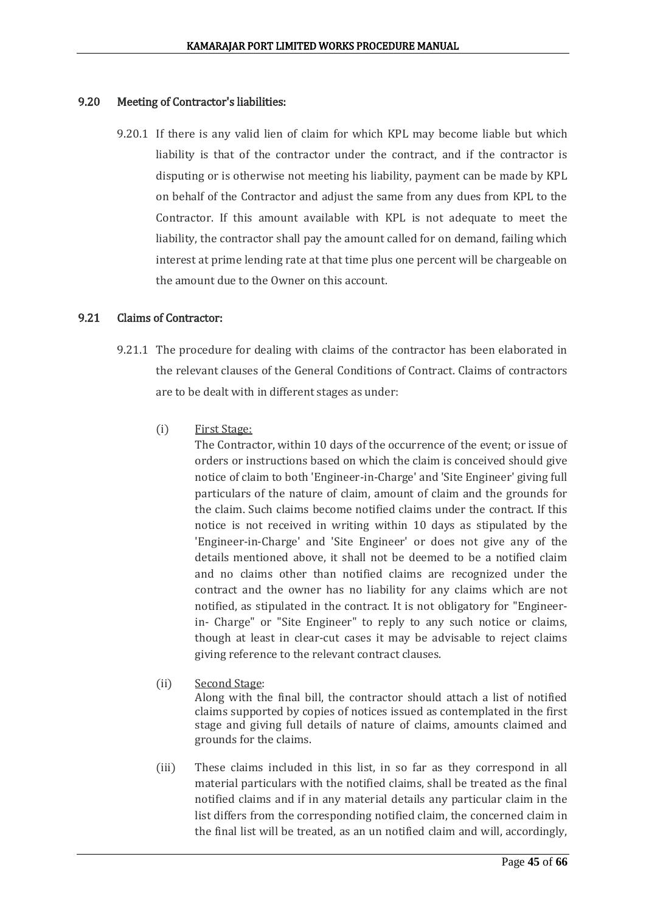## 9.20 Meeting of Contractor's liabilities:

9.20.1 If there is any valid lien of claim for which KPL may become liable but which liability is that of the contractor under the contract, and if the contractor is disputing or is otherwise not meeting his liability, payment can be made by KPL on behalf of the Contractor and adjust the same from any dues from KPL to the Contractor. If this amount available with KPL is not adequate to meet the liability, the contractor shall pay the amount called for on demand, failing which interest at prime lending rate at that time plus one percent will be chargeable on the amount due to the Owner on this account.

## 9.21 Claims of Contractor:

9.21.1 The procedure for dealing with claims of the contractor has been elaborated in the relevant clauses of the General Conditions of Contract. Claims of contractors are to be dealt with in different stages as under:

(i) First Stage:
The Contractor, within 10 days of the occurrence of the event; or issue of orders or instructions based on which the claim is conceived should give notice of claim to both 'Engineer-in-Charge' and 'Site Engineer' giving full particulars of the nature of claim, amount of claim and the grounds for the claim. Such claims become notified claims under the contract. If this notice is not received in writing within 10 days as stipulated by the 'Engineer-in-Charge' and 'Site Engineer' or does not give any of the details mentioned above, it shall not be deemed to be a notified claim and no claims other than notified claims are recognized under the contract and the owner has no liability for any claims which are not notified, as stipulated in the contract. It is not obligatory for "Engineer-in- Charge" or "Site Engineer" to reply to any such notice or claims, though at least in clear-cut cases it may be advisable to reject claims giving reference to the relevant contract clauses.

(ii) Second Stage:
Along with the final bill, the contractor should attach a list of notified claims supported by copies of notices issued as contemplated in the first stage and giving full details of nature of claims, amounts claimed and grounds for the claims.

(iii) These claims included in this list, in so far as they correspond in all material particulars with the notified claims, shall be treated as the final notified claims and if in any material details any particular claim in the list differs from the corresponding notified claim, the concerned claim in the final list will be treated, as an un notified claim and will, accordingly,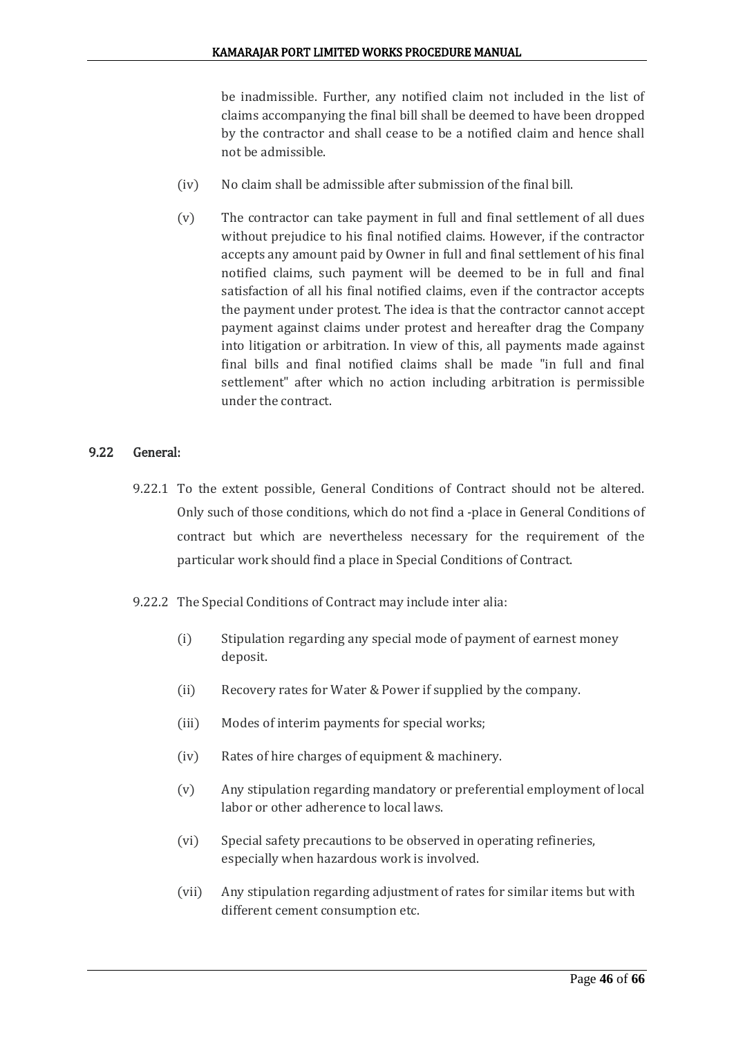be inadmissible. Further, any notified claim not included in the list of claims accompanying the final bill shall be deemed to have been dropped by the contractor and shall cease to be a notified claim and hence shall not be admissible.

(iv) No claim shall be admissible after submission of the final bill.

(v) The contractor can take payment in full and final settlement of all dues without prejudice to his final notified claims. However, if the contractor accepts any amount paid by Owner in full and final settlement of his final notified claims, such payment will be deemed to be in full and final satisfaction of all his final notified claims, even if the contractor accepts the payment under protest. The idea is that the contractor cannot accept payment against claims under protest and hereafter drag the Company into litigation or arbitration. In view of this, all payments made against final bills and final notified claims shall be made "in full and final settlement" after which no action including arbitration is permissible under the contract.

## 9.22 General:

9.22.1 To the extent possible, General Conditions of Contract should not be altered. Only such of those conditions, which do not find a -place in General Conditions of contract but which are nevertheless necessary for the requirement of the particular work should find a place in Special Conditions of Contract.

9.22.2 The Special Conditions of Contract may include inter alia:

(i) Stipulation regarding any special mode of payment of earnest money deposit.

(ii) Recovery rates for Water & Power if supplied by the company.

(iii) Modes of interim payments for special works;

(iv) Rates of hire charges of equipment & machinery.

(v) Any stipulation regarding mandatory or preferential employment of local labor or other adherence to local laws.

(vi) Special safety precautions to be observed in operating refineries, especially when hazardous work is involved.

(vii) Any stipulation regarding adjustment of rates for similar items but with different cement consumption etc.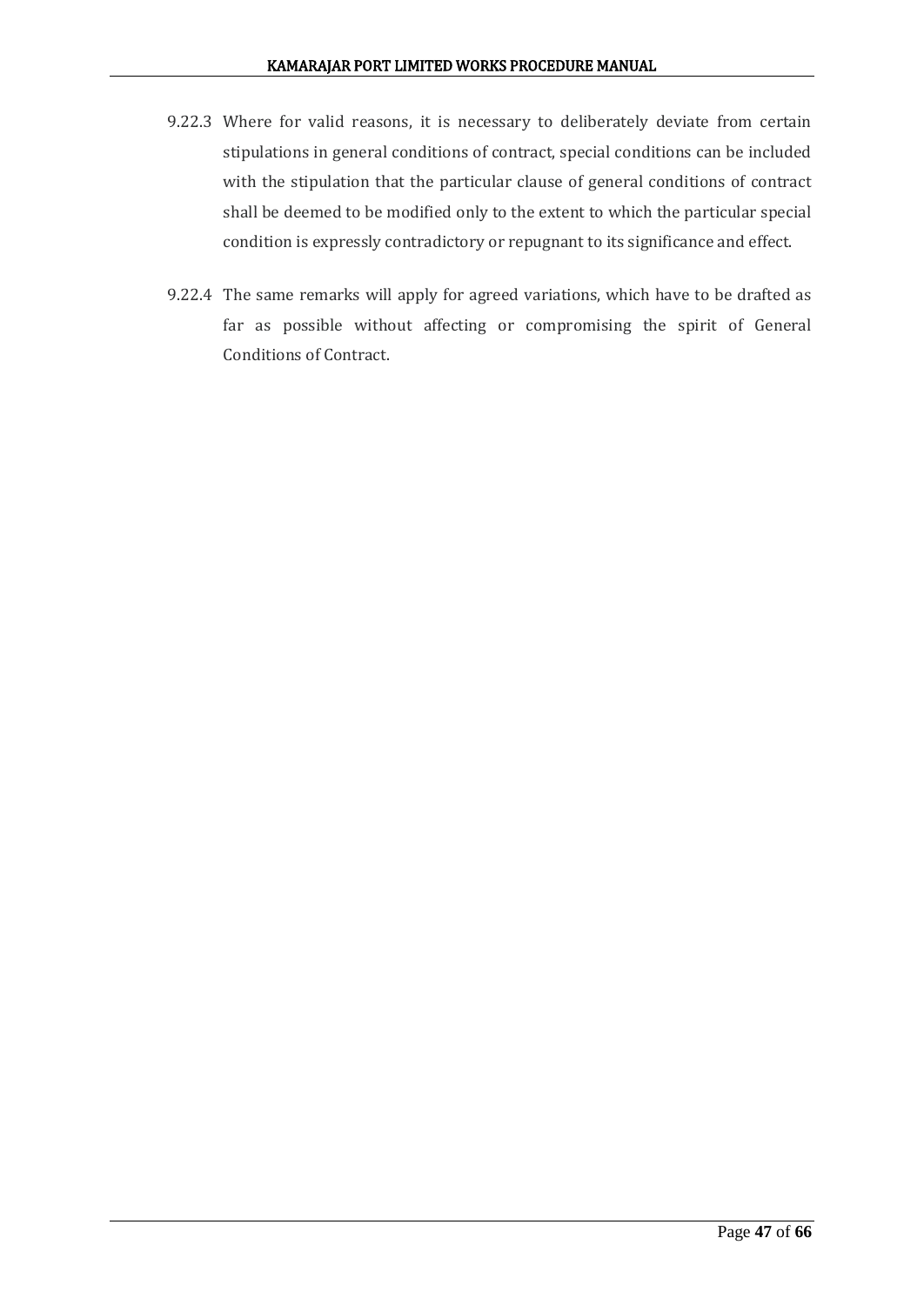9.22.3 Where for valid reasons, it is necessary to deliberately deviate from certain stipulations in general conditions of contract, special conditions can be included with the stipulation that the particular clause of general conditions of contract shall be deemed to be modified only to the extent to which the particular special condition is expressly contradictory or repugnant to its significance and effect.

9.22.4 The same remarks will apply for agreed variations, which have to be drafted as far as possible without affecting or compromising the spirit of General Conditions of Contract.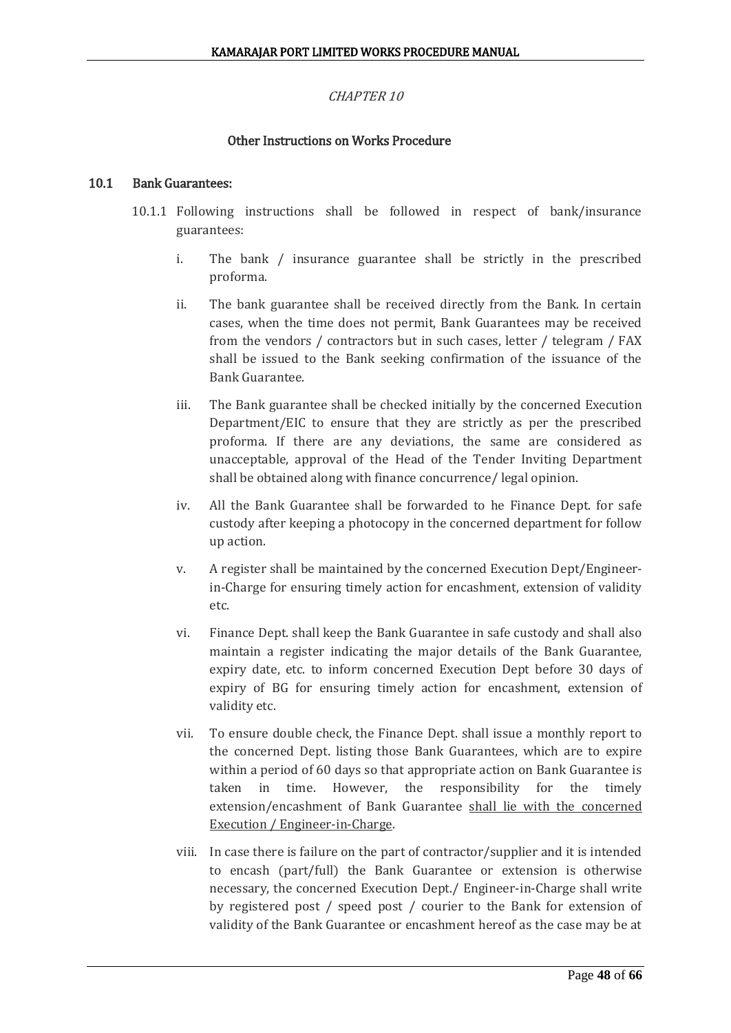*CHAPTER 10*

## Other Instructions on Works Procedure

### 10.1 Bank Guarantees:

10.1.1 Following instructions shall be followed in respect of bank/insurance guarantees:

i. The bank / insurance guarantee shall be strictly in the prescribed proforma.

ii. The bank guarantee shall be received directly from the Bank. In certain cases, when the time does not permit, Bank Guarantees may be received from the vendors / contractors but in such cases, letter / telegram / FAX shall be issued to the Bank seeking confirmation of the issuance of the Bank Guarantee.

iii. The Bank guarantee shall be checked initially by the concerned Execution Department/EIC to ensure that they are strictly as per the prescribed proforma. If there are any deviations, the same are considered as unacceptable, approval of the Head of the Tender Inviting Department shall be obtained along with finance concurrence/ legal opinion.

iv. All the Bank Guarantee shall be forwarded to he Finance Dept. for safe custody after keeping a photocopy in the concerned department for follow up action.

v. A register shall be maintained by the concerned Execution Dept/Engineer-in-Charge for ensuring timely action for encashment, extension of validity etc.

vi. Finance Dept. shall keep the Bank Guarantee in safe custody and shall also maintain a register indicating the major details of the Bank Guarantee, expiry date, etc. to inform concerned Execution Dept before 30 days of expiry of BG for ensuring timely action for encashment, extension of validity etc.

vii. To ensure double check, the Finance Dept. shall issue a monthly report to the concerned Dept. listing those Bank Guarantees, which are to expire within a period of 60 days so that appropriate action on Bank Guarantee is taken in time. However, the responsibility for the timely extension/encashment of Bank Guarantee <u>shall lie with the concerned Execution / Engineer-in-Charge</u>.

viii. In case there is failure on the part of contractor/supplier and it is intended to encash (part/full) the Bank Guarantee or extension is otherwise necessary, the concerned Execution Dept./ Engineer-in-Charge shall write by registered post / speed post / courier to the Bank for extension of validity of the Bank Guarantee or encashment hereof as the case may be at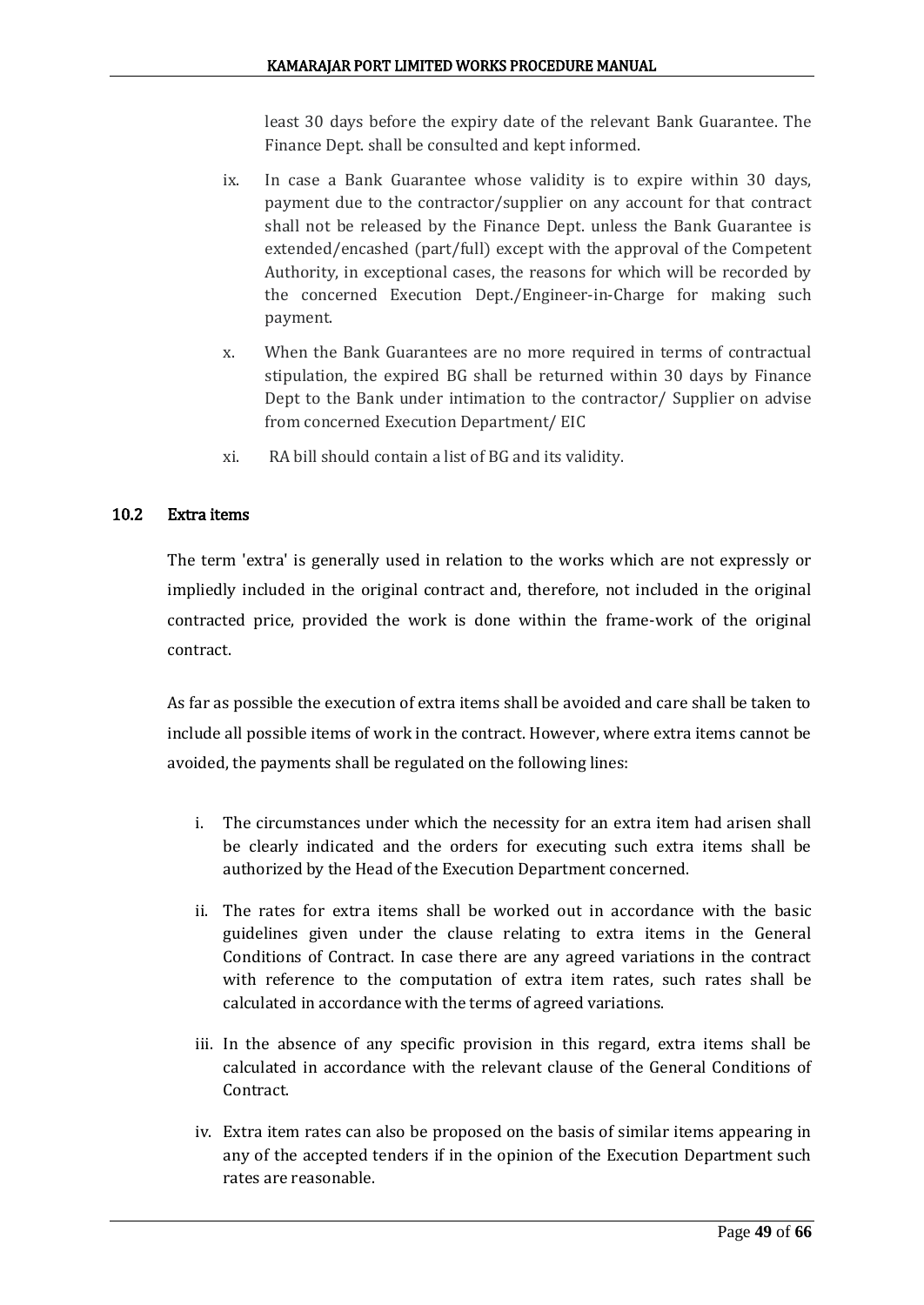least 30 days before the expiry date of the relevant Bank Guarantee. The Finance Dept. shall be consulted and kept informed.

ix. In case a Bank Guarantee whose validity is to expire within 30 days, payment due to the contractor/supplier on any account for that contract shall not be released by the Finance Dept. unless the Bank Guarantee is extended/encashed (part/full) except with the approval of the Competent Authority, in exceptional cases, the reasons for which will be recorded by the concerned Execution Dept./Engineer-in-Charge for making such payment.

x. When the Bank Guarantees are no more required in terms of contractual stipulation, the expired BG shall be returned within 30 days by Finance Dept to the Bank under intimation to the contractor/ Supplier on advise from concerned Execution Department/ EIC

xi. RA bill should contain a list of BG and its validity.

## 10.2 Extra items

The term 'extra' is generally used in relation to the works which are not expressly or impliedly included in the original contract and, therefore, not included in the original contracted price, provided the work is done within the frame-work of the original contract.

As far as possible the execution of extra items shall be avoided and care shall be taken to include all possible items of work in the contract. However, where extra items cannot be avoided, the payments shall be regulated on the following lines:

i. The circumstances under which the necessity for an extra item had arisen shall be clearly indicated and the orders for executing such extra items shall be authorized by the Head of the Execution Department concerned.

ii. The rates for extra items shall be worked out in accordance with the basic guidelines given under the clause relating to extra items in the General Conditions of Contract. In case there are any agreed variations in the contract with reference to the computation of extra item rates, such rates shall be calculated in accordance with the terms of agreed variations.

iii. In the absence of any specific provision in this regard, extra items shall be calculated in accordance with the relevant clause of the General Conditions of Contract.

iv. Extra item rates can also be proposed on the basis of similar items appearing in any of the accepted tenders if in the opinion of the Execution Department such rates are reasonable.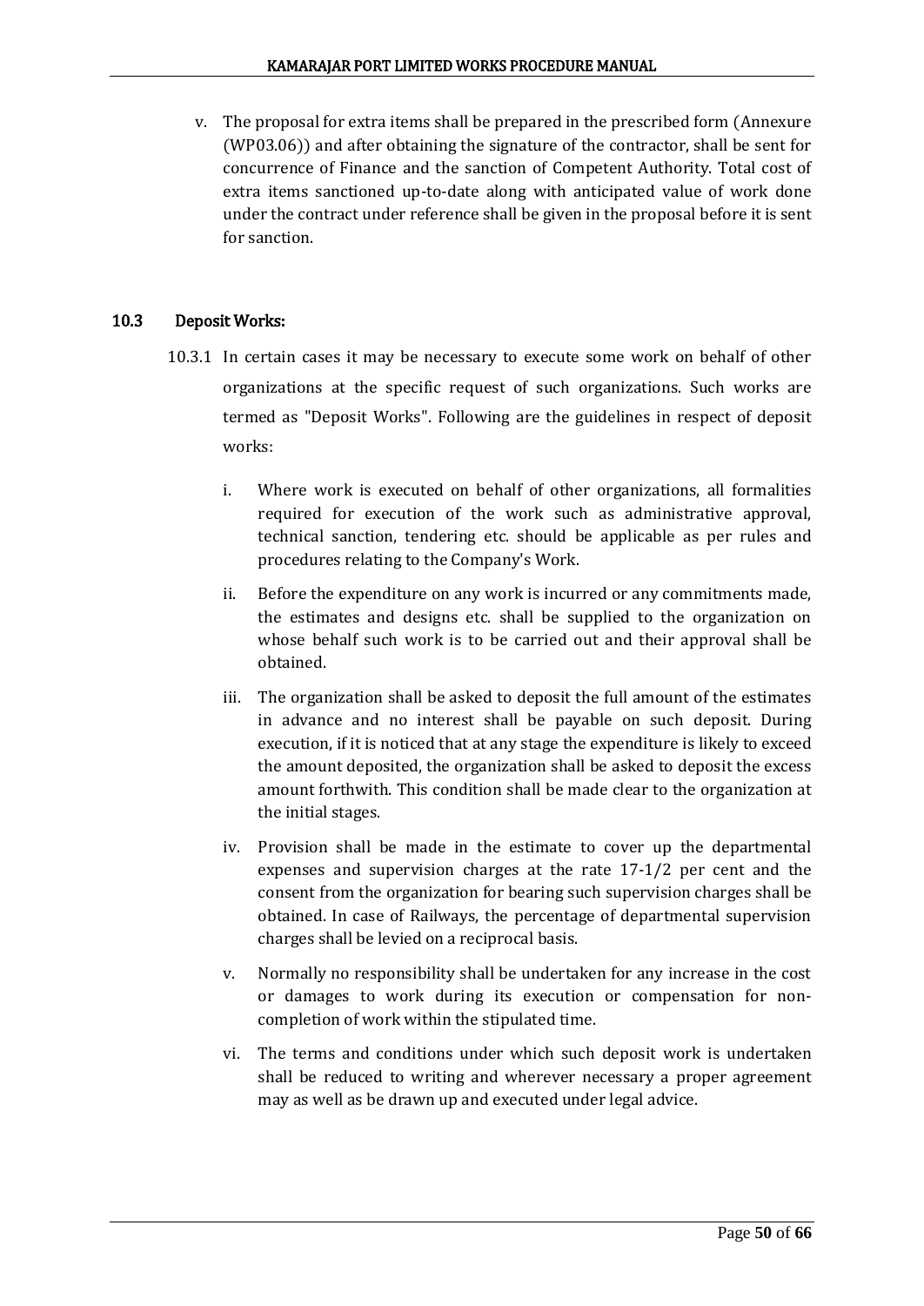v. The proposal for extra items shall be prepared in the prescribed form (Annexure (WP03.06)) and after obtaining the signature of the contractor, shall be sent for concurrence of Finance and the sanction of Competent Authority. Total cost of extra items sanctioned up-to-date along with anticipated value of work done under the contract under reference shall be given in the proposal before it is sent for sanction.

## 10.3 Deposit Works:

10.3.1 In certain cases it may be necessary to execute some work on behalf of other organizations at the specific request of such organizations. Such works are termed as "Deposit Works". Following are the guidelines in respect of deposit works:

i. Where work is executed on behalf of other organizations, all formalities required for execution of the work such as administrative approval, technical sanction, tendering etc. should be applicable as per rules and procedures relating to the Company's Work.

ii. Before the expenditure on any work is incurred or any commitments made, the estimates and designs etc. shall be supplied to the organization on whose behalf such work is to be carried out and their approval shall be obtained.

iii. The organization shall be asked to deposit the full amount of the estimates in advance and no interest shall be payable on such deposit. During execution, if it is noticed that at any stage the expenditure is likely to exceed the amount deposited, the organization shall be asked to deposit the excess amount forthwith. This condition shall be made clear to the organization at the initial stages.

iv. Provision shall be made in the estimate to cover up the departmental expenses and supervision charges at the rate 17-1/2 per cent and the consent from the organization for bearing such supervision charges shall be obtained. In case of Railways, the percentage of departmental supervision charges shall be levied on a reciprocal basis.

v. Normally no responsibility shall be undertaken for any increase in the cost or damages to work during its execution or compensation for non-completion of work within the stipulated time.

vi. The terms and conditions under which such deposit work is undertaken shall be reduced to writing and wherever necessary a proper agreement may as well as be drawn up and executed under legal advice.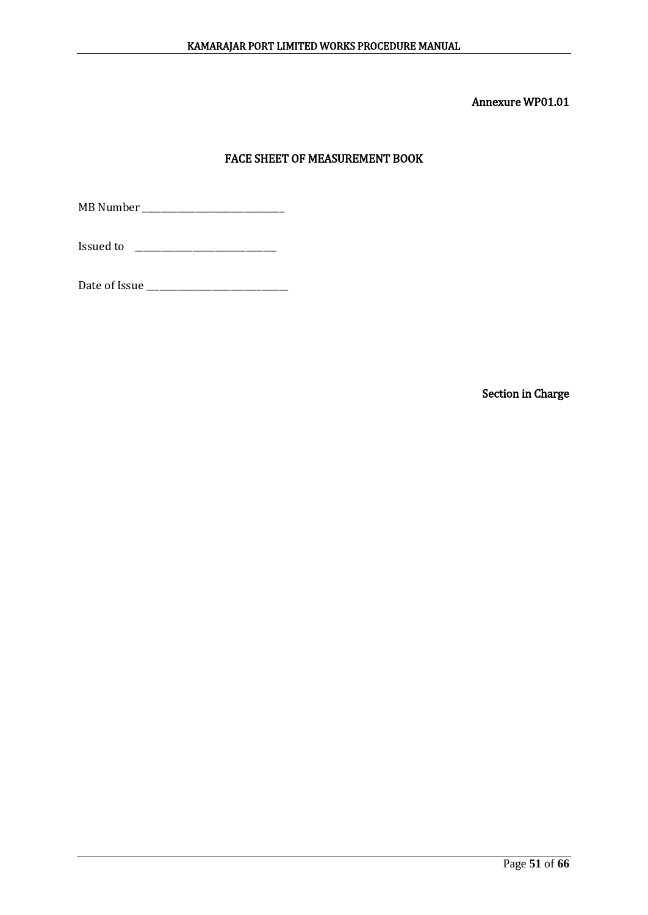Annexure WP01.01

## FACE SHEET OF MEASUREMENT BOOK

MB Number ______________________________

Issued to ______________________________

Date of Issue ______________________________

Section in Charge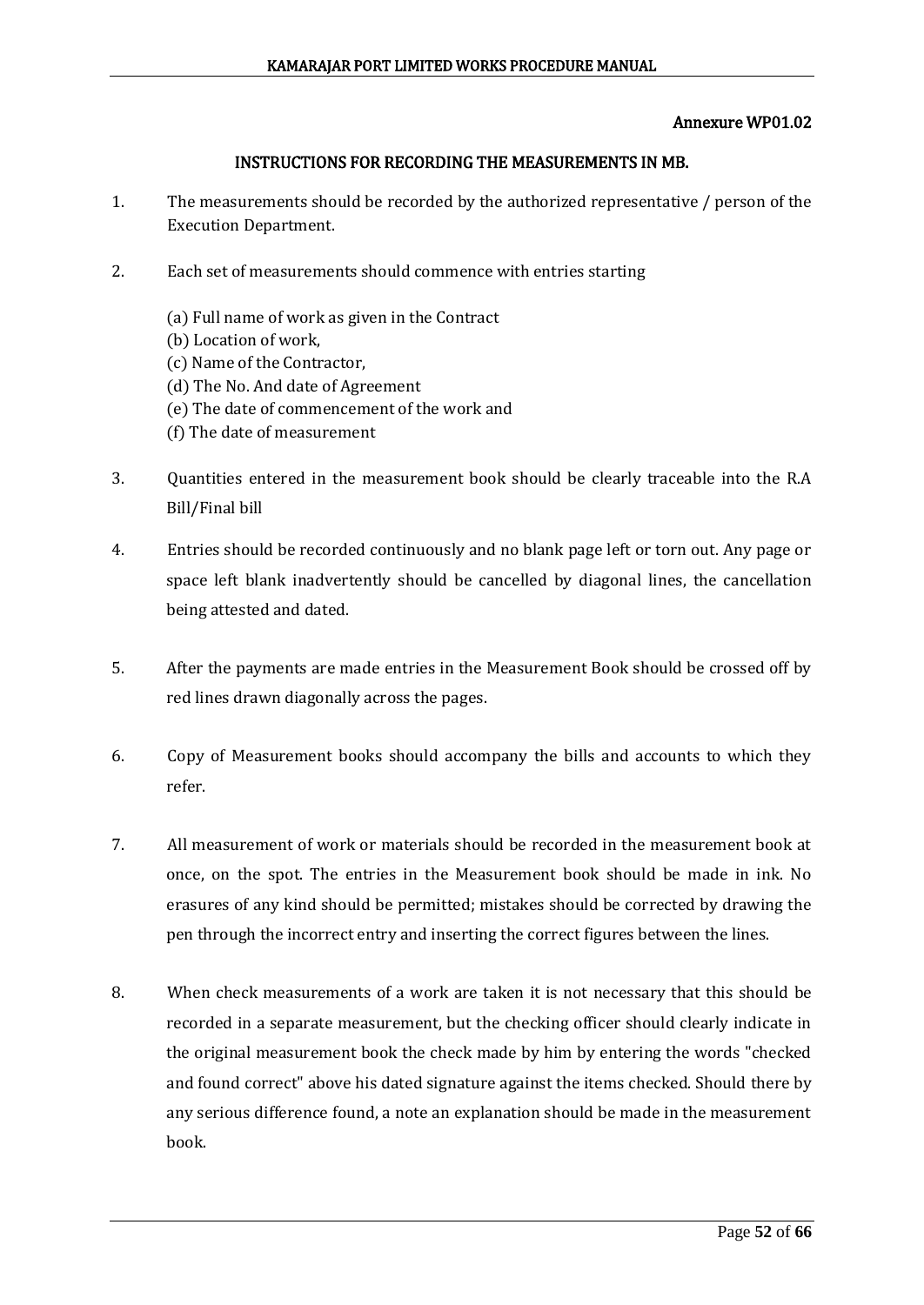Annexure WP01.02

## INSTRUCTIONS FOR RECORDING THE MEASUREMENTS IN MB.

1. The measurements should be recorded by the authorized representative / person of the Execution Department.

2. Each set of measurements should commence with entries starting

   (a) Full name of work as given in the Contract
   (b) Location of work,
   (c) Name of the Contractor,
   (d) The No. And date of Agreement
   (e) The date of commencement of the work and
   (f) The date of measurement

3. Quantities entered in the measurement book should be clearly traceable into the R.A Bill/Final bill

4. Entries should be recorded continuously and no blank page left or torn out. Any page or space left blank inadvertently should be cancelled by diagonal lines, the cancellation being attested and dated.

5. After the payments are made entries in the Measurement Book should be crossed off by red lines drawn diagonally across the pages.

6. Copy of Measurement books should accompany the bills and accounts to which they refer.

7. All measurement of work or materials should be recorded in the measurement book at once, on the spot. The entries in the Measurement book should be made in ink. No erasures of any kind should be permitted; mistakes should be corrected by drawing the pen through the incorrect entry and inserting the correct figures between the lines.

8. When check measurements of a work are taken it is not necessary that this should be recorded in a separate measurement, but the checking officer should clearly indicate in the original measurement book the check made by him by entering the words "checked and found correct" above his dated signature against the items checked. Should there by any serious difference found, a note an explanation should be made in the measurement book.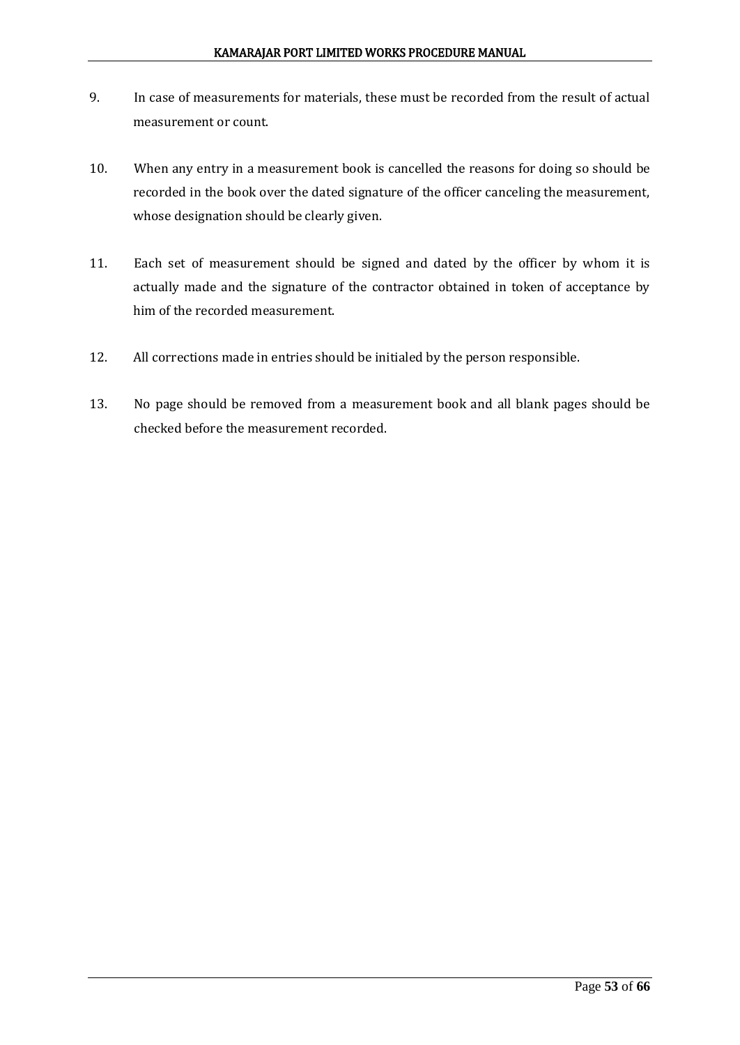9. In case of measurements for materials, these must be recorded from the result of actual measurement or count.

10. When any entry in a measurement book is cancelled the reasons for doing so should be recorded in the book over the dated signature of the officer canceling the measurement, whose designation should be clearly given.

11. Each set of measurement should be signed and dated by the officer by whom it is actually made and the signature of the contractor obtained in token of acceptance by him of the recorded measurement.

12. All corrections made in entries should be initialed by the person responsible.

13. No page should be removed from a measurement book and all blank pages should be checked before the measurement recorded.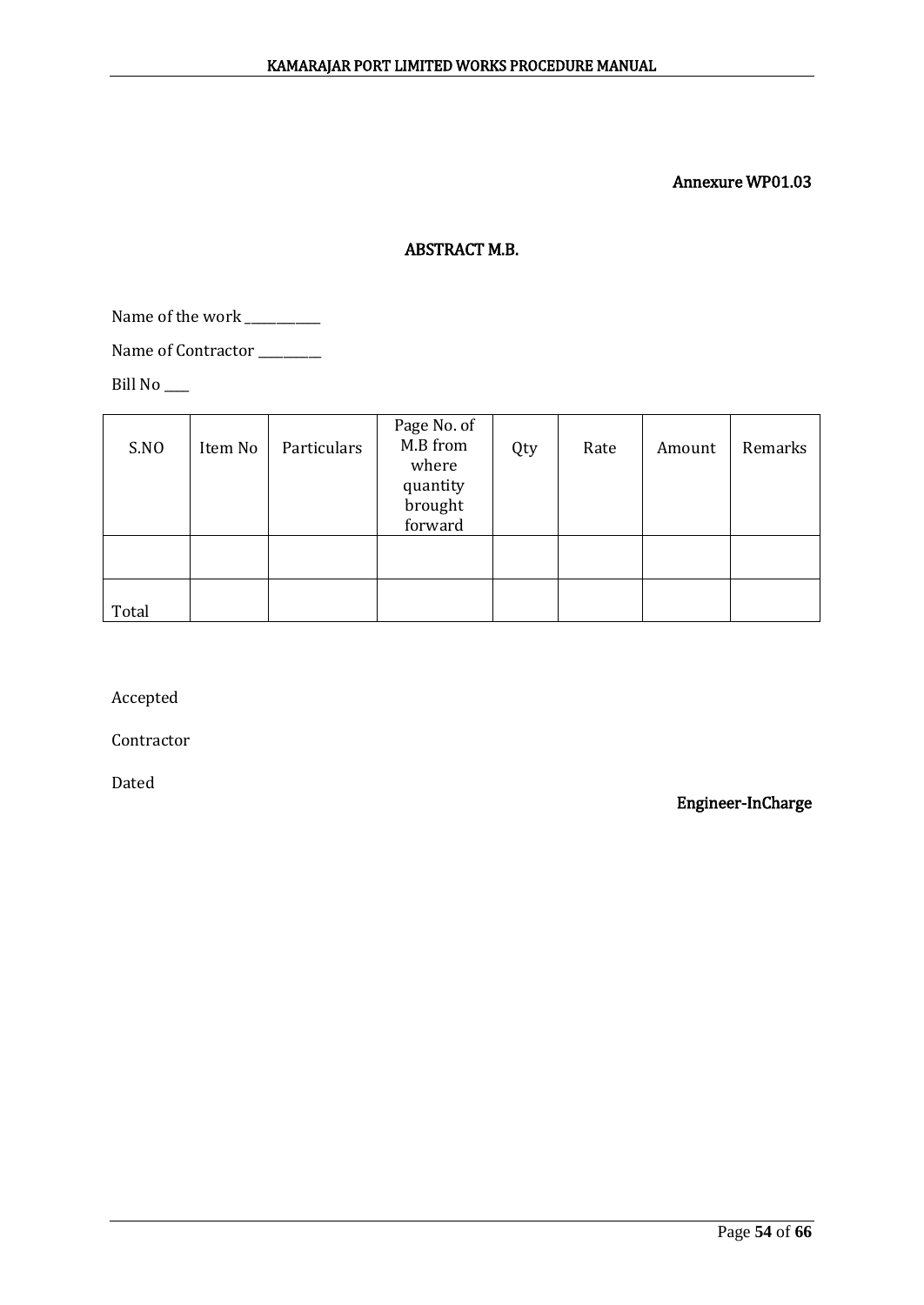Annexure WP01.03

# ABSTRACT M.B.

Name of the work ___________

Name of Contractor _________

Bill No ____

| S.NO | Item No | Particulars | Page No. of M.B from where quantity brought forward | Qty | Rate | Amount | Remarks |
|---|---|---|---|---|---|---|---|
| | | | | | | | |
| Total | | | | | | | |

Accepted

Contractor

Dated

Engineer-InCharge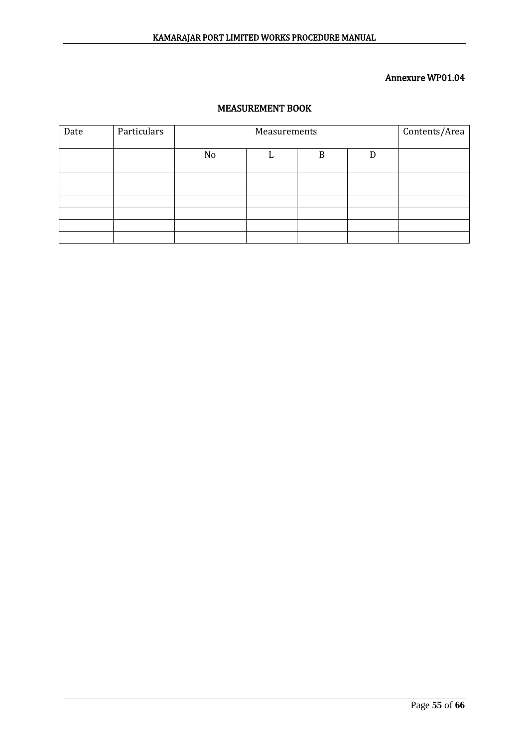Annexure WP01.04

## MEASUREMENT BOOK

| Date | Particulars | Measurements | | | | Contents/Area |
|---|---|---|---|---|---|---|
| | | No | L | B | D | |
| | | | | | | |
| | | | | | | |
| | | | | | | |
| | | | | | | |
| | | | | | | |
| | | | | | | |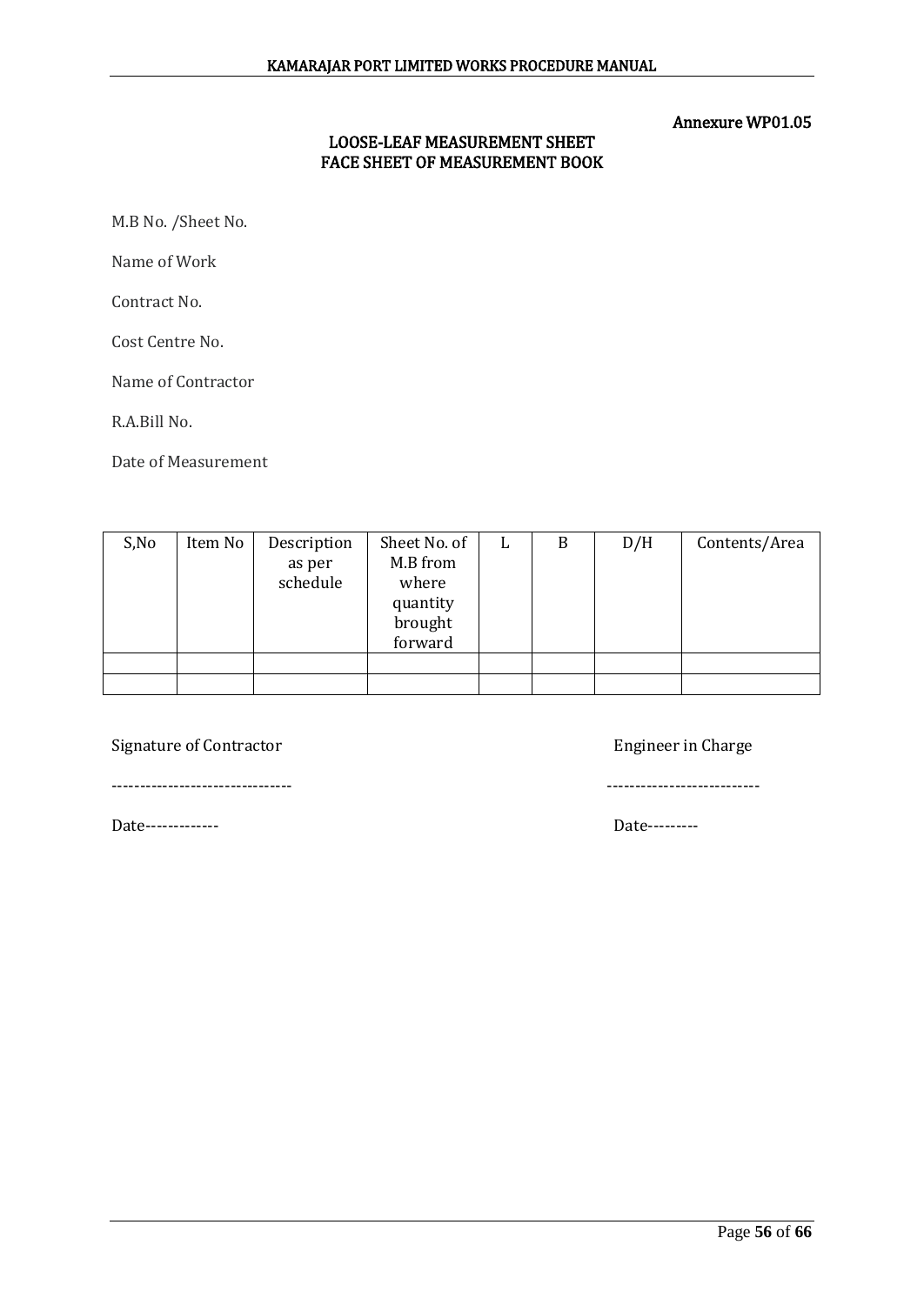Annexure WP01.05

## LOOSE-LEAF MEASUREMENT SHEET
## FACE SHEET OF MEASUREMENT BOOK

M.B No. /Sheet No.

Name of Work

Contract No.

Cost Centre No.

Name of Contractor

R.A.Bill No.

Date of Measurement

| S,No | Item No | Description as per schedule | Sheet No. of M.B from where quantity brought forward | L | B | D/H | Contents/Area |
|---|---|---|---|---|---|---|---|
| | | | | | | | |
| | | | | | | | |

Signature of Contractor

-------------------------------

Date-------------

Engineer in Charge

--------------------------

Date---------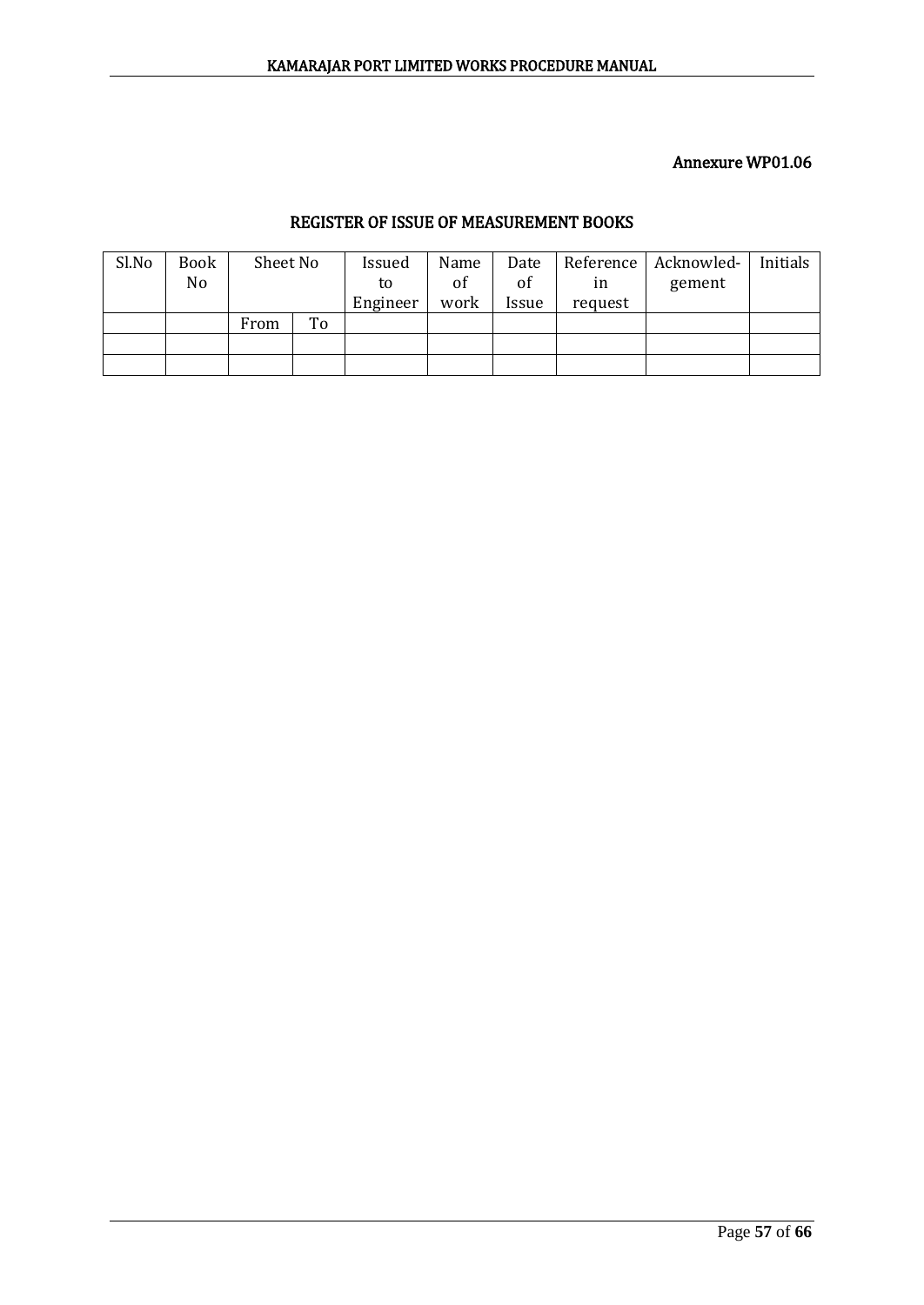Annexure WP01.06

## REGISTER OF ISSUE OF MEASUREMENT BOOKS

| Sl.No | Book No | Sheet No | | Issued to Engineer | Name of work | Date of Issue | Reference in request | Acknowledgement | Initials |
|---|---|---|---|---|---|---|---|---|---|
| | | From | To | | | | | | |
| | | | | | | | | | |
| | | | | | | | | | |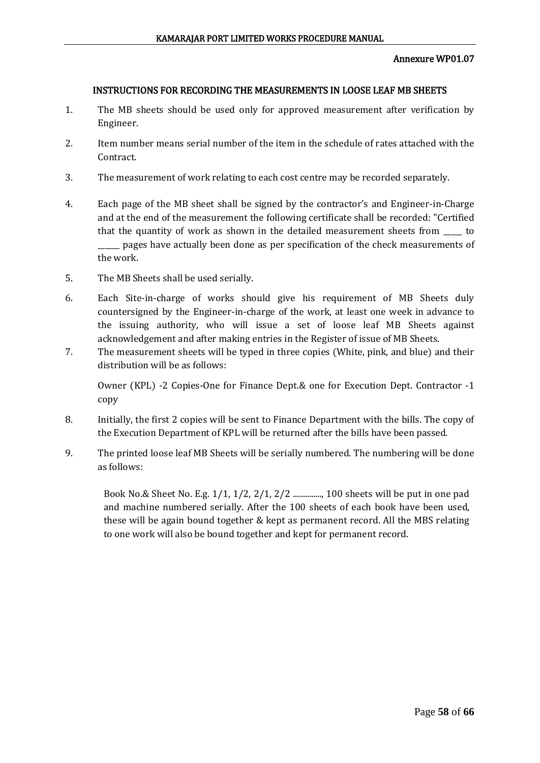Annexure WP01.07

## INSTRUCTIONS FOR RECORDING THE MEASUREMENTS IN LOOSE LEAF MB SHEETS

1. The MB sheets should be used only for approved measurement after verification by Engineer.

2. Item number means serial number of the item in the schedule of rates attached with the Contract.

3. The measurement of work relating to each cost centre may be recorded separately.

4. Each page of the MB sheet shall be signed by the contractor's and Engineer-in-Charge and at the end of the measurement the following certificate shall be recorded: "Certified that the quantity of work as shown in the detailed measurement sheets from ____ to _____ pages have actually been done as per specification of the check measurements of the work.

5. The MB Sheets shall be used serially.

6. Each Site-in-charge of works should give his requirement of MB Sheets duly countersigned by the Engineer-in-charge of the work, at least one week in advance to the issuing authority, who will issue a set of loose leaf MB Sheets against acknowledgement and after making entries in the Register of issue of MB Sheets.

7. The measurement sheets will be typed in three copies (White, pink, and blue) and their distribution will be as follows:

   Owner (KPL) -2 Copies-One for Finance Dept.& one for Execution Dept. Contractor -1 copy

8. Initially, the first 2 copies will be sent to Finance Department with the bills. The copy of the Execution Department of KPL will be returned after the bills have been passed.

9. The printed loose leaf MB Sheets will be serially numbered. The numbering will be done as follows:

   Book No.& Sheet No. E.g. 1/1, 1/2, 2/1, 2/2 .............., 100 sheets will be put in one pad and machine numbered serially. After the 100 sheets of each book have been used, these will be again bound together & kept as permanent record. All the MBS relating to one work will also be bound together and kept for permanent record.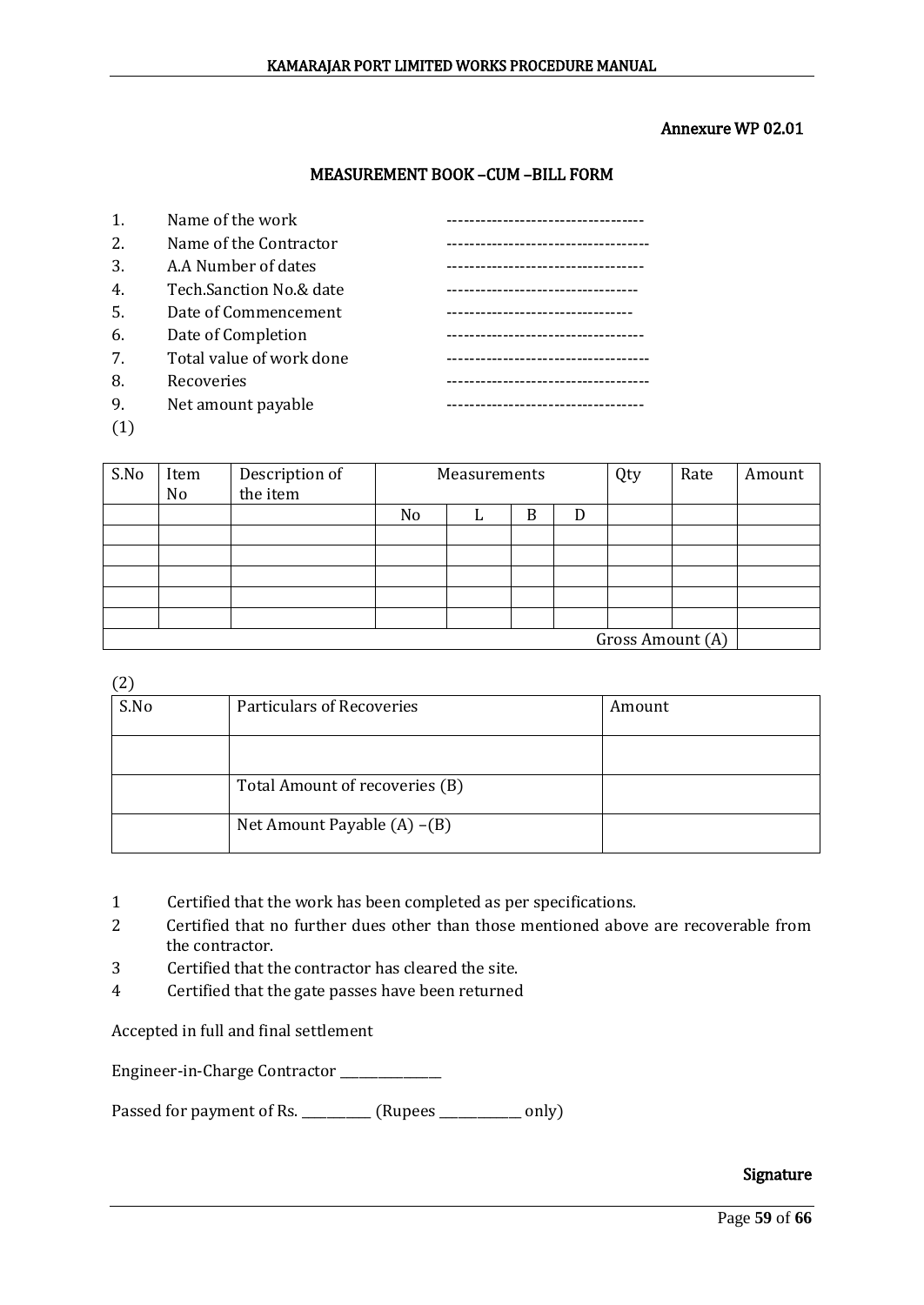Annexure WP 02.01

## MEASUREMENT BOOK –CUM –BILL FORM

1. Name of the work -----------------------------------
2. Name of the Contractor ------------------------------------
3. A.A Number of dates -----------------------------------
4. Tech.Sanction No.& date ----------------------------------
5. Date of Commencement ---------------------------------
6. Date of Completion -----------------------------------
7. Total value of work done ------------------------------------
8. Recoveries ------------------------------------
9. Net amount payable -----------------------------------

(1)

| S.No | Item No | Description of the item | Measurements | | | | Qty | Rate | Amount |
|---|---|---|---|---|---|---|---|---|---|
| | | | No | L | B | D | | | |
| | | | | | | | | | |
| | | | | | | | | | |
| | | | | | | | | | |
| | | | | | | | | | |
| | | | | | | | | | |
| Gross Amount (A) | | | | | | | | | |

(2)

| S.No | Particulars of Recoveries | Amount |
|---|---|---|
| | | |
| | Total Amount of recoveries (B) | |
| | Net Amount Payable (A) –(B) | |

1. Certified that the work has been completed as per specifications.
2. Certified that no further dues other than those mentioned above are recoverable from the contractor.
3. Certified that the contractor has cleared the site.
4. Certified that the gate passes have been returned

Accepted in full and final settlement

Engineer-in-Charge Contractor _______________

Passed for payment of Rs. __________ (Rupees ____________ only)

Signature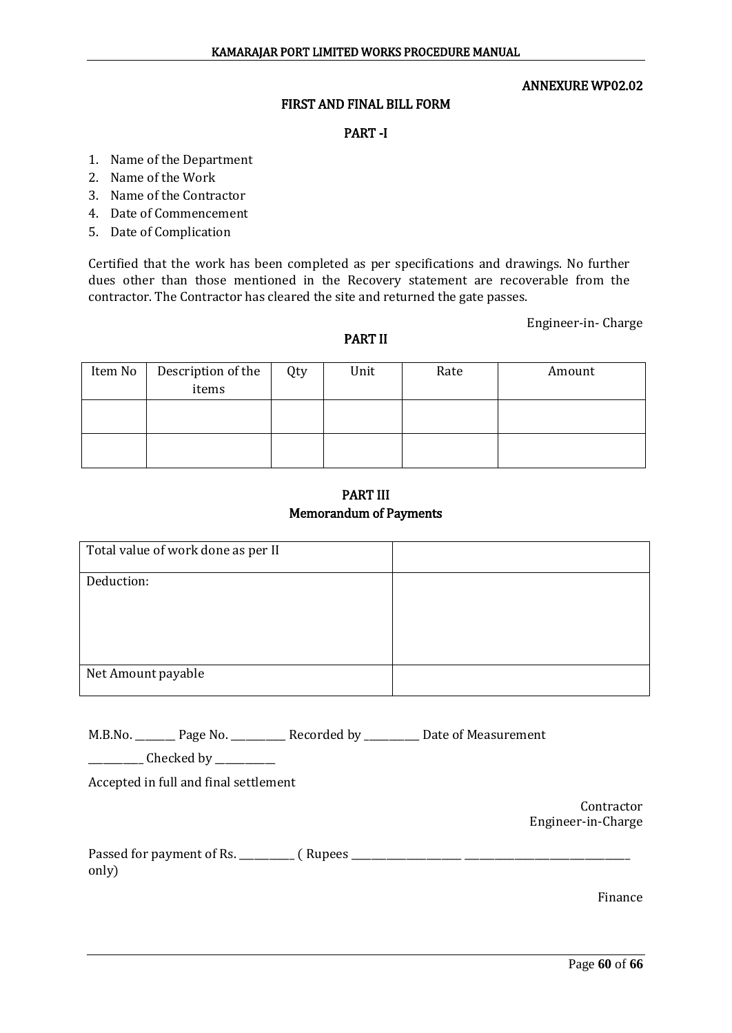ANNEXURE WP02.02

## FIRST AND FINAL BILL FORM

### PART -I

1. Name of the Department
2. Name of the Work
3. Name of the Contractor
4. Date of Commencement
5. Date of Complication

Certified that the work has been completed as per specifications and drawings. No further dues other than those mentioned in the Recovery statement are recoverable from the contractor. The Contractor has cleared the site and returned the gate passes.

Engineer-in- Charge

### PART II

| Item No | Description of the items | Qty | Unit | Rate | Amount |
|---|---|---|---|---|---|
| | | | | | |
| | | | | | |

### PART III
### Memorandum of Payments

| Total value of work done as per II | |
|---|---|
| Deduction: | |
| Net Amount payable | |

M.B.No. _______ Page No. __________ Recorded by __________ Date of Measurement

__________ Checked by ___________

Accepted in full and final settlement

Contractor
Engineer-in-Charge

Passed for payment of Rs. __________ ( Rupees _____________________ _______________________________ only)

Finance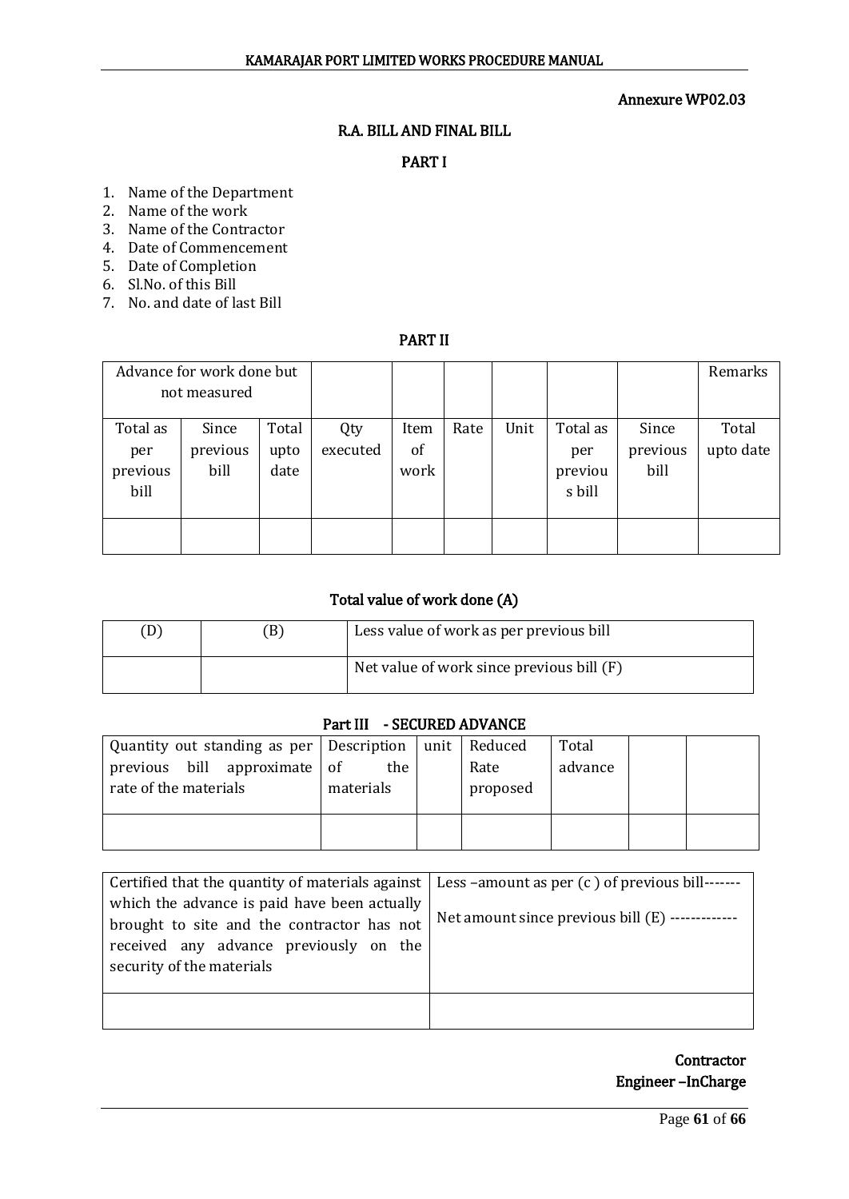Annexure WP02.03

## R.A. BILL AND FINAL BILL

### PART I

1. Name of the Department
2. Name of the work
3. Name of the Contractor
4. Date of Commencement
5. Date of Completion
6. Sl.No. of this Bill
7. No. and date of last Bill

### PART II

| Advance for work done but not measured | | | | | | | | | Remarks |
|---|---|---|---|---|---|---|---|---|---|
| Total as per previous bill | Since previous bill | Total upto date | Qty executed | Item of work | Rate | Unit | Total as per previous bill | Since previous bill | Total upto date |
| | | | | | | | | | |

### Total value of work done (A)

| (D) | (B) | Less value of work as per previous bill |
|---|---|---|
| | | Net value of work since previous bill (F) |

### Part III - SECURED ADVANCE

| Quantity out standing as per previous bill approximate rate of the materials | Description of the materials | unit | Reduced Rate proposed | Total advance | | |
|---|---|---|---|---|---|---|
| | | | | | | |

| Certified that the quantity of materials against which the advance is paid have been actually brought to site and the contractor has not received any advance previously on the security of the materials | Less –amount as per (c ) of previous bill-------<br><br>Net amount since previous bill (E) ------------ |
|---|---|
| | |

**Contractor**

**Engineer –InCharge**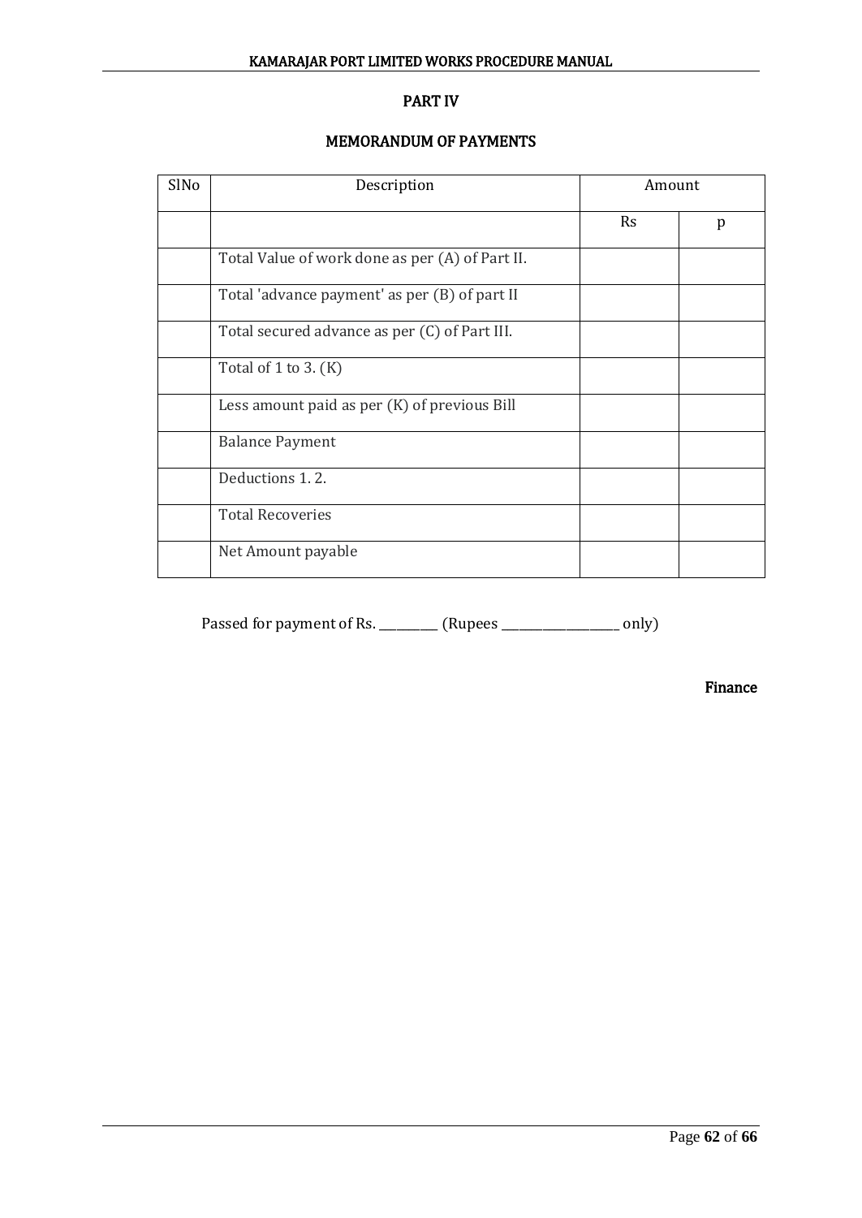# PART IV

## MEMORANDUM OF PAYMENTS

| SlNo | Description | Amount | |
|---|---|---|---|
| | | Rs | p |
| | Total Value of work done as per (A) of Part II. | | |
| | Total 'advance payment' as per (B) of part II | | |
| | Total secured advance as per (C) of Part III. | | |
| | Total of 1 to 3. (K) | | |
| | Less amount paid as per (K) of previous Bill | | |
| | Balance Payment | | |
| | Deductions 1. 2. | | |
| | Total Recoveries | | |
| | Net Amount payable | | |

Passed for payment of Rs. __________ (Rupees ____________________ only)

**Finance**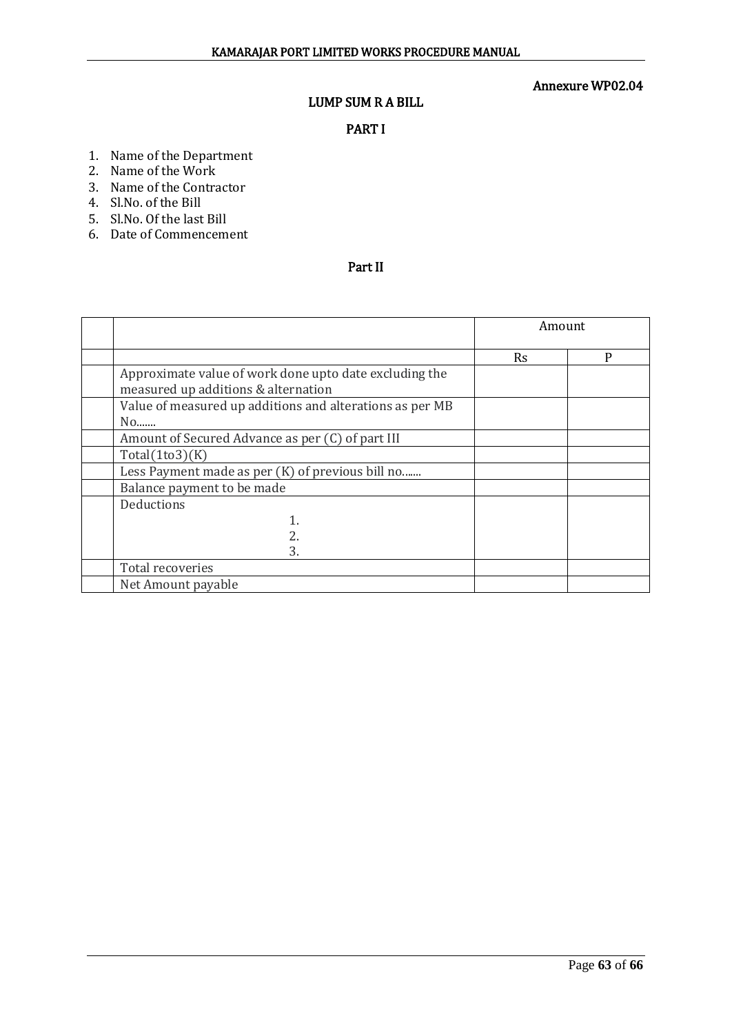Annexure WP02.04

## LUMP SUM R A BILL

### PART I

1. Name of the Department
2. Name of the Work
3. Name of the Contractor
4. Sl.No. of the Bill
5. Sl.No. Of the last Bill
6. Date of Commencement

### Part II

| | | Amount | |
|---|---|---|---|
| | | Rs | P |
| | Approximate value of work done upto date excluding the measured up additions & alternation | | |
| | Value of measured up additions and alterations as per MB No....... | | |
| | Amount of Secured Advance as per (C) of part III | | |
| | Total(1to3)(K) | | |
| | Less Payment made as per (K) of previous bill no....... | | |
| | Balance payment to be made | | |
| | Deductions<br>1.<br>2.<br>3. | | |
| | Total recoveries | | |
| | Net Amount payable | | |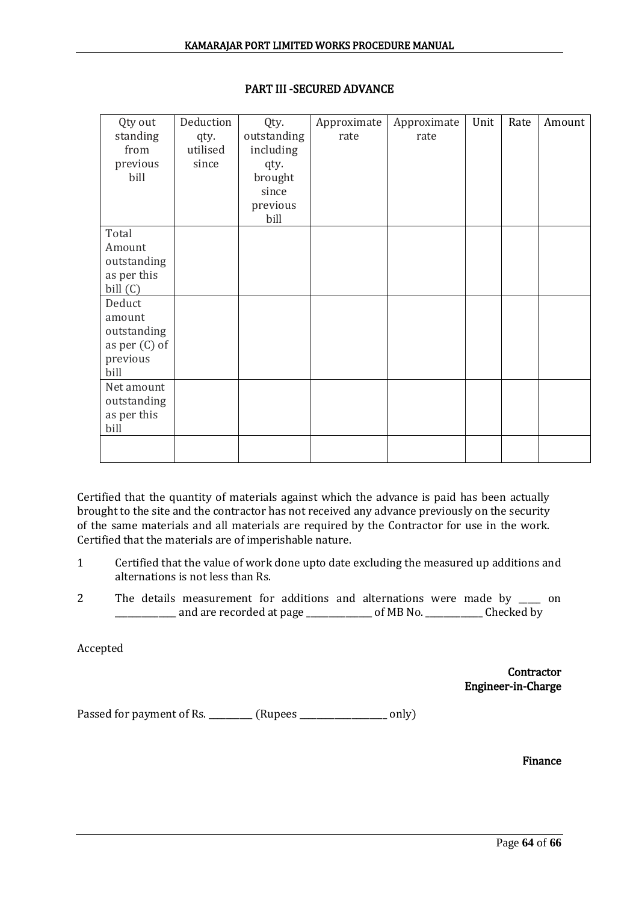## PART III -SECURED ADVANCE

| Qty out standing from previous bill | Deduction qty. utilised since | Qty. outstanding including qty. brought since previous bill | Approximate rate | Approximate rate | Unit | Rate | Amount |
|---|---|---|---|---|---|---|---|
| Total Amount outstanding as per this bill (C) | | | | | | | |
| Deduct amount outstanding as per (C) of previous bill | | | | | | | |
| Net amount outstanding as per this bill | | | | | | | |
| | | | | | | | |

Certified that the quantity of materials against which the advance is paid has been actually brought to the site and the contractor has not received any advance previously on the security of the same materials and all materials are required by the Contractor for use in the work. Certified that the materials are of imperishable nature.

1. Certified that the value of work done upto date excluding the measured up additions and alternations is not less than Rs.
2. The details measurement for additions and alternations were made by _____ on _____________ and are recorded at page ______________ of MB No. ____________ Checked by

Accepted

**Contractor**
**Engineer-in-Charge**

Passed for payment of Rs. __________ (Rupees ___________________ only)

**Finance**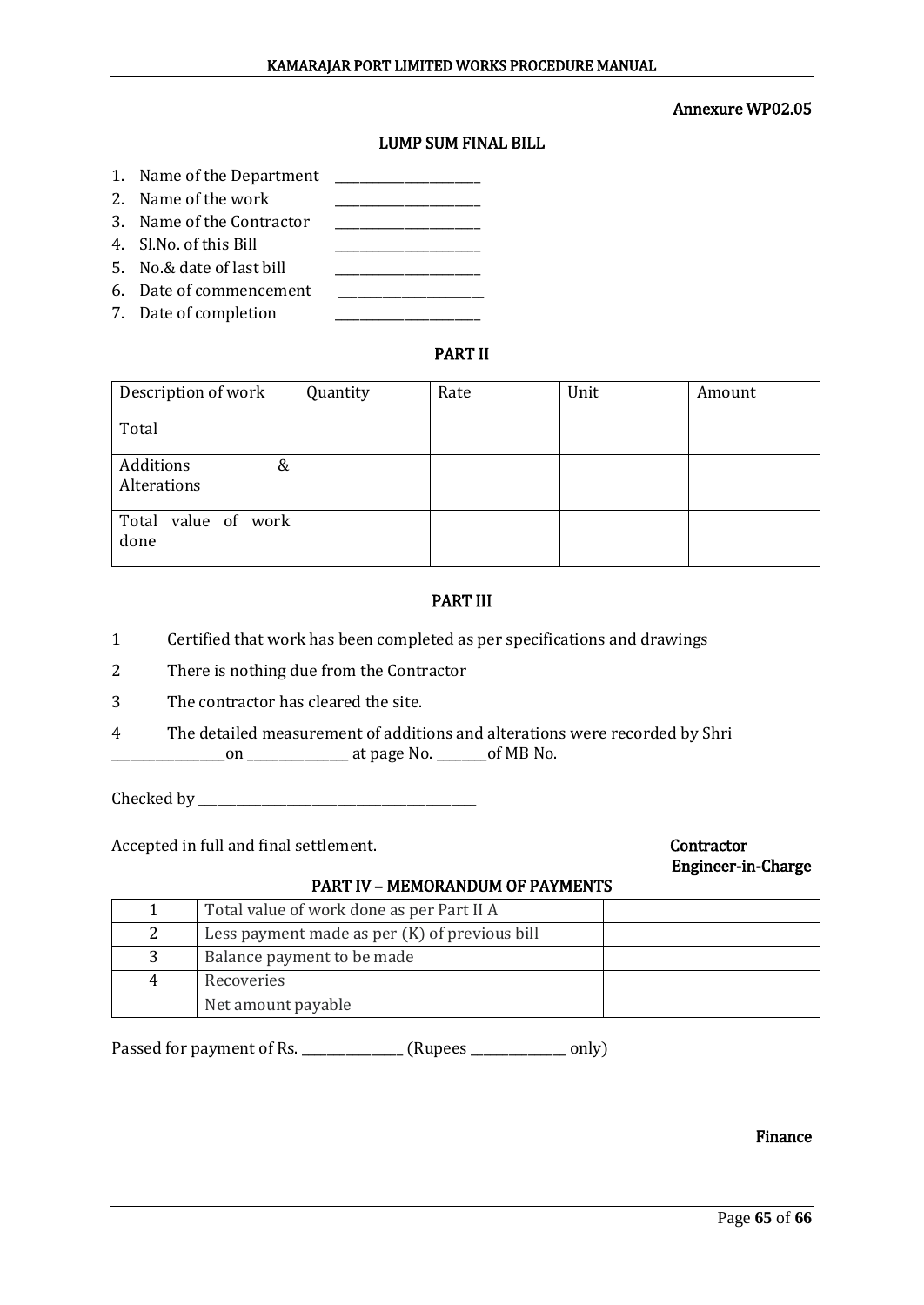Annexure WP02.05

## LUMP SUM FINAL BILL

1. Name of the Department ______________________
2. Name of the work ______________________
3. Name of the Contractor ______________________
4. Sl.No. of this Bill ______________________
5. No.& date of last bill ______________________
6. Date of commencement ______________________
7. Date of completion ______________________

### PART II

| Description of work | Quantity | Rate | Unit | Amount |
|---|---|---|---|---|
| Total | | | | |
| Additions & Alterations | | | | |
| Total value of work done | | | | |

### PART III

1 Certified that work has been completed as per specifications and drawings

2 There is nothing due from the Contractor

3 The contractor has cleared the site.

4 The detailed measurement of additions and alterations were recorded by Shri _________________on _______________ at page No. ________of MB No.

Checked by ____________________________________________

Accepted in full and final settlement.

**Contractor**

**Engineer-in-Charge**

### PART IV – MEMORANDUM OF PAYMENTS

| | | |
|---|---|---|
| 1 | Total value of work done as per Part II A | |
| 2 | Less payment made as per (K) of previous bill | |
| 3 | Balance payment to be made | |
| 4 | Recoveries | |
| | Net amount payable | |

Passed for payment of Rs. ________________ (Rupees _______________ only)

**Finance**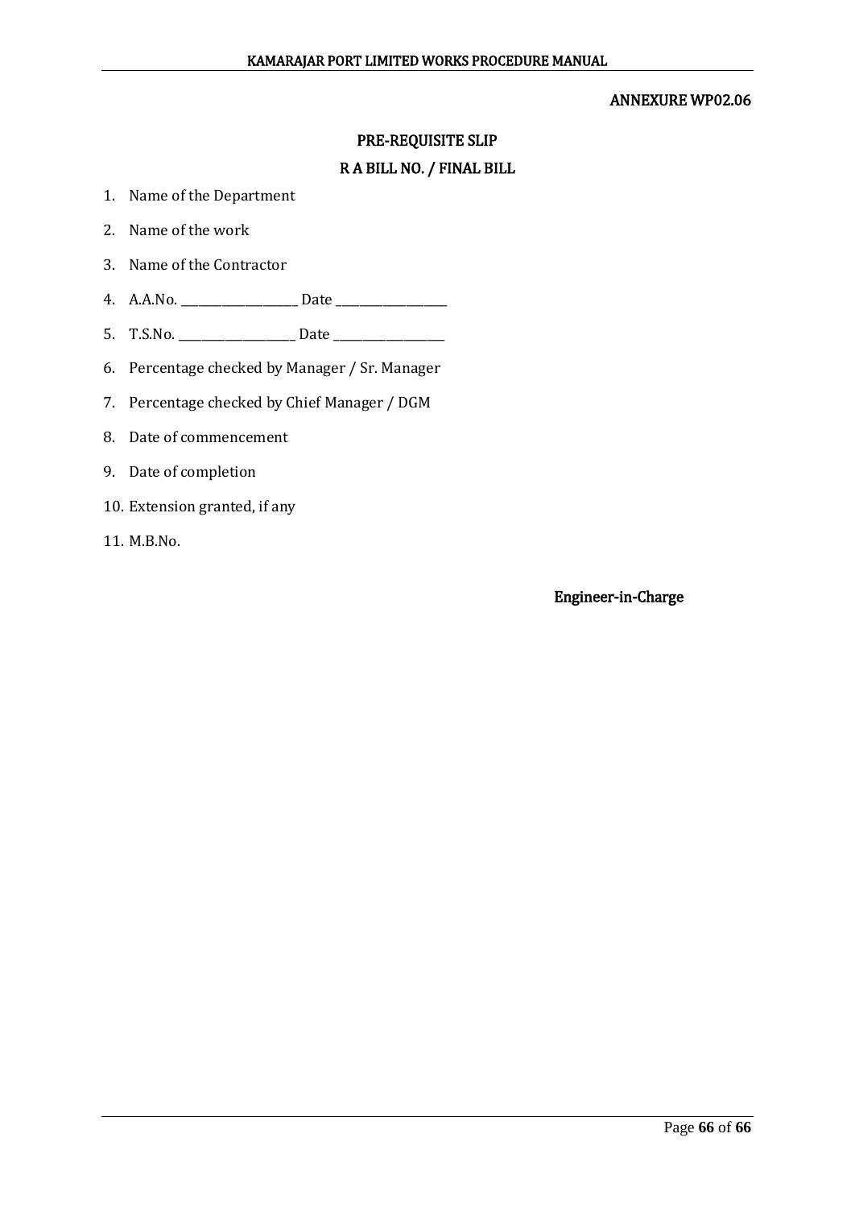ANNEXURE WP02.06

## PRE-REQUISITE SLIP

## R A BILL NO. / FINAL BILL

1. Name of the Department
2. Name of the work
3. Name of the Contractor
4. A.A.No. ___________________ Date _________________
5. T.S.No. ___________________ Date _________________
6. Percentage checked by Manager / Sr. Manager
7. Percentage checked by Chief Manager / DGM
8. Date of commencement
9. Date of completion
10. Extension granted, if any
11. M.B.No.

**Engineer-in-Charge**